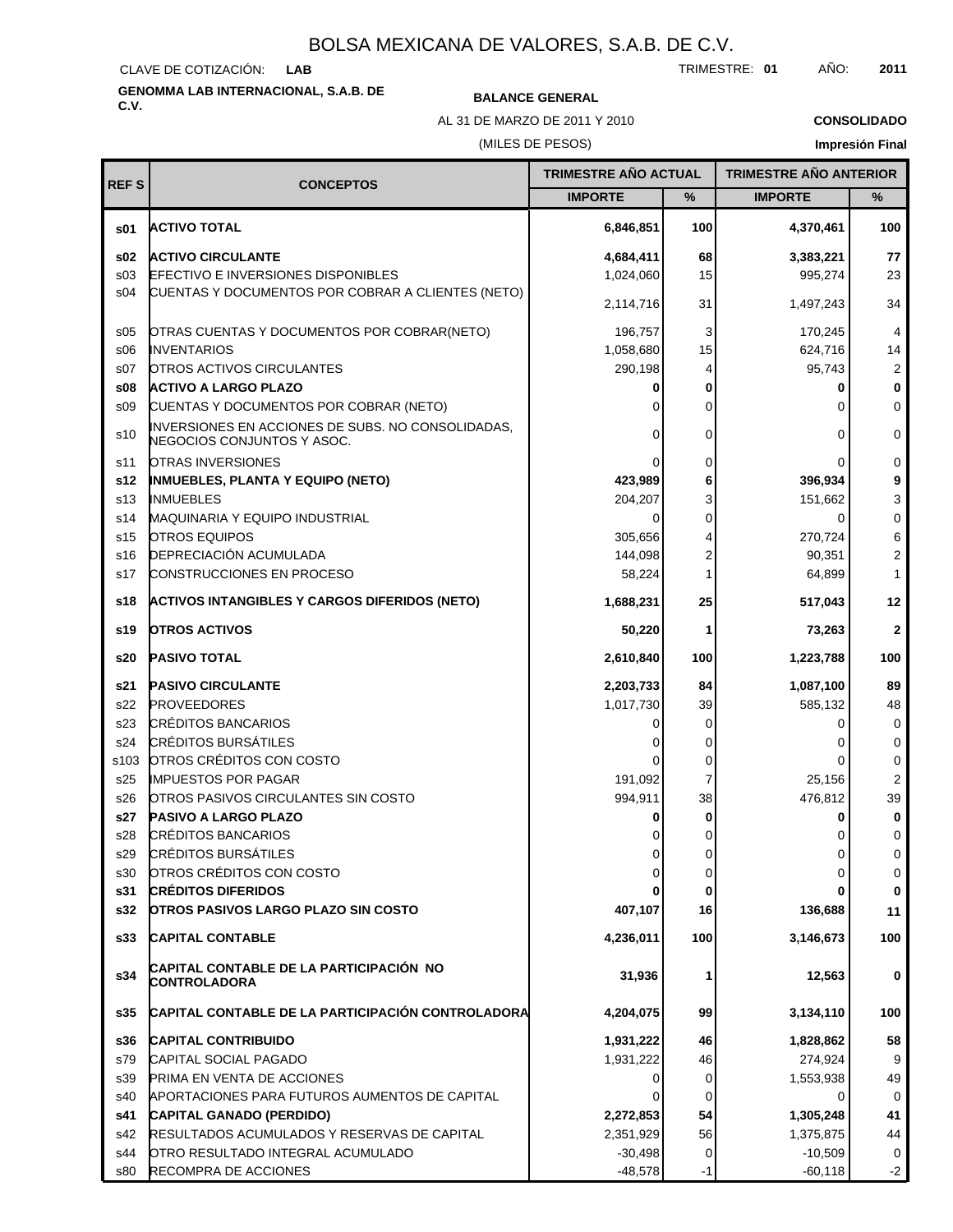# BOLSA MEXICANA DE VALORES, S.A.B. DE C.V.

CLAVE DE COTIZACIÓN: **LAB** TRIMESTRE: **01** AÑO: **2011**

**GENOMMA LAB INTERNACIONAL, S.A.B. DE C.V.**

**BALANCE GENERAL**

AL 31 DE MARZO DE 2011 Y 2010

(MILES DE PESOS)

**CONSOLIDADO**

**Impresión Final**

| REF S | CONCEPTOS | TRIMESTRE AÑO ACTUAL | | TRIMESTRE AÑO ANTERIOR | |
|---|---|---|---|---|---|
| | | IMPORTE | % | IMPORTE | % |
| **s01** | **ACTIVO TOTAL** | **6,846,851** | **100** | **4,370,461** | **100** |
| **s02** | **ACTIVO CIRCULANTE** | **4,684,411** | **68** | **3,383,221** | **77** |
| s03 | EFECTIVO E INVERSIONES DISPONIBLES | 1,024,060 | 15 | 995,274 | 23 |
| s04 | CUENTAS Y DOCUMENTOS POR COBRAR A CLIENTES (NETO) | 2,114,716 | 31 | 1,497,243 | 34 |
| s05 | OTRAS CUENTAS Y DOCUMENTOS POR COBRAR(NETO) | 196,757 | 3 | 170,245 | 4 |
| s06 | INVENTARIOS | 1,058,680 | 15 | 624,716 | 14 |
| s07 | OTROS ACTIVOS CIRCULANTES | 290,198 | 4 | 95,743 | 2 |
| **s08** | **ACTIVO A LARGO PLAZO** | **0** | **0** | **0** | **0** |
| s09 | CUENTAS Y DOCUMENTOS POR COBRAR (NETO) | 0 | 0 | 0 | 0 |
| s10 | INVERSIONES EN ACCIONES DE SUBS. NO CONSOLIDADAS, NEGOCIOS CONJUNTOS Y ASOC. | 0 | 0 | 0 | 0 |
| s11 | OTRAS INVERSIONES | 0 | 0 | 0 | 0 |
| **s12** | **INMUEBLES, PLANTA Y EQUIPO (NETO)** | **423,989** | **6** | **396,934** | **9** |
| s13 | INMUEBLES | 204,207 | 3 | 151,662 | 3 |
| s14 | MAQUINARIA Y EQUIPO INDUSTRIAL | 0 | 0 | 0 | 0 |
| s15 | OTROS EQUIPOS | 305,656 | 4 | 270,724 | 6 |
| s16 | DEPRECIACIÓN ACUMULADA | 144,098 | 2 | 90,351 | 2 |
| s17 | CONSTRUCCIONES EN PROCESO | 58,224 | 1 | 64,899 | 1 |
| **s18** | **ACTIVOS INTANGIBLES Y CARGOS DIFERIDOS (NETO)** | **1,688,231** | **25** | **517,043** | **12** |
| **s19** | **OTROS ACTIVOS** | **50,220** | **1** | **73,263** | **2** |
| **s20** | **PASIVO TOTAL** | **2,610,840** | **100** | **1,223,788** | **100** |
| **s21** | **PASIVO CIRCULANTE** | **2,203,733** | **84** | **1,087,100** | **89** |
| s22 | PROVEEDORES | 1,017,730 | 39 | 585,132 | 48 |
| s23 | CRÉDITOS BANCARIOS | 0 | 0 | 0 | 0 |
| s24 | CRÉDITOS BURSÁTILES | 0 | 0 | 0 | 0 |
| s103 | OTROS CRÉDITOS CON COSTO | 0 | 0 | 0 | 0 |
| s25 | IMPUESTOS POR PAGAR | 191,092 | 7 | 25,156 | 2 |
| s26 | OTROS PASIVOS CIRCULANTES SIN COSTO | 994,911 | 38 | 476,812 | 39 |
| **s27** | **PASIVO A LARGO PLAZO** | **0** | **0** | **0** | **0** |
| s28 | CRÉDITOS BANCARIOS | 0 | 0 | 0 | 0 |
| s29 | CRÉDITOS BURSÁTILES | 0 | 0 | 0 | 0 |
| s30 | OTROS CRÉDITOS CON COSTO | 0 | 0 | 0 | 0 |
| **s31** | **CRÉDITOS DIFERIDOS** | **0** | **0** | **0** | **0** |
| **s32** | **OTROS PASIVOS LARGO PLAZO SIN COSTO** | **407,107** | **16** | **136,688** | **11** |
| **s33** | **CAPITAL CONTABLE** | **4,236,011** | **100** | **3,146,673** | **100** |
| **s34** | **CAPITAL CONTABLE DE LA PARTICIPACIÓN NO CONTROLADORA** | **31,936** | **1** | **12,563** | **0** |
| **s35** | **CAPITAL CONTABLE DE LA PARTICIPACIÓN CONTROLADORA** | **4,204,075** | **99** | **3,134,110** | **100** |
| **s36** | **CAPITAL CONTRIBUIDO** | **1,931,222** | **46** | **1,828,862** | **58** |
| s79 | CAPITAL SOCIAL PAGADO | 1,931,222 | 46 | 274,924 | 9 |
| s39 | PRIMA EN VENTA DE ACCIONES | 0 | 0 | 1,553,938 | 49 |
| s40 | APORTACIONES PARA FUTUROS AUMENTOS DE CAPITAL | 0 | 0 | 0 | 0 |
| **s41** | **CAPITAL GANADO (PERDIDO)** | **2,272,853** | **54** | **1,305,248** | **41** |
| s42 | RESULTADOS ACUMULADOS Y RESERVAS DE CAPITAL | 2,351,929 | 56 | 1,375,875 | 44 |
| s44 | OTRO RESULTADO INTEGRAL ACUMULADO | -30,498 | 0 | -10,509 | 0 |
| s80 | RECOMPRA DE ACCIONES | -48,578 | -1 | -60,118 | -2 |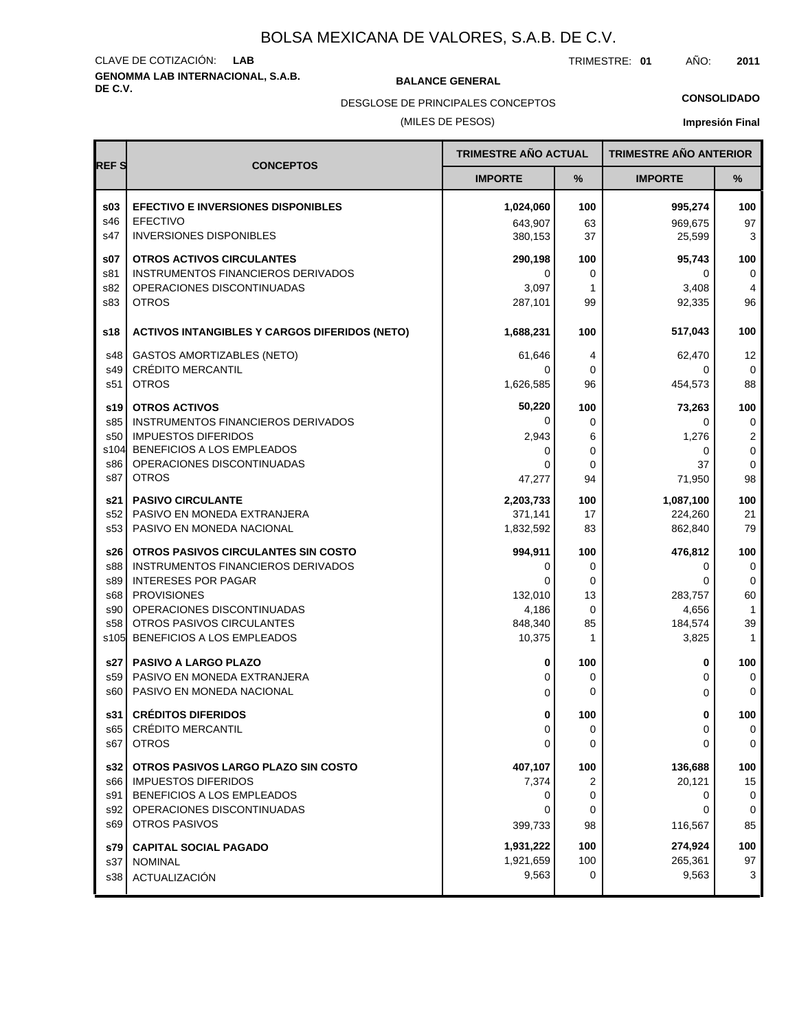# BOLSA MEXICANA DE VALORES, S.A.B. DE C.V.

CLAVE DE COTIZACIÓN: **LAB**

TRIMESTRE: **01** AÑO: **2011**

**GENOMMA LAB INTERNACIONAL, S.A.B. DE C.V.**

**BALANCE GENERAL**

DESGLOSE DE PRINCIPALES CONCEPTOS

(MILES DE PESOS)

**CONSOLIDADO**

**Impresión Final**

| REF S | CONCEPTOS | TRIMESTRE AÑO ACTUAL | | TRIMESTRE AÑO ANTERIOR | |
|---|---|---|---|---|---|
| | | IMPORTE | % | IMPORTE | % |
| **s03** | **EFECTIVO E INVERSIONES DISPONIBLES** | **1,024,060** | **100** | **995,274** | **100** |
| s46 | EFECTIVO | 643,907 | 63 | 969,675 | 97 |
| s47 | INVERSIONES DISPONIBLES | 380,153 | 37 | 25,599 | 3 |
| **s07** | **OTROS ACTIVOS CIRCULANTES** | **290,198** | **100** | **95,743** | **100** |
| s81 | INSTRUMENTOS FINANCIEROS DERIVADOS | 0 | 0 | 0 | 0 |
| s82 | OPERACIONES DISCONTINUADAS | 3,097 | 1 | 3,408 | 4 |
| s83 | OTROS | 287,101 | 99 | 92,335 | 96 |
| **s18** | **ACTIVOS INTANGIBLES Y CARGOS DIFERIDOS (NETO)** | **1,688,231** | **100** | **517,043** | **100** |
| s48 | GASTOS AMORTIZABLES (NETO) | 61,646 | 4 | 62,470 | 12 |
| s49 | CRÉDITO MERCANTIL | 0 | 0 | 0 | 0 |
| s51 | OTROS | 1,626,585 | 96 | 454,573 | 88 |
| **s19** | **OTROS ACTIVOS** | **50,220** | **100** | **73,263** | **100** |
| s85 | INSTRUMENTOS FINANCIEROS DERIVADOS | 0 | 0 | 0 | 0 |
| s50 | IMPUESTOS DIFERIDOS | 2,943 | 6 | 1,276 | 2 |
| s104 | BENEFICIOS A LOS EMPLEADOS | 0 | 0 | 0 | 0 |
| s86 | OPERACIONES DISCONTINUADAS | 0 | 0 | 37 | 0 |
| s87 | OTROS | 47,277 | 94 | 71,950 | 98 |
| **s21** | **PASIVO CIRCULANTE** | **2,203,733** | **100** | **1,087,100** | **100** |
| s52 | PASIVO EN MONEDA EXTRANJERA | 371,141 | 17 | 224,260 | 21 |
| s53 | PASIVO EN MONEDA NACIONAL | 1,832,592 | 83 | 862,840 | 79 |
| **s26** | **OTROS PASIVOS CIRCULANTES SIN COSTO** | **994,911** | **100** | **476,812** | **100** |
| s88 | INSTRUMENTOS FINANCIEROS DERIVADOS | 0 | 0 | 0 | 0 |
| s89 | INTERESES POR PAGAR | 0 | 0 | 0 | 0 |
| s68 | PROVISIONES | 132,010 | 13 | 283,757 | 60 |
| s90 | OPERACIONES DISCONTINUADAS | 4,186 | 0 | 4,656 | 1 |
| s58 | OTROS PASIVOS CIRCULANTES | 848,340 | 85 | 184,574 | 39 |
| s105 | BENEFICIOS A LOS EMPLEADOS | 10,375 | 1 | 3,825 | 1 |
| **s27** | **PASIVO A LARGO PLAZO** | **0** | **100** | **0** | **100** |
| s59 | PASIVO EN MONEDA EXTRANJERA | 0 | 0 | 0 | 0 |
| s60 | PASIVO EN MONEDA NACIONAL | 0 | 0 | 0 | 0 |
| **s31** | **CRÉDITOS DIFERIDOS** | **0** | **100** | **0** | **100** |
| s65 | CRÉDITO MERCANTIL | 0 | 0 | 0 | 0 |
| s67 | OTROS | 0 | 0 | 0 | 0 |
| **s32** | **OTROS PASIVOS LARGO PLAZO SIN COSTO** | **407,107** | **100** | **136,688** | **100** |
| s66 | IMPUESTOS DIFERIDOS | 7,374 | 2 | 20,121 | 15 |
| s91 | BENEFICIOS A LOS EMPLEADOS | 0 | 0 | 0 | 0 |
| s92 | OPERACIONES DISCONTINUADAS | 0 | 0 | 0 | 0 |
| s69 | OTROS PASIVOS | 399,733 | 98 | 116,567 | 85 |
| **s79** | **CAPITAL SOCIAL PAGADO** | **1,931,222** | **100** | **274,924** | **100** |
| s37 | NOMINAL | 1,921,659 | 100 | 265,361 | 97 |
| s38 | ACTUALIZACIÓN | 9,563 | 0 | 9,563 | 3 |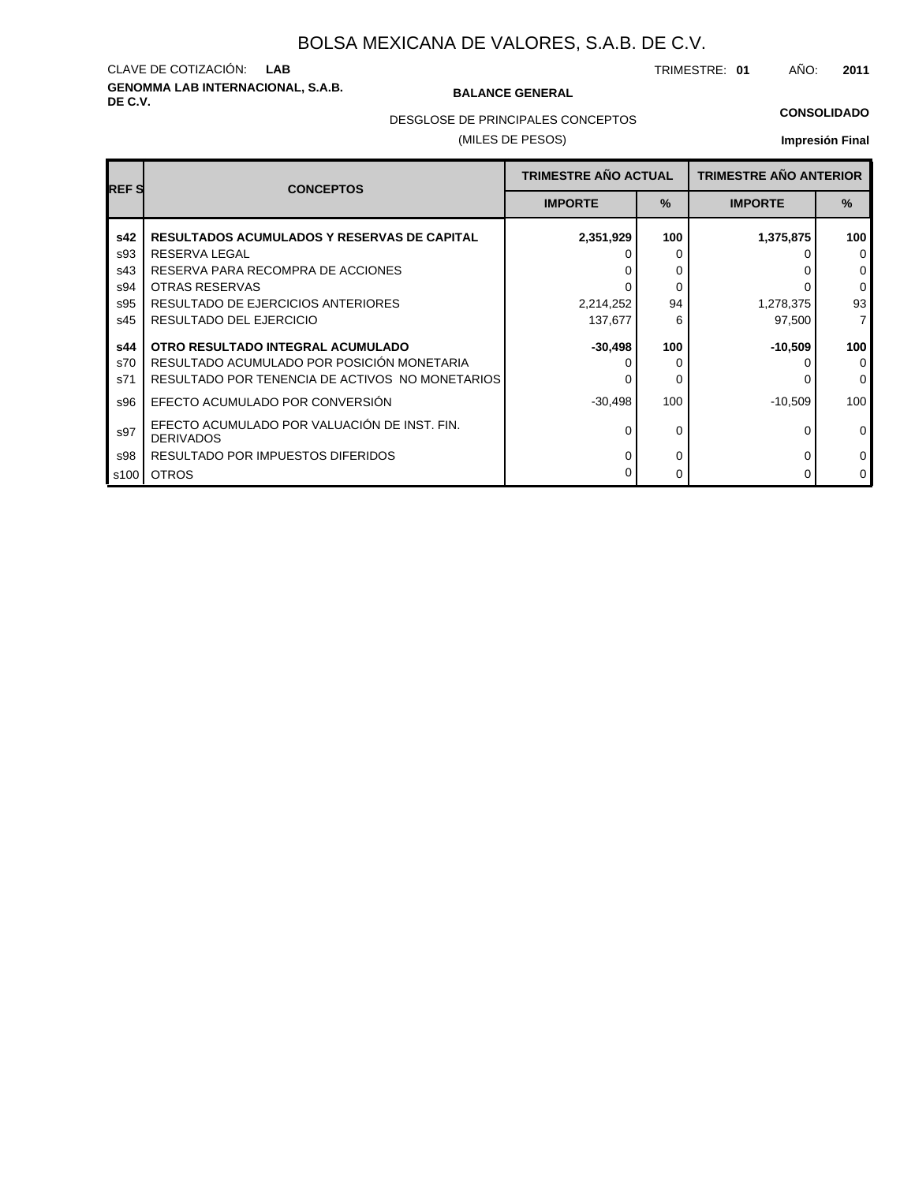# BOLSA MEXICANA DE VALORES, S.A.B. DE C.V.

CLAVE DE COTIZACIÓN: **LAB**

TRIMESTRE: **01** AÑO: **2011**

**GENOMMA LAB INTERNACIONAL, S.A.B. DE C.V.**

**BALANCE GENERAL**

DESGLOSE DE PRINCIPALES CONCEPTOS

(MILES DE PESOS)

**CONSOLIDADO**

**Impresión Final**

| REF S | CONCEPTOS | TRIMESTRE AÑO ACTUAL | | TRIMESTRE AÑO ANTERIOR | |
|---|---|---|---|---|---|
| | | IMPORTE | % | IMPORTE | % |
| **s42** | **RESULTADOS ACUMULADOS Y RESERVAS DE CAPITAL** | **2,351,929** | **100** | **1,375,875** | **100** |
| s93 | RESERVA LEGAL | 0 | 0 | 0 | 0 |
| s43 | RESERVA PARA RECOMPRA DE ACCIONES | 0 | 0 | 0 | 0 |
| s94 | OTRAS RESERVAS | 0 | 0 | 0 | 0 |
| s95 | RESULTADO DE EJERCICIOS ANTERIORES | 2,214,252 | 94 | 1,278,375 | 93 |
| s45 | RESULTADO DEL EJERCICIO | 137,677 | 6 | 97,500 | 7 |
| **s44** | **OTRO RESULTADO INTEGRAL ACUMULADO** | **-30,498** | **100** | **-10,509** | **100** |
| s70 | RESULTADO ACUMULADO POR POSICIÓN MONETARIA | 0 | 0 | 0 | 0 |
| s71 | RESULTADO POR TENENCIA DE ACTIVOS NO MONETARIOS | 0 | 0 | 0 | 0 |
| s96 | EFECTO ACUMULADO POR CONVERSIÓN | -30,498 | 100 | -10,509 | 100 |
| s97 | EFECTO ACUMULADO POR VALUACIÓN DE INST. FIN. DERIVADOS | 0 | 0 | 0 | 0 |
| s98 | RESULTADO POR IMPUESTOS DIFERIDOS | 0 | 0 | 0 | 0 |
| s100 | OTROS | 0 | 0 | 0 | 0 |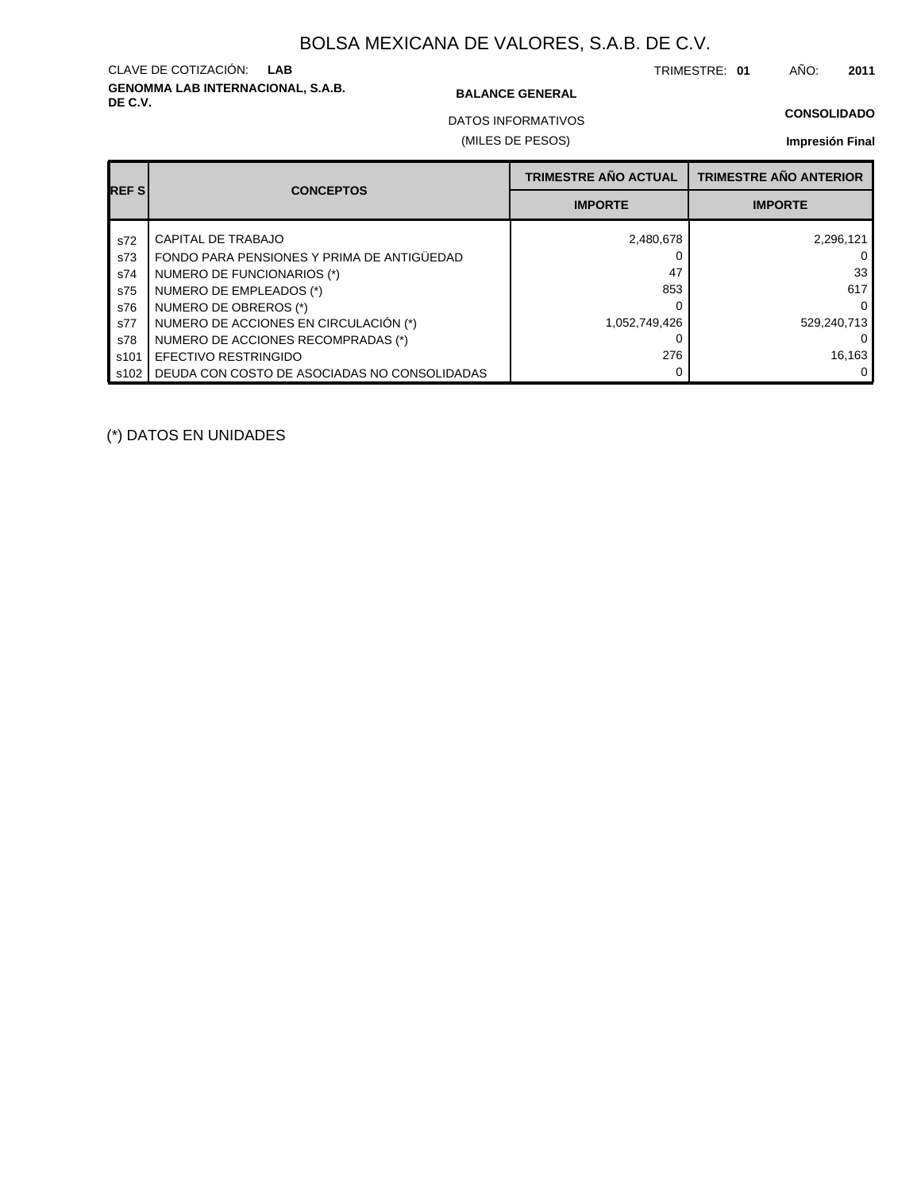# BOLSA MEXICANA DE VALORES, S.A.B. DE C.V.

CLAVE DE COTIZACIÓN: **LAB**

TRIMESTRE: **01** AÑO: **2011**

**GENOMMA LAB INTERNACIONAL, S.A.B. DE C.V.**

**BALANCE GENERAL**

DATOS INFORMATIVOS

(MILES DE PESOS)

**CONSOLIDADO**

**Impresión Final**

| REF S | CONCEPTOS | TRIMESTRE AÑO ACTUAL | TRIMESTRE AÑO ANTERIOR |
|---|---|---|---|
| | | IMPORTE | IMPORTE |
| s72 | CAPITAL DE TRABAJO | 2,480,678 | 2,296,121 |
| s73 | FONDO PARA PENSIONES Y PRIMA DE ANTIGÜEDAD | 0 | 0 |
| s74 | NUMERO DE FUNCIONARIOS (*) | 47 | 33 |
| s75 | NUMERO DE EMPLEADOS (*) | 853 | 617 |
| s76 | NUMERO DE OBREROS (*) | 0 | 0 |
| s77 | NUMERO DE ACCIONES EN CIRCULACIÓN (*) | 1,052,749,426 | 529,240,713 |
| s78 | NUMERO DE ACCIONES RECOMPRADAS (*) | 0 | 0 |
| s101 | EFECTIVO RESTRINGIDO | 276 | 16,163 |
| s102 | DEUDA CON COSTO DE ASOCIADAS NO CONSOLIDADAS | 0 | 0 |

(*) DATOS EN UNIDADES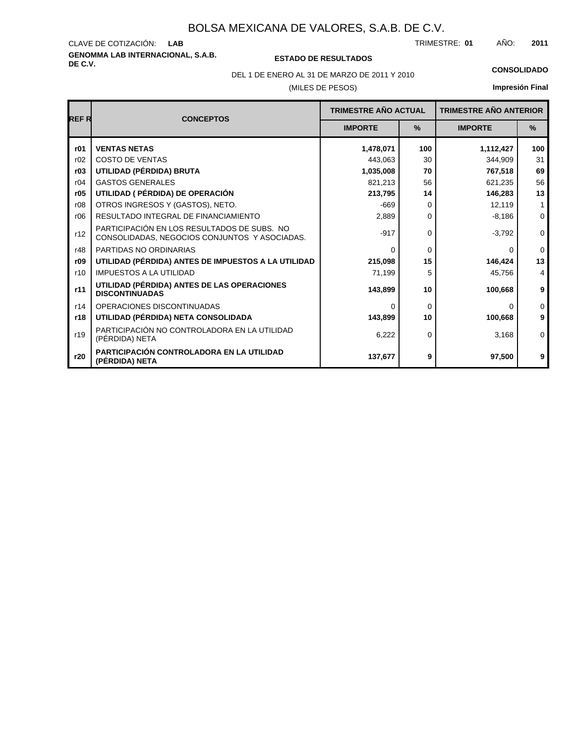# BOLSA MEXICANA DE VALORES, S.A.B. DE C.V.

CLAVE DE COTIZACIÓN: **LAB**

TRIMESTRE: **01** AÑO: **2011**

**GENOMMA LAB INTERNACIONAL, S.A.B. DE C.V.**

**ESTADO DE RESULTADOS**

**CONSOLIDADO**

DEL 1 DE ENERO AL 31 DE MARZO DE 2011 Y 2010

(MILES DE PESOS)

**Impresión Final**

| REF R | CONCEPTOS | TRIMESTRE AÑO ACTUAL | | TRIMESTRE AÑO ANTERIOR | |
|---|---|---|---|---|---|
| | | IMPORTE | % | IMPORTE | % |
| **r01** | **VENTAS NETAS** | **1,478,071** | **100** | **1,112,427** | **100** |
| r02 | COSTO DE VENTAS | 443,063 | 30 | 344,909 | 31 |
| **r03** | **UTILIDAD (PÉRDIDA) BRUTA** | **1,035,008** | **70** | **767,518** | **69** |
| r04 | GASTOS GENERALES | 821,213 | 56 | 621,235 | 56 |
| **r05** | **UTILIDAD ( PÉRDIDA) DE OPERACIÓN** | **213,795** | **14** | **146,283** | **13** |
| r08 | OTROS INGRESOS Y (GASTOS), NETO. | -669 | 0 | 12,119 | 1 |
| r06 | RESULTADO INTEGRAL DE FINANCIAMIENTO | 2,889 | 0 | -8,186 | 0 |
| r12 | PARTICIPACIÓN EN LOS RESULTADOS DE SUBS. NO CONSOLIDADAS, NEGOCIOS CONJUNTOS Y ASOCIADAS. | -917 | 0 | -3,792 | 0 |
| r48 | PARTIDAS NO ORDINARIAS | 0 | 0 | 0 | 0 |
| **r09** | **UTILIDAD (PÉRDIDA) ANTES DE IMPUESTOS A LA UTILIDAD** | **215,098** | **15** | **146,424** | **13** |
| r10 | IMPUESTOS A LA UTILIDAD | 71,199 | 5 | 45,756 | 4 |
| **r11** | **UTILIDAD (PÉRDIDA) ANTES DE LAS OPERACIONES DISCONTINUADAS** | **143,899** | **10** | **100,668** | **9** |
| r14 | OPERACIONES DISCONTINUADAS | 0 | 0 | 0 | 0 |
| **r18** | **UTILIDAD (PÉRDIDA) NETA CONSOLIDADA** | **143,899** | **10** | **100,668** | **9** |
| r19 | PARTICIPACIÓN NO CONTROLADORA EN LA UTILIDAD (PÉRDIDA) NETA | 6,222 | 0 | 3,168 | 0 |
| **r20** | **PARTICIPACIÓN CONTROLADORA EN LA UTILIDAD (PÉRDIDA) NETA** | **137,677** | **9** | **97,500** | **9** |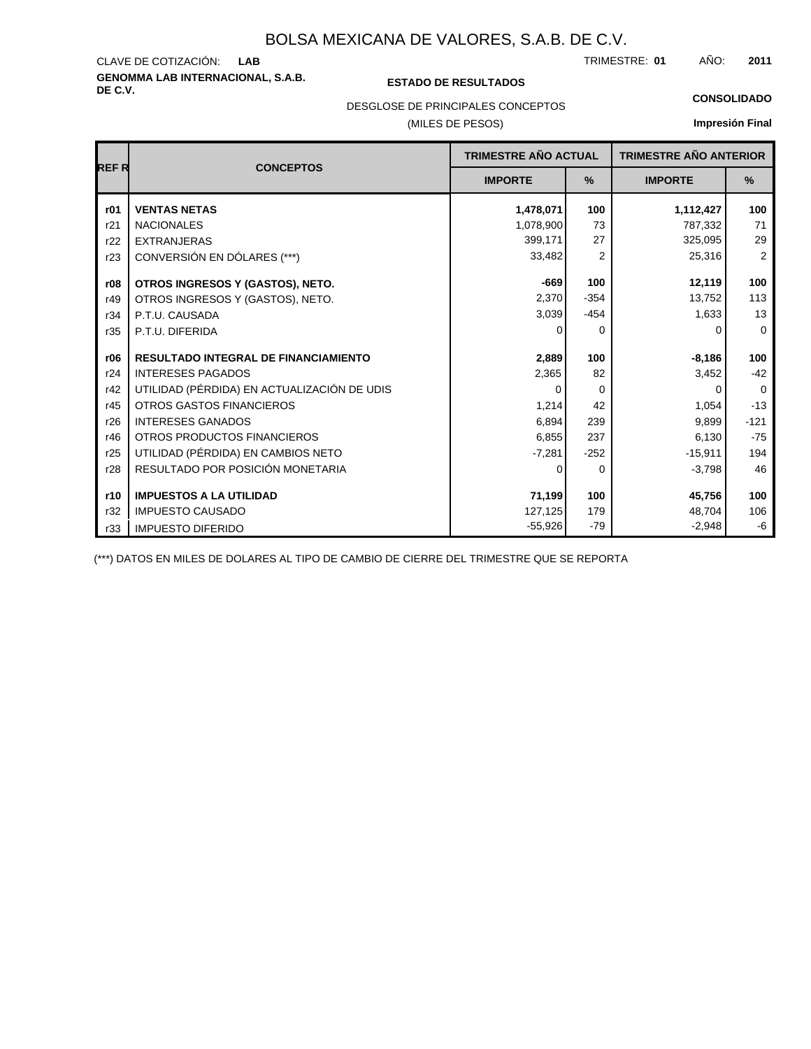# BOLSA MEXICANA DE VALORES, S.A.B. DE C.V.

CLAVE DE COTIZACIÓN: **LAB**

TRIMESTRE: **01** AÑO: **2011**

**GENOMMA LAB INTERNACIONAL, S.A.B. DE C.V.**

**ESTADO DE RESULTADOS**

**CONSOLIDADO**

DESGLOSE DE PRINCIPALES CONCEPTOS

(MILES DE PESOS)

**Impresión Final**

| REF R | CONCEPTOS | TRIMESTRE AÑO ACTUAL | | TRIMESTRE AÑO ANTERIOR | |
|---|---|---|---|---|---|
| | | IMPORTE | % | IMPORTE | % |
| **r01** | **VENTAS NETAS** | **1,478,071** | **100** | **1,112,427** | **100** |
| r21 | NACIONALES | 1,078,900 | 73 | 787,332 | 71 |
| r22 | EXTRANJERAS | 399,171 | 27 | 325,095 | 29 |
| r23 | CONVERSIÓN EN DÓLARES (***) | 33,482 | 2 | 25,316 | 2 |
| **r08** | **OTROS INGRESOS Y (GASTOS), NETO.** | **-669** | **100** | **12,119** | **100** |
| r49 | OTROS INGRESOS Y (GASTOS), NETO. | 2,370 | -354 | 13,752 | 113 |
| r34 | P.T.U. CAUSADA | 3,039 | -454 | 1,633 | 13 |
| r35 | P.T.U. DIFERIDA | 0 | 0 | 0 | 0 |
| **r06** | **RESULTADO INTEGRAL DE FINANCIAMIENTO** | **2,889** | **100** | **-8,186** | **100** |
| r24 | INTERESES PAGADOS | 2,365 | 82 | 3,452 | -42 |
| r42 | UTILIDAD (PÉRDIDA) EN ACTUALIZACIÓN DE UDIS | 0 | 0 | 0 | 0 |
| r45 | OTROS GASTOS FINANCIEROS | 1,214 | 42 | 1,054 | -13 |
| r26 | INTERESES GANADOS | 6,894 | 239 | 9,899 | -121 |
| r46 | OTROS PRODUCTOS FINANCIEROS | 6,855 | 237 | 6,130 | -75 |
| r25 | UTILIDAD (PÉRDIDA) EN CAMBIOS NETO | -7,281 | -252 | -15,911 | 194 |
| r28 | RESULTADO POR POSICIÓN MONETARIA | 0 | 0 | -3,798 | 46 |
| **r10** | **IMPUESTOS A LA UTILIDAD** | **71,199** | **100** | **45,756** | **100** |
| r32 | IMPUESTO CAUSADO | 127,125 | 179 | 48,704 | 106 |
| r33 | IMPUESTO DIFERIDO | -55,926 | -79 | -2,948 | -6 |

(***) DATOS EN MILES DE DOLARES AL TIPO DE CAMBIO DE CIERRE DEL TRIMESTRE QUE SE REPORTA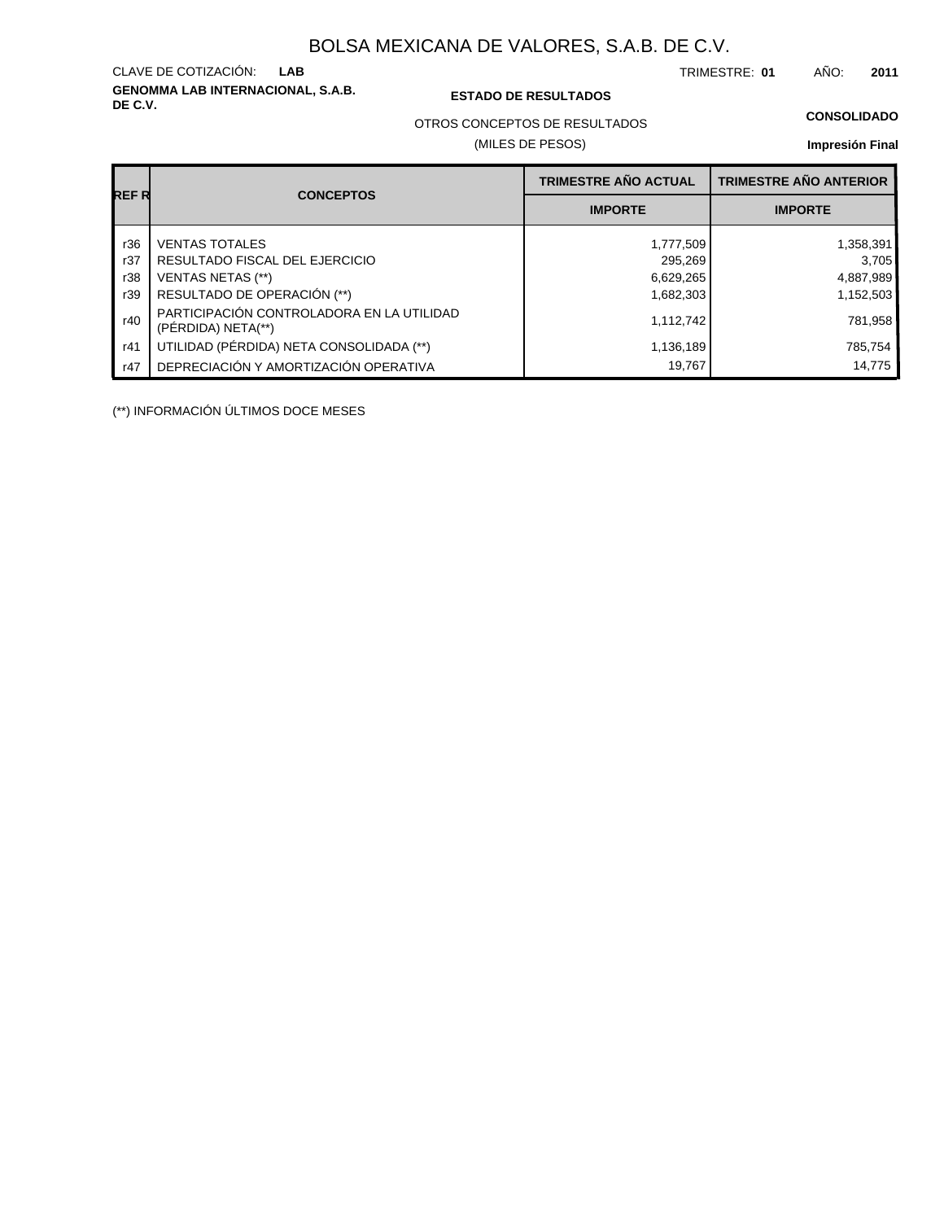# BOLSA MEXICANA DE VALORES, S.A.B. DE C.V.

CLAVE DE COTIZACIÓN: **LAB**

TRIMESTRE: **01** AÑO: **2011**

**GENOMMA LAB INTERNACIONAL, S.A.B. DE C.V.**

**ESTADO DE RESULTADOS**

OTROS CONCEPTOS DE RESULTADOS

(MILES DE PESOS)

**CONSOLIDADO**

**Impresión Final**

| REF R | CONCEPTOS | TRIMESTRE AÑO ACTUAL | TRIMESTRE AÑO ANTERIOR |
|---|---|---|---|
| | | IMPORTE | IMPORTE |
| r36 | VENTAS TOTALES | 1,777,509 | 1,358,391 |
| r37 | RESULTADO FISCAL DEL EJERCICIO | 295,269 | 3,705 |
| r38 | VENTAS NETAS (**) | 6,629,265 | 4,887,989 |
| r39 | RESULTADO DE OPERACIÓN (**) | 1,682,303 | 1,152,503 |
| r40 | PARTICIPACIÓN CONTROLADORA EN LA UTILIDAD (PÉRDIDA) NETA(**) | 1,112,742 | 781,958 |
| r41 | UTILIDAD (PÉRDIDA) NETA CONSOLIDADA (**) | 1,136,189 | 785,754 |
| r47 | DEPRECIACIÓN Y AMORTIZACIÓN OPERATIVA | 19,767 | 14,775 |

(**) INFORMACIÓN ÚLTIMOS DOCE MESES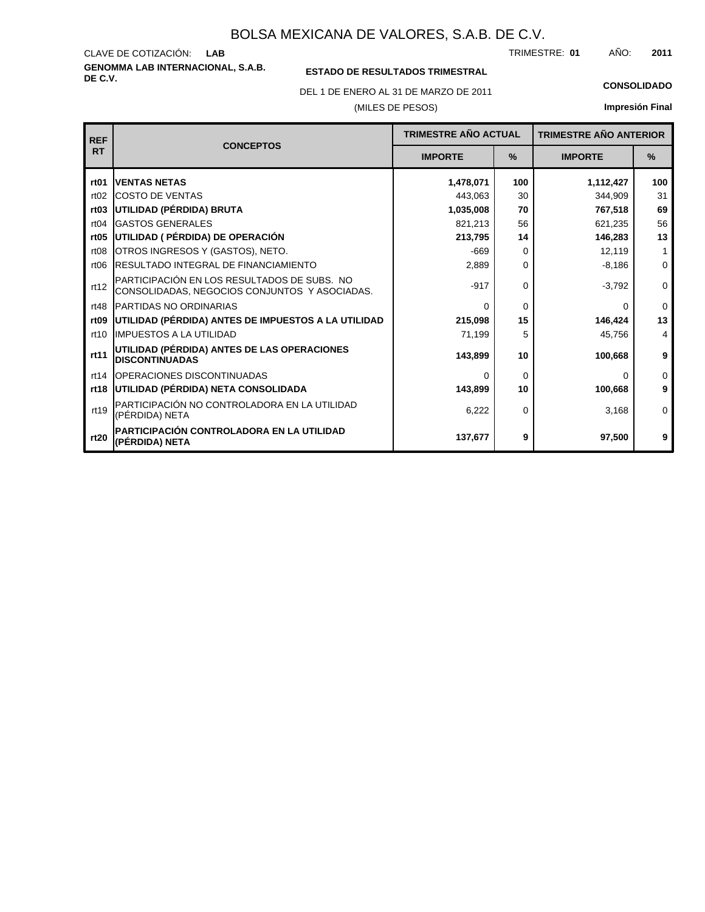# BOLSA MEXICANA DE VALORES, S.A.B. DE C.V.

CLAVE DE COTIZACIÓN: **LAB**

TRIMESTRE: **01** AÑO: **2011**

**GENOMMA LAB INTERNACIONAL, S.A.B. DE C.V.**

**ESTADO DE RESULTADOS TRIMESTRAL**

DEL 1 DE ENERO AL 31 DE MARZO DE 2011

(MILES DE PESOS)

**CONSOLIDADO**

**Impresión Final**

| REF RT | CONCEPTOS | TRIMESTRE AÑO ACTUAL | | TRIMESTRE AÑO ANTERIOR | |
|---|---|---|---|---|---|
| | | IMPORTE | % | IMPORTE | % |
| **rt01** | **VENTAS NETAS** | **1,478,071** | **100** | **1,112,427** | **100** |
| rt02 | COSTO DE VENTAS | 443,063 | 30 | 344,909 | 31 |
| **rt03** | **UTILIDAD (PÉRDIDA) BRUTA** | **1,035,008** | **70** | **767,518** | **69** |
| rt04 | GASTOS GENERALES | 821,213 | 56 | 621,235 | 56 |
| **rt05** | **UTILIDAD ( PÉRDIDA) DE OPERACIÓN** | **213,795** | **14** | **146,283** | **13** |
| rt08 | OTROS INGRESOS Y (GASTOS), NETO. | -669 | 0 | 12,119 | 1 |
| rt06 | RESULTADO INTEGRAL DE FINANCIAMIENTO | 2,889 | 0 | -8,186 | 0 |
| rt12 | PARTICIPACIÓN EN LOS RESULTADOS DE SUBS. NO CONSOLIDADAS, NEGOCIOS CONJUNTOS Y ASOCIADAS. | -917 | 0 | -3,792 | 0 |
| rt48 | PARTIDAS NO ORDINARIAS | 0 | 0 | 0 | 0 |
| **rt09** | **UTILIDAD (PÉRDIDA) ANTES DE IMPUESTOS A LA UTILIDAD** | **215,098** | **15** | **146,424** | **13** |
| rt10 | IMPUESTOS A LA UTILIDAD | 71,199 | 5 | 45,756 | 4 |
| **rt11** | **UTILIDAD (PÉRDIDA) ANTES DE LAS OPERACIONES DISCONTINUADAS** | **143,899** | **10** | **100,668** | **9** |
| rt14 | OPERACIONES DISCONTINUADAS | 0 | 0 | 0 | 0 |
| **rt18** | **UTILIDAD (PÉRDIDA) NETA CONSOLIDADA** | **143,899** | **10** | **100,668** | **9** |
| rt19 | PARTICIPACIÓN NO CONTROLADORA EN LA UTILIDAD (PÉRDIDA) NETA | 6,222 | 0 | 3,168 | 0 |
| **rt20** | **PARTICIPACIÓN CONTROLADORA EN LA UTILIDAD (PÉRDIDA) NETA** | **137,677** | **9** | **97,500** | **9** |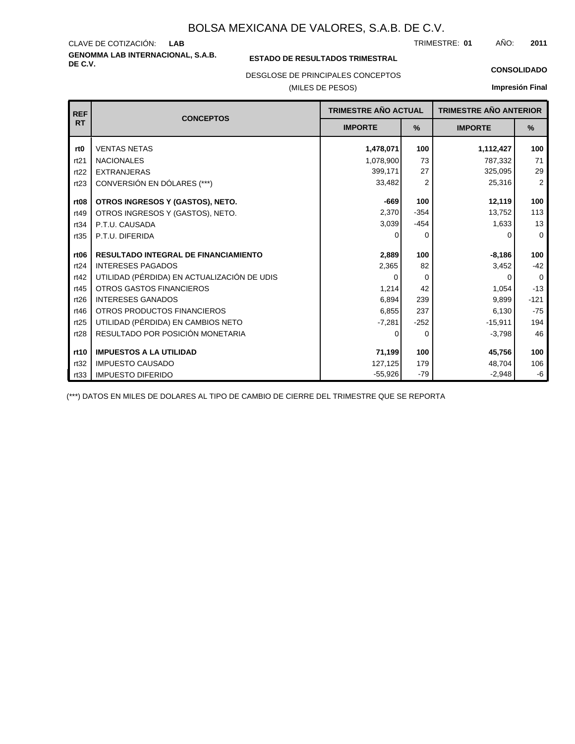# BOLSA MEXICANA DE VALORES, S.A.B. DE C.V.

CLAVE DE COTIZACIÓN: **LAB**

TRIMESTRE: **01** AÑO: **2011**

**GENOMMA LAB INTERNACIONAL, S.A.B. DE C.V.**

**ESTADO DE RESULTADOS TRIMESTRAL**

DESGLOSE DE PRINCIPALES CONCEPTOS

(MILES DE PESOS)

**CONSOLIDADO**

**Impresión Final**

| REF RT | CONCEPTOS | TRIMESTRE AÑO ACTUAL | | TRIMESTRE AÑO ANTERIOR | |
|---|---|---|---|---|---|
| | | IMPORTE | % | IMPORTE | % |
| **rt0** | VENTAS NETAS | **1,478,071** | **100** | **1,112,427** | **100** |
| rt21 | NACIONALES | 1,078,900 | 73 | 787,332 | 71 |
| rt22 | EXTRANJERAS | 399,171 | 27 | 325,095 | 29 |
| rt23 | CONVERSIÓN EN DÓLARES (***) | 33,482 | 2 | 25,316 | 2 |
| **rt08** | **OTROS INGRESOS Y (GASTOS), NETO.** | **-669** | **100** | **12,119** | **100** |
| rt49 | OTROS INGRESOS Y (GASTOS), NETO. | 2,370 | -354 | 13,752 | 113 |
| rt34 | P.T.U. CAUSADA | 3,039 | -454 | 1,633 | 13 |
| rt35 | P.T.U. DIFERIDA | 0 | 0 | 0 | 0 |
| **rt06** | **RESULTADO INTEGRAL DE FINANCIAMIENTO** | **2,889** | **100** | **-8,186** | **100** |
| rt24 | INTERESES PAGADOS | 2,365 | 82 | 3,452 | -42 |
| rt42 | UTILIDAD (PÉRDIDA) EN ACTUALIZACIÓN DE UDIS | 0 | 0 | 0 | 0 |
| rt45 | OTROS GASTOS FINANCIEROS | 1,214 | 42 | 1,054 | -13 |
| rt26 | INTERESES GANADOS | 6,894 | 239 | 9,899 | -121 |
| rt46 | OTROS PRODUCTOS FINANCIEROS | 6,855 | 237 | 6,130 | -75 |
| rt25 | UTILIDAD (PÉRDIDA) EN CAMBIOS NETO | -7,281 | -252 | -15,911 | 194 |
| rt28 | RESULTADO POR POSICIÓN MONETARIA | 0 | 0 | -3,798 | 46 |
| **rt10** | **IMPUESTOS A LA UTILIDAD** | **71,199** | **100** | **45,756** | **100** |
| rt32 | IMPUESTO CAUSADO | 127,125 | 179 | 48,704 | 106 |
| rt33 | IMPUESTO DIFERIDO | -55,926 | -79 | -2,948 | -6 |

(***) DATOS EN MILES DE DOLARES AL TIPO DE CAMBIO DE CIERRE DEL TRIMESTRE QUE SE REPORTA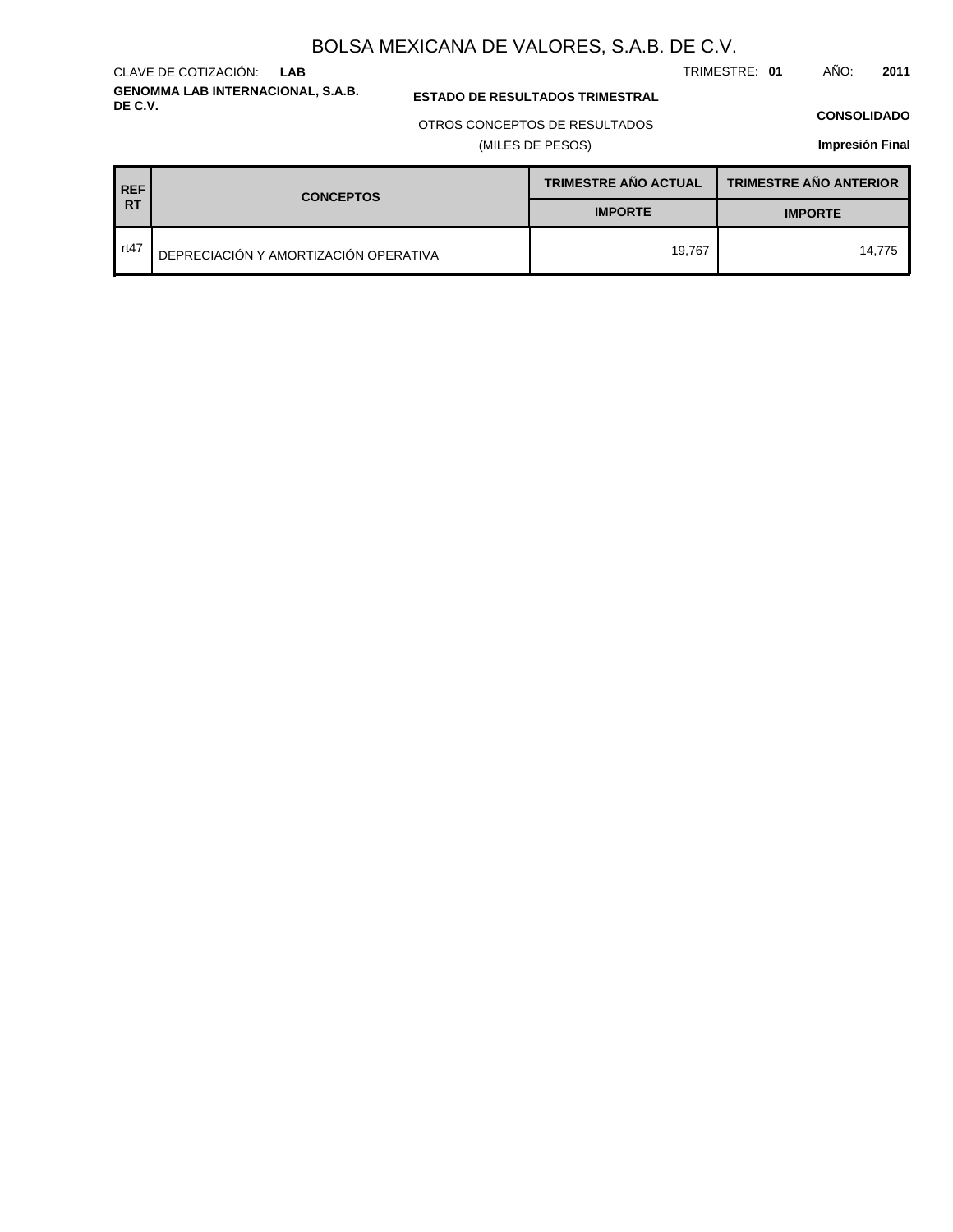# BOLSA MEXICANA DE VALORES, S.A.B. DE C.V.

CLAVE DE COTIZACIÓN: **LAB**

TRIMESTRE: **01** AÑO: **2011**

**GENOMMA LAB INTERNACIONAL, S.A.B. DE C.V.**

**ESTADO DE RESULTADOS TRIMESTRAL**

OTROS CONCEPTOS DE RESULTADOS

(MILES DE PESOS)

**CONSOLIDADO**

**Impresión Final**

| REF RT | CONCEPTOS | TRIMESTRE AÑO ACTUAL | TRIMESTRE AÑO ANTERIOR |
|---|---|---|---|
| | | IMPORTE | IMPORTE |
| rt47 | DEPRECIACIÓN Y AMORTIZACIÓN OPERATIVA | 19,767 | 14,775 |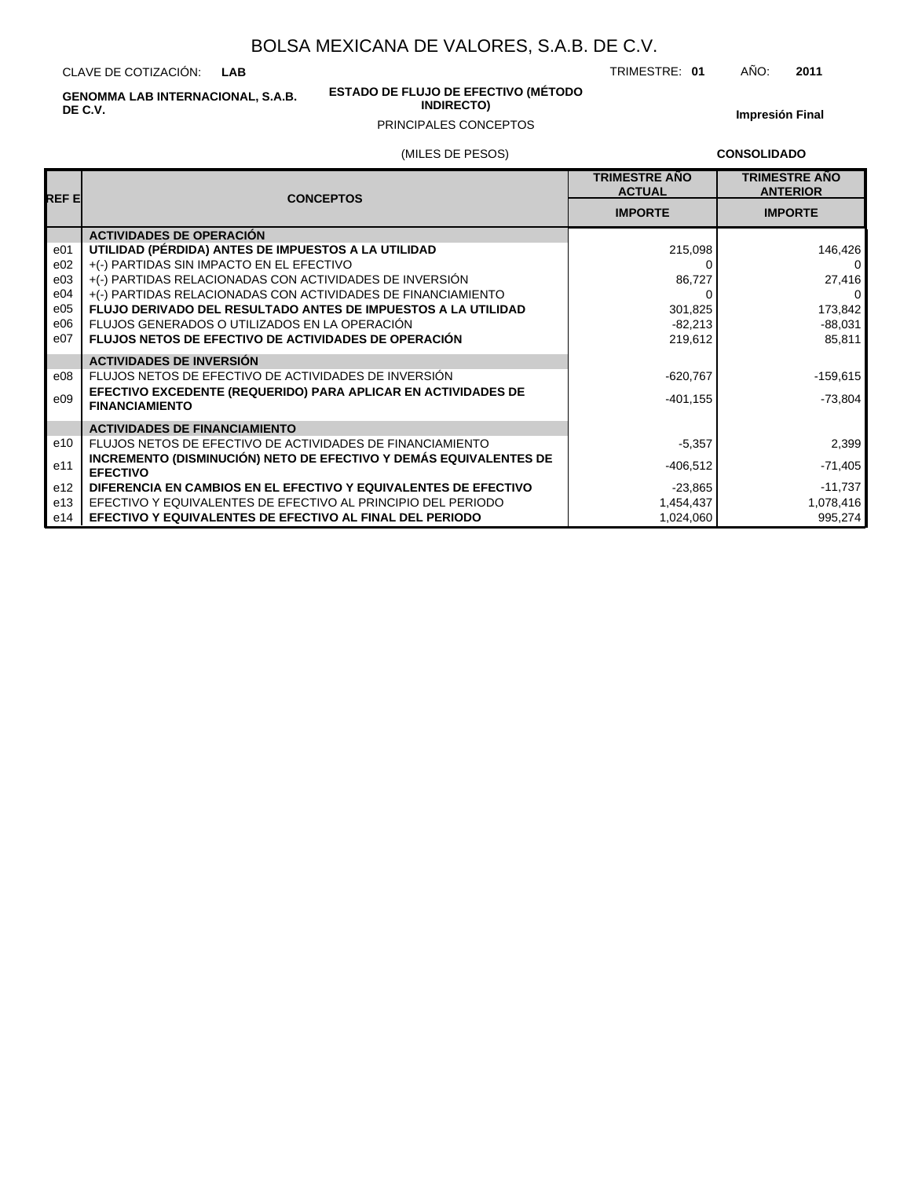# BOLSA MEXICANA DE VALORES, S.A.B. DE C.V.

CLAVE DE COTIZACIÓN: **LAB**

TRIMESTRE: **01** AÑO: **2011**

**GENOMMA LAB INTERNACIONAL, S.A.B. DE C.V.**

**ESTADO DE FLUJO DE EFECTIVO (MÉTODO INDIRECTO)**

PRINCIPALES CONCEPTOS

**Impresión Final**

(MILES DE PESOS)

**CONSOLIDADO**

| REF E | CONCEPTOS | TRIMESTRE AÑO ACTUAL | TRIMESTRE AÑO ANTERIOR |
|---|---|---|---|
| | | IMPORTE | IMPORTE |
| | **ACTIVIDADES DE OPERACIÓN** | | |
| e01 | **UTILIDAD (PÉRDIDA) ANTES DE IMPUESTOS A LA UTILIDAD** | 215,098 | 146,426 |
| e02 | +(-) PARTIDAS SIN IMPACTO EN EL EFECTIVO | 0 | 0 |
| e03 | +(-) PARTIDAS RELACIONADAS CON ACTIVIDADES DE INVERSIÓN | 86,727 | 27,416 |
| e04 | +(-) PARTIDAS RELACIONADAS CON ACTIVIDADES DE FINANCIAMIENTO | 0 | 0 |
| e05 | **FLUJO DERIVADO DEL RESULTADO ANTES DE IMPUESTOS A LA UTILIDAD** | 301,825 | 173,842 |
| e06 | FLUJOS GENERADOS O UTILIZADOS EN LA OPERACIÓN | -82,213 | -88,031 |
| e07 | **FLUJOS NETOS DE EFECTIVO DE ACTIVIDADES DE OPERACIÓN** | 219,612 | 85,811 |
| | **ACTIVIDADES DE INVERSIÓN** | | |
| e08 | FLUJOS NETOS DE EFECTIVO DE ACTIVIDADES DE INVERSIÓN | -620,767 | -159,615 |
| e09 | **EFECTIVO EXCEDENTE (REQUERIDO) PARA APLICAR EN ACTIVIDADES DE FINANCIAMIENTO** | -401,155 | -73,804 |
| | **ACTIVIDADES DE FINANCIAMIENTO** | | |
| e10 | FLUJOS NETOS DE EFECTIVO DE ACTIVIDADES DE FINANCIAMIENTO | -5,357 | 2,399 |
| e11 | **INCREMENTO (DISMINUCIÓN) NETO DE EFECTIVO Y DEMÁS EQUIVALENTES DE EFECTIVO** | -406,512 | -71,405 |
| e12 | **DIFERENCIA EN CAMBIOS EN EL EFECTIVO Y EQUIVALENTES DE EFECTIVO** | -23,865 | -11,737 |
| e13 | EFECTIVO Y EQUIVALENTES DE EFECTIVO AL PRINCIPIO DEL PERIODO | 1,454,437 | 1,078,416 |
| e14 | **EFECTIVO Y EQUIVALENTES DE EFECTIVO AL FINAL DEL PERIODO** | 1,024,060 | 995,274 |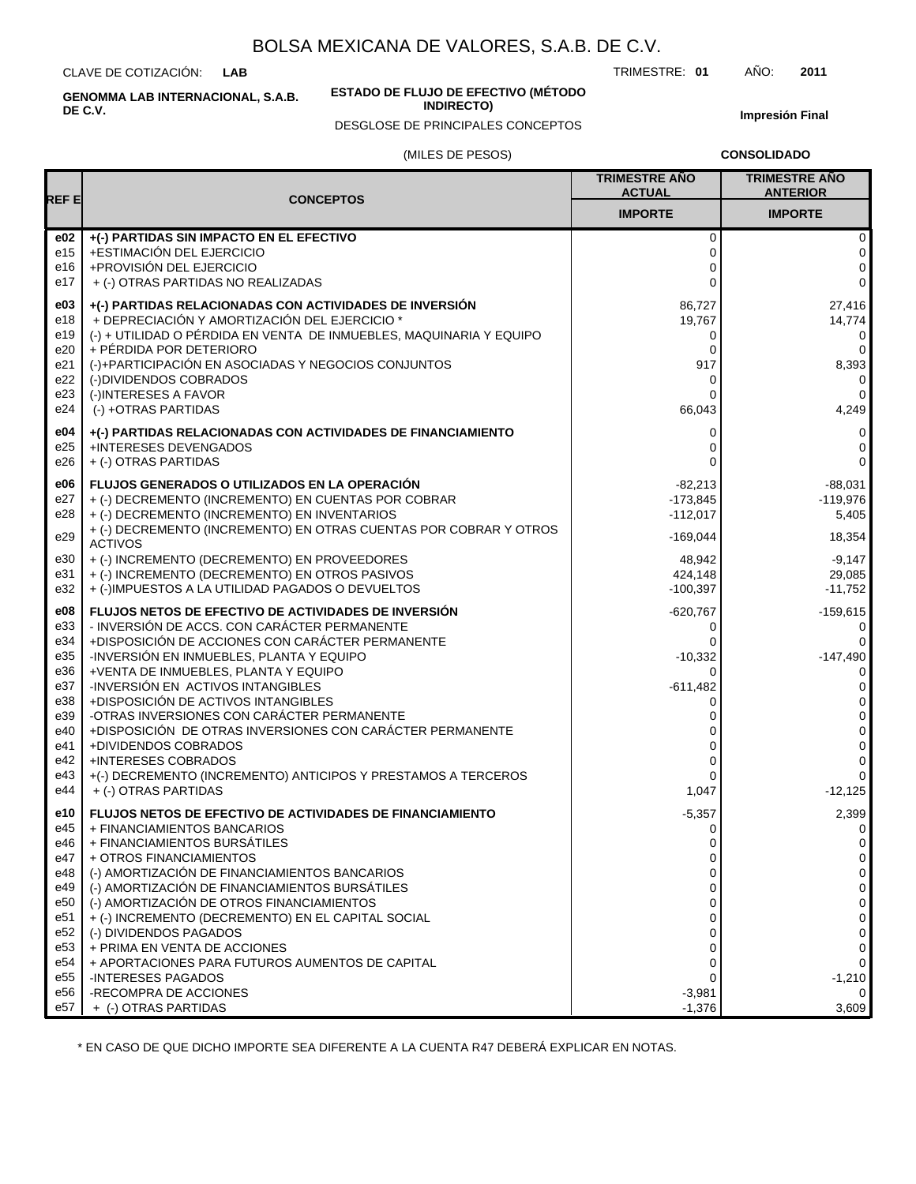# BOLSA MEXICANA DE VALORES, S.A.B. DE C.V.

CLAVE DE COTIZACIÓN: **LAB**

TRIMESTRE: **01** AÑO: **2011**

**GENOMMA LAB INTERNACIONAL, S.A.B. DE C.V.**

**ESTADO DE FLUJO DE EFECTIVO (MÉTODO INDIRECTO)**

DESGLOSE DE PRINCIPALES CONCEPTOS

**Impresión Final**

(MILES DE PESOS)

**CONSOLIDADO**

| REF E | CONCEPTOS | TRIMESTRE AÑO ACTUAL IMPORTE | TRIMESTRE AÑO ANTERIOR IMPORTE |
|---|---|---|---|
| **e02** | **+(-) PARTIDAS SIN IMPACTO EN EL EFECTIVO** | 0 | 0 |
| e15 | +ESTIMACIÓN DEL EJERCICIO | 0 | 0 |
| e16 | +PROVISIÓN DEL EJERCICIO | 0 | 0 |
| e17 | + (-) OTRAS PARTIDAS NO REALIZADAS | 0 | 0 |
| **e03** | **+(-) PARTIDAS RELACIONADAS CON ACTIVIDADES DE INVERSIÓN** | 86,727 | 27,416 |
| e18 | + DEPRECIACIÓN Y AMORTIZACIÓN DEL EJERCICIO * | 19,767 | 14,774 |
| e19 | (-) + UTILIDAD O PÉRDIDA EN VENTA DE INMUEBLES, MAQUINARIA Y EQUIPO | 0 | 0 |
| e20 | + PÉRDIDA POR DETERIORO | 0 | 0 |
| e21 | (-)+PARTICIPACIÓN EN ASOCIADAS Y NEGOCIOS CONJUNTOS | 917 | 8,393 |
| e22 | (-)DIVIDENDOS COBRADOS | 0 | 0 |
| e23 | (-)INTERESES A FAVOR | 0 | 0 |
| e24 | (-) +OTRAS PARTIDAS | 66,043 | 4,249 |
| **e04** | **+(-) PARTIDAS RELACIONADAS CON ACTIVIDADES DE FINANCIAMIENTO** | 0 | 0 |
| e25 | +INTERESES DEVENGADOS | 0 | 0 |
| e26 | + (-) OTRAS PARTIDAS | 0 | 0 |
| **e06** | **FLUJOS GENERADOS O UTILIZADOS EN LA OPERACIÓN** | -82,213 | -88,031 |
| e27 | + (-) DECREMENTO (INCREMENTO) EN CUENTAS POR COBRAR | -173,845 | -119,976 |
| e28 | + (-) DECREMENTO (INCREMENTO) EN INVENTARIOS | -112,017 | 5,405 |
| e29 | + (-) DECREMENTO (INCREMENTO) EN OTRAS CUENTAS POR COBRAR Y OTROS ACTIVOS | -169,044 | 18,354 |
| e30 | + (-) INCREMENTO (DECREMENTO) EN PROVEEDORES | 48,942 | -9,147 |
| e31 | + (-) INCREMENTO (DECREMENTO) EN OTROS PASIVOS | 424,148 | 29,085 |
| e32 | + (-)IMPUESTOS A LA UTILIDAD PAGADOS O DEVUELTOS | -100,397 | -11,752 |
| **e08** | **FLUJOS NETOS DE EFECTIVO DE ACTIVIDADES DE INVERSIÓN** | -620,767 | -159,615 |
| e33 | - INVERSIÓN DE ACCS. CON CARÁCTER PERMANENTE | 0 | 0 |
| e34 | +DISPOSICIÓN DE ACCIONES CON CARÁCTER PERMANENTE | 0 | 0 |
| e35 | -INVERSIÓN EN INMUEBLES, PLANTA Y EQUIPO | -10,332 | -147,490 |
| e36 | +VENTA DE INMUEBLES, PLANTA Y EQUIPO | 0 | 0 |
| e37 | -INVERSIÓN EN ACTIVOS INTANGIBLES | -611,482 | 0 |
| e38 | +DISPOSICIÓN DE ACTIVOS INTANGIBLES | 0 | 0 |
| e39 | -OTRAS INVERSIONES CON CARÁCTER PERMANENTE | 0 | 0 |
| e40 | +DISPOSICIÓN DE OTRAS INVERSIONES CON CARÁCTER PERMANENTE | 0 | 0 |
| e41 | +DIVIDENDOS COBRADOS | 0 | 0 |
| e42 | +INTERESES COBRADOS | 0 | 0 |
| e43 | +(-) DECREMENTO (INCREMENTO) ANTICIPOS Y PRESTAMOS A TERCEROS | 0 | 0 |
| e44 | + (-) OTRAS PARTIDAS | 1,047 | -12,125 |
| **e10** | **FLUJOS NETOS DE EFECTIVO DE ACTIVIDADES DE FINANCIAMIENTO** | -5,357 | 2,399 |
| e45 | + FINANCIAMIENTOS BANCARIOS | 0 | 0 |
| e46 | + FINANCIAMIENTOS BURSÁTILES | 0 | 0 |
| e47 | + OTROS FINANCIAMIENTOS | 0 | 0 |
| e48 | (-) AMORTIZACIÓN DE FINANCIAMIENTOS BANCARIOS | 0 | 0 |
| e49 | (-) AMORTIZACIÓN DE FINANCIAMIENTOS BURSÁTILES | 0 | 0 |
| e50 | (-) AMORTIZACIÓN DE OTROS FINANCIAMIENTOS | 0 | 0 |
| e51 | + (-) INCREMENTO (DECREMENTO) EN EL CAPITAL SOCIAL | 0 | 0 |
| e52 | (-) DIVIDENDOS PAGADOS | 0 | 0 |
| e53 | + PRIMA EN VENTA DE ACCIONES | 0 | 0 |
| e54 | + APORTACIONES PARA FUTUROS AUMENTOS DE CAPITAL | 0 | 0 |
| e55 | -INTERESES PAGADOS | 0 | -1,210 |
| e56 | -RECOMPRA DE ACCIONES | -3,981 | 0 |
| e57 | + (-) OTRAS PARTIDAS | -1,376 | 3,609 |

* EN CASO DE QUE DICHO IMPORTE SEA DIFERENTE A LA CUENTA R47 DEBERÁ EXPLICAR EN NOTAS.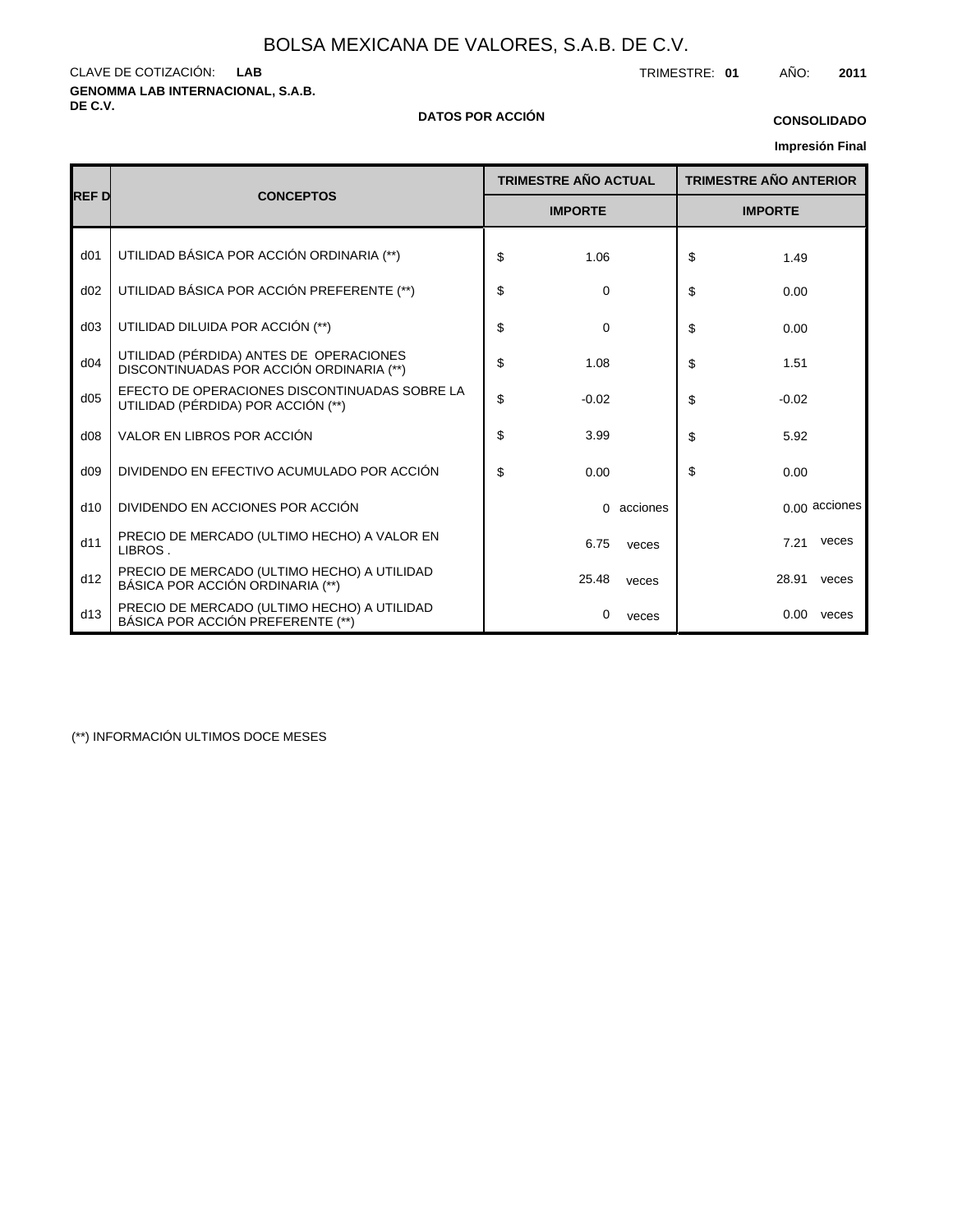# BOLSA MEXICANA DE VALORES, S.A.B. DE C.V.

CLAVE DE COTIZACIÓN: **LAB**

TRIMESTRE: **01** AÑO: **2011**

**GENOMMA LAB INTERNACIONAL, S.A.B. DE C.V.**

**DATOS POR ACCIÓN**

**CONSOLIDADO**

**Impresión Final**

| REF D | CONCEPTOS | TRIMESTRE AÑO ACTUAL | TRIMESTRE AÑO ANTERIOR |
|---|---|---|---|
| | | IMPORTE | IMPORTE |
| d01 | UTILIDAD BÁSICA POR ACCIÓN ORDINARIA (**) | $ 1.06 | $ 1.49 |
| d02 | UTILIDAD BÁSICA POR ACCIÓN PREFERENTE (**) | $ 0 | $ 0.00 |
| d03 | UTILIDAD DILUIDA POR ACCIÓN (**) | $ 0 | $ 0.00 |
| d04 | UTILIDAD (PÉRDIDA) ANTES DE OPERACIONES DISCONTINUADAS POR ACCIÓN ORDINARIA (**) | $ 1.08 | $ 1.51 |
| d05 | EFECTO DE OPERACIONES DISCONTINUADAS SOBRE LA UTILIDAD (PÉRDIDA) POR ACCIÓN (**) | $ -0.02 | $ -0.02 |
| d08 | VALOR EN LIBROS POR ACCIÓN | $ 3.99 | $ 5.92 |
| d09 | DIVIDENDO EN EFECTIVO ACUMULADO POR ACCIÓN | $ 0.00 | $ 0.00 |
| d10 | DIVIDENDO EN ACCIONES POR ACCIÓN | 0 acciones | 0.00 acciones |
| d11 | PRECIO DE MERCADO (ULTIMO HECHO) A VALOR EN LIBROS . | 6.75 veces | 7.21 veces |
| d12 | PRECIO DE MERCADO (ULTIMO HECHO) A UTILIDAD BÁSICA POR ACCIÓN ORDINARIA (**) | 25.48 veces | 28.91 veces |
| d13 | PRECIO DE MERCADO (ULTIMO HECHO) A UTILIDAD BÁSICA POR ACCIÓN PREFERENTE (**) | 0 veces | 0.00 veces |

(**) INFORMACIÓN ULTIMOS DOCE MESES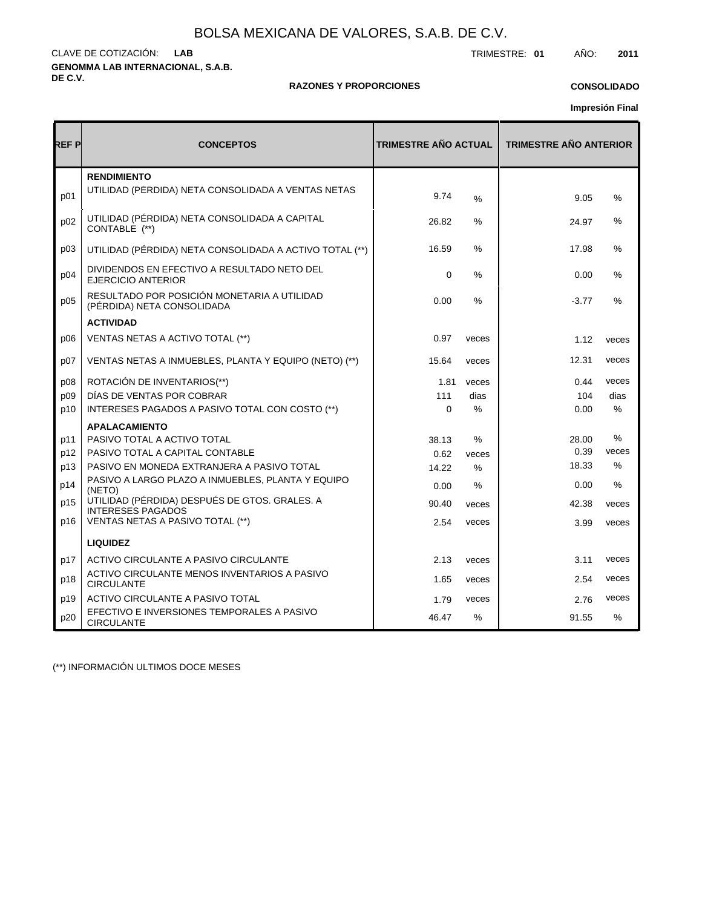# BOLSA MEXICANA DE VALORES, S.A.B. DE C.V.

CLAVE DE COTIZACIÓN: **LAB**

TRIMESTRE: **01** AÑO: **2011**

**GENOMMA LAB INTERNACIONAL, S.A.B. DE C.V.**

**RAZONES Y PROPORCIONES**

**CONSOLIDADO**

**Impresión Final**

| REF P | CONCEPTOS | TRIMESTRE AÑO ACTUAL | | TRIMESTRE AÑO ANTERIOR | |
|---|---|---|---|---|---|
| | **RENDIMIENTO** | | | | |
| p01 | UTILIDAD (PERDIDA) NETA CONSOLIDADA A VENTAS NETAS | 9.74 | % | 9.05 | % |
| p02 | UTILIDAD (PÉRDIDA) NETA CONSOLIDADA A CAPITAL CONTABLE (**) | 26.82 | % | 24.97 | % |
| p03 | UTILIDAD (PÉRDIDA) NETA CONSOLIDADA A ACTIVO TOTAL (**) | 16.59 | % | 17.98 | % |
| p04 | DIVIDENDOS EN EFECTIVO A RESULTADO NETO DEL EJERCICIO ANTERIOR | 0 | % | 0.00 | % |
| p05 | RESULTADO POR POSICIÓN MONETARIA A UTILIDAD (PÉRDIDA) NETA CONSOLIDADA | 0.00 | % | -3.77 | % |
| | **ACTIVIDAD** | | | | |
| p06 | VENTAS NETAS A ACTIVO TOTAL (**) | 0.97 | veces | 1.12 | veces |
| p07 | VENTAS NETAS A INMUEBLES, PLANTA Y EQUIPO (NETO) (**) | 15.64 | veces | 12.31 | veces |
| p08 | ROTACIÓN DE INVENTARIOS(**) | 1.81 | veces | 0.44 | veces |
| p09 | DÍAS DE VENTAS POR COBRAR | 111 | dias | 104 | dias |
| p10 | INTERESES PAGADOS A PASIVO TOTAL CON COSTO (**) | 0 | % | 0.00 | % |
| | **APALACAMIENTO** | | | | |
| p11 | PASIVO TOTAL A ACTIVO TOTAL | 38.13 | % | 28.00 | % |
| p12 | PASIVO TOTAL A CAPITAL CONTABLE | 0.62 | veces | 0.39 | veces |
| p13 | PASIVO EN MONEDA EXTRANJERA A PASIVO TOTAL | 14.22 | % | 18.33 | % |
| p14 | PASIVO A LARGO PLAZO A INMUEBLES, PLANTA Y EQUIPO (NETO) | 0.00 | % | 0.00 | % |
| p15 | UTILIDAD (PÉRDIDA) DESPUÉS DE GTOS. GRALES. A INTERESES PAGADOS | 90.40 | veces | 42.38 | veces |
| p16 | VENTAS NETAS A PASIVO TOTAL (**) | 2.54 | veces | 3.99 | veces |
| | **LIQUIDEZ** | | | | |
| p17 | ACTIVO CIRCULANTE A PASIVO CIRCULANTE | 2.13 | veces | 3.11 | veces |
| p18 | ACTIVO CIRCULANTE MENOS INVENTARIOS A PASIVO CIRCULANTE | 1.65 | veces | 2.54 | veces |
| p19 | ACTIVO CIRCULANTE A PASIVO TOTAL | 1.79 | veces | 2.76 | veces |
| p20 | EFECTIVO E INVERSIONES TEMPORALES A PASIVO CIRCULANTE | 46.47 | % | 91.55 | % |

(**) INFORMACIÓN ULTIMOS DOCE MESES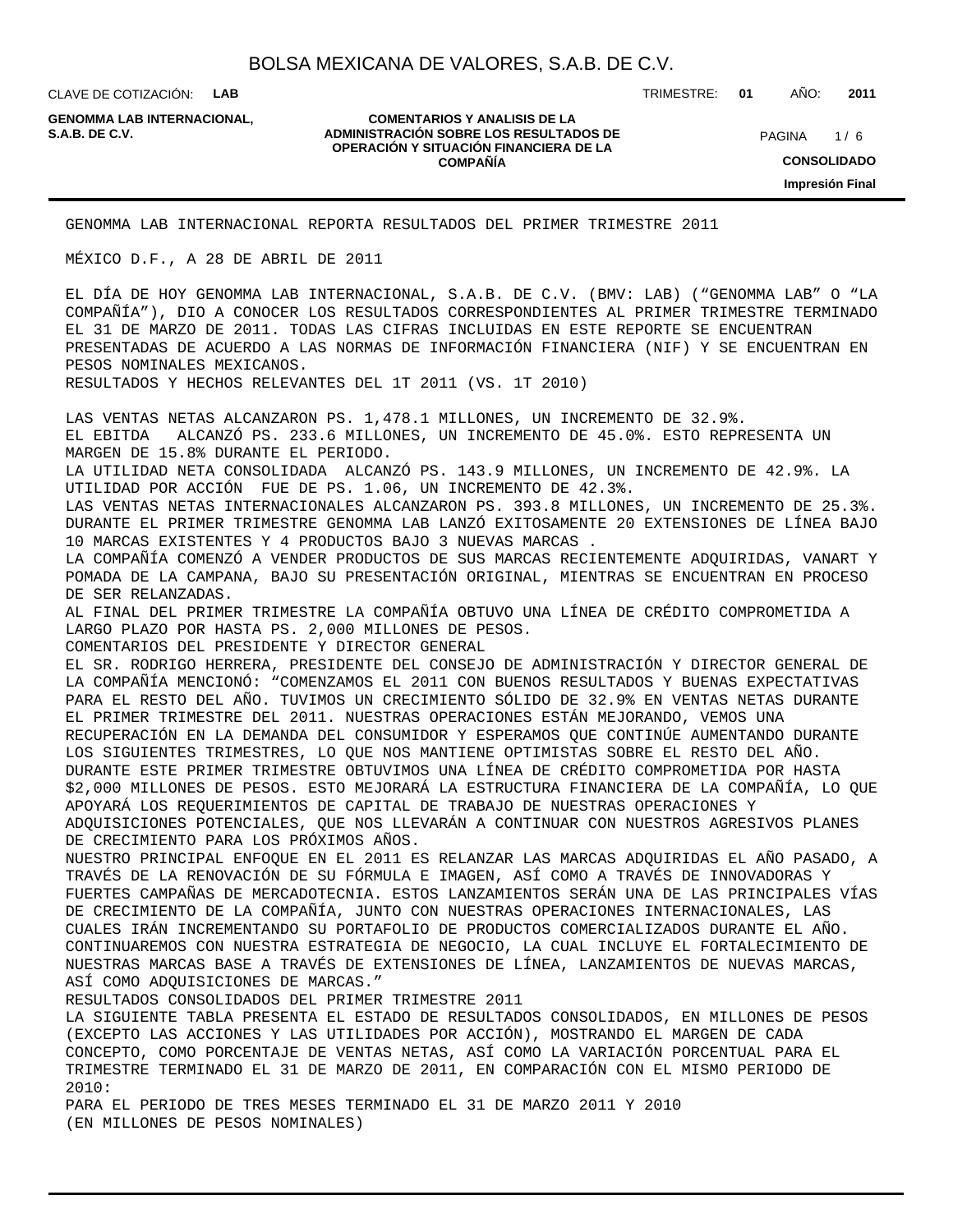GENOMMA LAB INTERNACIONAL REPORTA RESULTADOS DEL PRIMER TRIMESTRE 2011

MÉXICO D.F., A 28 DE ABRIL DE 2011

EL DÍA DE HOY GENOMMA LAB INTERNACIONAL, S.A.B. DE C.V. (BMV: LAB) (“GENOMMA LAB” O “LA COMPAÑÍA”), DIO A CONOCER LOS RESULTADOS CORRESPONDIENTES AL PRIMER TRIMESTRE TERMINADO EL 31 DE MARZO DE 2011. TODAS LAS CIFRAS INCLUIDAS EN ESTE REPORTE SE ENCUENTRAN PRESENTADAS DE ACUERDO A LAS NORMAS DE INFORMACIÓN FINANCIERA (NIF) Y SE ENCUENTRAN EN PESOS NOMINALES MEXICANOS.

RESULTADOS Y HECHOS RELEVANTES DEL 1T 2011 (VS. 1T 2010)

LAS VENTAS NETAS ALCANZARON PS. 1,478.1 MILLONES, UN INCREMENTO DE 32.9%.
EL EBITDA ALCANZÓ PS. 233.6 MILLONES, UN INCREMENTO DE 45.0%. ESTO REPRESENTA UN MARGEN DE 15.8% DURANTE EL PERIODO.
LA UTILIDAD NETA CONSOLIDADA ALCANZÓ PS. 143.9 MILLONES, UN INCREMENTO DE 42.9%. LA UTILIDAD POR ACCIÓN FUE DE PS. 1.06, UN INCREMENTO DE 42.3%.
LAS VENTAS NETAS INTERNACIONALES ALCANZARON PS. 393.8 MILLONES, UN INCREMENTO DE 25.3%.
DURANTE EL PRIMER TRIMESTRE GENOMMA LAB LANZÓ EXITOSAMENTE 20 EXTENSIONES DE LÍNEA BAJO 10 MARCAS EXISTENTES Y 4 PRODUCTOS BAJO 3 NUEVAS MARCAS .
LA COMPAÑÍA COMENZÓ A VENDER PRODUCTOS DE SUS MARCAS RECIENTEMENTE ADQUIRIDAS, VANART Y POMADA DE LA CAMPANA, BAJO SU PRESENTACIÓN ORIGINAL, MIENTRAS SE ENCUENTRAN EN PROCESO DE SER RELANZADAS.
AL FINAL DEL PRIMER TRIMESTRE LA COMPAÑÍA OBTUVO UNA LÍNEA DE CRÉDITO COMPROMETIDA A LARGO PLAZO POR HASTA PS. 2,000 MILLONES DE PESOS.

COMENTARIOS DEL PRESIDENTE Y DIRECTOR GENERAL

EL SR. RODRIGO HERRERA, PRESIDENTE DEL CONSEJO DE ADMINISTRACIÓN Y DIRECTOR GENERAL DE LA COMPAÑÍA MENCIONÓ: “COMENZAMOS EL 2011 CON BUENOS RESULTADOS Y BUENAS EXPECTATIVAS PARA EL RESTO DEL AÑO. TUVIMOS UN CRECIMIENTO SÓLIDO DE 32.9% EN VENTAS NETAS DURANTE EL PRIMER TRIMESTRE DEL 2011. NUESTRAS OPERACIONES ESTÁN MEJORANDO, VEMOS UNA RECUPERACIÓN EN LA DEMANDA DEL CONSUMIDOR Y ESPERAMOS QUE CONTINÚE AUMENTANDO DURANTE LOS SIGUIENTES TRIMESTRES, LO QUE NOS MANTIENE OPTIMISTAS SOBRE EL RESTO DEL AÑO. DURANTE ESTE PRIMER TRIMESTRE OBTUVIMOS UNA LÍNEA DE CRÉDITO COMPROMETIDA POR HASTA $2,000 MILLONES DE PESOS. ESTO MEJORARÁ LA ESTRUCTURA FINANCIERA DE LA COMPAÑÍA, LO QUE APOYARÁ LOS REQUERIMIENTOS DE CAPITAL DE TRABAJO DE NUESTRAS OPERACIONES Y ADQUISICIONES POTENCIALES, QUE NOS LLEVARÁN A CONTINUAR CON NUESTROS AGRESIVOS PLANES DE CRECIMIENTO PARA LOS PRÓXIMOS AÑOS.
NUESTRO PRINCIPAL ENFOQUE EN EL 2011 ES RELANZAR LAS MARCAS ADQUIRIDAS EL AÑO PASADO, A TRAVÉS DE LA RENOVACIÓN DE SU FÓRMULA E IMAGEN, ASÍ COMO A TRAVÉS DE INNOVADORAS Y FUERTES CAMPAÑAS DE MERCADOTECNIA. ESTOS LANZAMIENTOS SERÁN UNA DE LAS PRINCIPALES VÍAS DE CRECIMIENTO DE LA COMPAÑÍA, JUNTO CON NUESTRAS OPERACIONES INTERNACIONALES, LAS CUALES IRÁN INCREMENTANDO SU PORTAFOLIO DE PRODUCTOS COMERCIALIZADOS DURANTE EL AÑO. CONTINUAREMOS CON NUESTRA ESTRATEGIA DE NEGOCIO, LA CUAL INCLUYE EL FORTALECIMIENTO DE NUESTRAS MARCAS BASE A TRAVÉS DE EXTENSIONES DE LÍNEA, LANZAMIENTOS DE NUEVAS MARCAS, ASÍ COMO ADQUISICIONES DE MARCAS.”

RESULTADOS CONSOLIDADOS DEL PRIMER TRIMESTRE 2011

LA SIGUIENTE TABLA PRESENTA EL ESTADO DE RESULTADOS CONSOLIDADOS, EN MILLONES DE PESOS (EXCEPTO LAS ACCIONES Y LAS UTILIDADES POR ACCIÓN), MOSTRANDO EL MARGEN DE CADA CONCEPTO, COMO PORCENTAJE DE VENTAS NETAS, ASÍ COMO LA VARIACIÓN PORCENTUAL PARA EL TRIMESTRE TERMINADO EL 31 DE MARZO DE 2011, EN COMPARACIÓN CON EL MISMO PERIODO DE 2010:

PARA EL PERIODO DE TRES MESES TERMINADO EL 31 DE MARZO 2011 Y 2010
(EN MILLONES DE PESOS NOMINALES)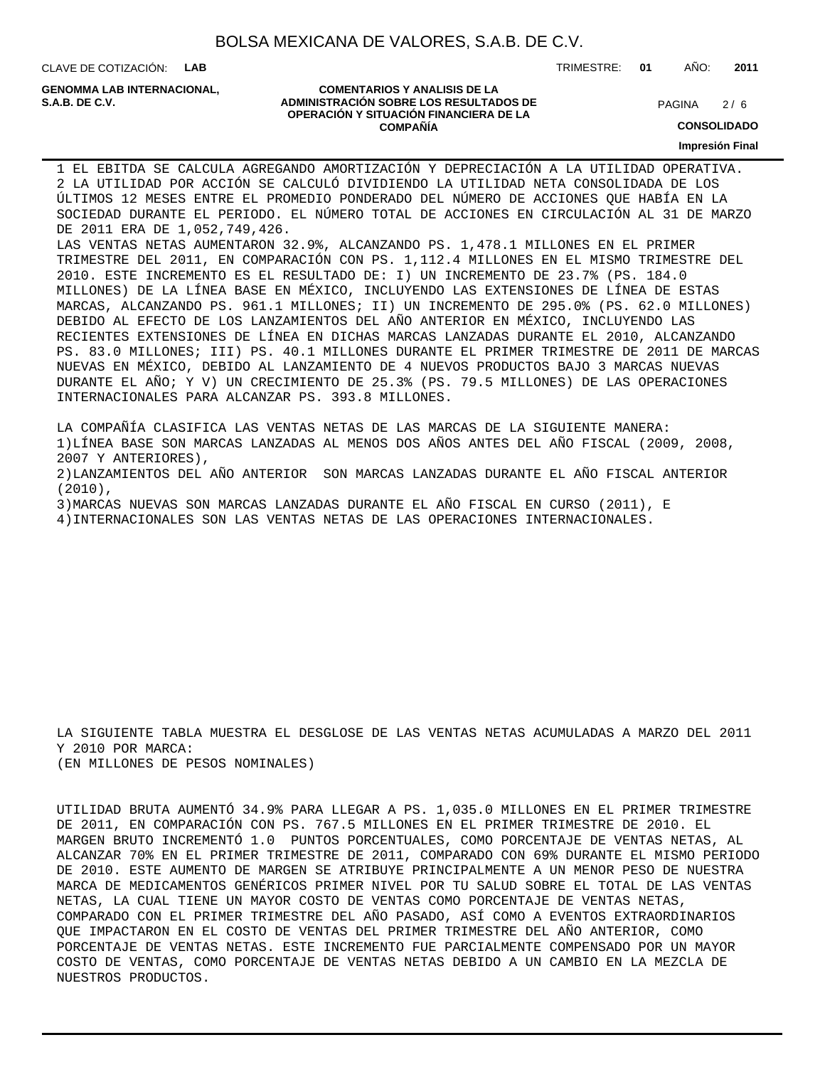1 EL EBITDA SE CALCULA AGREGANDO AMORTIZACIÓN Y DEPRECIACIÓN A LA UTILIDAD OPERATIVA.
2 LA UTILIDAD POR ACCIÓN SE CALCULÓ DIVIDIENDO LA UTILIDAD NETA CONSOLIDADA DE LOS ÚLTIMOS 12 MESES ENTRE EL PROMEDIO PONDERADO DEL NÚMERO DE ACCIONES QUE HABÍA EN LA SOCIEDAD DURANTE EL PERIODO. EL NÚMERO TOTAL DE ACCIONES EN CIRCULACIÓN AL 31 DE MARZO DE 2011 ERA DE 1,052,749,426.

LAS VENTAS NETAS AUMENTARON 32.9%, ALCANZANDO PS. 1,478.1 MILLONES EN EL PRIMER TRIMESTRE DEL 2011, EN COMPARACIÓN CON PS. 1,112.4 MILLONES EN EL MISMO TRIMESTRE DEL 2010. ESTE INCREMENTO ES EL RESULTADO DE: I) UN INCREMENTO DE 23.7% (PS. 184.0 MILLONES) DE LA LÍNEA BASE EN MÉXICO, INCLUYENDO LAS EXTENSIONES DE LÍNEA DE ESTAS MARCAS, ALCANZANDO PS. 961.1 MILLONES; II) UN INCREMENTO DE 295.0% (PS. 62.0 MILLONES) DEBIDO AL EFECTO DE LOS LANZAMIENTOS DEL AÑO ANTERIOR EN MÉXICO, INCLUYENDO LAS RECIENTES EXTENSIONES DE LÍNEA EN DICHAS MARCAS LANZADAS DURANTE EL 2010, ALCANZANDO PS. 83.0 MILLONES; III) PS. 40.1 MILLONES DURANTE EL PRIMER TRIMESTRE DE 2011 DE MARCAS NUEVAS EN MÉXICO, DEBIDO AL LANZAMIENTO DE 4 NUEVOS PRODUCTOS BAJO 3 MARCAS NUEVAS DURANTE EL AÑO; Y V) UN CRECIMIENTO DE 25.3% (PS. 79.5 MILLONES) DE LAS OPERACIONES INTERNACIONALES PARA ALCANZAR PS. 393.8 MILLONES.

LA COMPAÑÍA CLASIFICA LAS VENTAS NETAS DE LAS MARCAS DE LA SIGUIENTE MANERA:
1)LÍNEA BASE SON MARCAS LANZADAS AL MENOS DOS AÑOS ANTES DEL AÑO FISCAL (2009, 2008, 2007 Y ANTERIORES),
2)LANZAMIENTOS DEL AÑO ANTERIOR SON MARCAS LANZADAS DURANTE EL AÑO FISCAL ANTERIOR (2010),
3)MARCAS NUEVAS SON MARCAS LANZADAS DURANTE EL AÑO FISCAL EN CURSO (2011), E
4)INTERNACIONALES SON LAS VENTAS NETAS DE LAS OPERACIONES INTERNACIONALES.

LA SIGUIENTE TABLA MUESTRA EL DESGLOSE DE LAS VENTAS NETAS ACUMULADAS A MARZO DEL 2011 Y 2010 POR MARCA:
(EN MILLONES DE PESOS NOMINALES)

UTILIDAD BRUTA AUMENTÓ 34.9% PARA LLEGAR A PS. 1,035.0 MILLONES EN EL PRIMER TRIMESTRE DE 2011, EN COMPARACIÓN CON PS. 767.5 MILLONES EN EL PRIMER TRIMESTRE DE 2010. EL MARGEN BRUTO INCREMENTÓ 1.0 PUNTOS PORCENTUALES, COMO PORCENTAJE DE VENTAS NETAS, AL ALCANZAR 70% EN EL PRIMER TRIMESTRE DE 2011, COMPARADO CON 69% DURANTE EL MISMO PERIODO DE 2010. ESTE AUMENTO DE MARGEN SE ATRIBUYE PRINCIPALMENTE A UN MENOR PESO DE NUESTRA MARCA DE MEDICAMENTOS GENÉRICOS PRIMER NIVEL POR TU SALUD SOBRE EL TOTAL DE LAS VENTAS NETAS, LA CUAL TIENE UN MAYOR COSTO DE VENTAS COMO PORCENTAJE DE VENTAS NETAS, COMPARADO CON EL PRIMER TRIMESTRE DEL AÑO PASADO, ASÍ COMO A EVENTOS EXTRAORDINARIOS QUE IMPACTARON EN EL COSTO DE VENTAS DEL PRIMER TRIMESTRE DEL AÑO ANTERIOR, COMO PORCENTAJE DE VENTAS NETAS. ESTE INCREMENTO FUE PARCIALMENTE COMPENSADO POR UN MAYOR COSTO DE VENTAS, COMO PORCENTAJE DE VENTAS NETAS DEBIDO A UN CAMBIO EN LA MEZCLA DE NUESTROS PRODUCTOS.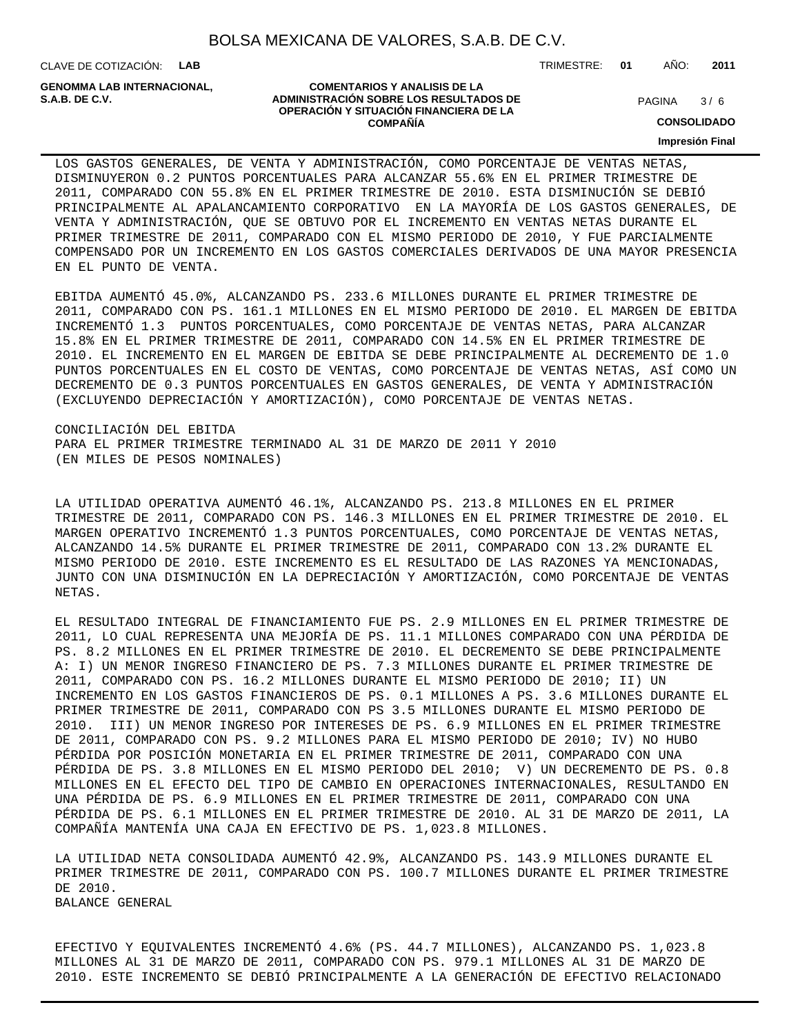LOS GASTOS GENERALES, DE VENTA Y ADMINISTRACIÓN, COMO PORCENTAJE DE VENTAS NETAS, DISMINUYERON 0.2 PUNTOS PORCENTUALES PARA ALCANZAR 55.6% EN EL PRIMER TRIMESTRE DE 2011, COMPARADO CON 55.8% EN EL PRIMER TRIMESTRE DE 2010. ESTA DISMINUCIÓN SE DEBIÓ PRINCIPALMENTE AL APALANCAMIENTO CORPORATIVO EN LA MAYORÍA DE LOS GASTOS GENERALES, DE VENTA Y ADMINISTRACIÓN, QUE SE OBTUVO POR EL INCREMENTO EN VENTAS NETAS DURANTE EL PRIMER TRIMESTRE DE 2011, COMPARADO CON EL MISMO PERIODO DE 2010, Y FUE PARCIALMENTE COMPENSADO POR UN INCREMENTO EN LOS GASTOS COMERCIALES DERIVADOS DE UNA MAYOR PRESENCIA EN EL PUNTO DE VENTA.

EBITDA AUMENTÓ 45.0%, ALCANZANDO PS. 233.6 MILLONES DURANTE EL PRIMER TRIMESTRE DE 2011, COMPARADO CON PS. 161.1 MILLONES EN EL MISMO PERIODO DE 2010. EL MARGEN DE EBITDA INCREMENTÓ 1.3 PUNTOS PORCENTUALES, COMO PORCENTAJE DE VENTAS NETAS, PARA ALCANZAR 15.8% EN EL PRIMER TRIMESTRE DE 2011, COMPARADO CON 14.5% EN EL PRIMER TRIMESTRE DE 2010. EL INCREMENTO EN EL MARGEN DE EBITDA SE DEBE PRINCIPALMENTE AL DECREMENTO DE 1.0 PUNTOS PORCENTUALES EN EL COSTO DE VENTAS, COMO PORCENTAJE DE VENTAS NETAS, ASÍ COMO UN DECREMENTO DE 0.3 PUNTOS PORCENTUALES EN GASTOS GENERALES, DE VENTA Y ADMINISTRACIÓN (EXCLUYENDO DEPRECIACIÓN Y AMORTIZACIÓN), COMO PORCENTAJE DE VENTAS NETAS.

CONCILIACIÓN DEL EBITDA
PARA EL PRIMER TRIMESTRE TERMINADO AL 31 DE MARZO DE 2011 Y 2010
(EN MILES DE PESOS NOMINALES)

LA UTILIDAD OPERATIVA AUMENTÓ 46.1%, ALCANZANDO PS. 213.8 MILLONES EN EL PRIMER TRIMESTRE DE 2011, COMPARADO CON PS. 146.3 MILLONES EN EL PRIMER TRIMESTRE DE 2010. EL MARGEN OPERATIVO INCREMENTÓ 1.3 PUNTOS PORCENTUALES, COMO PORCENTAJE DE VENTAS NETAS, ALCANZANDO 14.5% DURANTE EL PRIMER TRIMESTRE DE 2011, COMPARADO CON 13.2% DURANTE EL MISMO PERIODO DE 2010. ESTE INCREMENTO ES EL RESULTADO DE LAS RAZONES YA MENCIONADAS, JUNTO CON UNA DISMINUCIÓN EN LA DEPRECIACIÓN Y AMORTIZACIÓN, COMO PORCENTAJE DE VENTAS NETAS.

EL RESULTADO INTEGRAL DE FINANCIAMIENTO FUE PS. 2.9 MILLONES EN EL PRIMER TRIMESTRE DE 2011, LO CUAL REPRESENTA UNA MEJORÍA DE PS. 11.1 MILLONES COMPARADO CON UNA PÉRDIDA DE PS. 8.2 MILLONES EN EL PRIMER TRIMESTRE DE 2010. EL DECREMENTO SE DEBE PRINCIPALMENTE A: I) UN MENOR INGRESO FINANCIERO DE PS. 7.3 MILLONES DURANTE EL PRIMER TRIMESTRE DE 2011, COMPARADO CON PS. 16.2 MILLONES DURANTE EL MISMO PERIODO DE 2010; II) UN INCREMENTO EN LOS GASTOS FINANCIEROS DE PS. 0.1 MILLONES A PS. 3.6 MILLONES DURANTE EL PRIMER TRIMESTRE DE 2011, COMPARADO CON PS 3.5 MILLONES DURANTE EL MISMO PERIODO DE 2010. III) UN MENOR INGRESO POR INTERESES DE PS. 6.9 MILLONES EN EL PRIMER TRIMESTRE DE 2011, COMPARADO CON PS. 9.2 MILLONES PARA EL MISMO PERIODO DE 2010; IV) NO HUBO PÉRDIDA POR POSICIÓN MONETARIA EN EL PRIMER TRIMESTRE DE 2011, COMPARADO CON UNA PÉRDIDA DE PS. 3.8 MILLONES EN EL MISMO PERIODO DEL 2010; V) UN DECREMENTO DE PS. 0.8 MILLONES EN EL EFECTO DEL TIPO DE CAMBIO EN OPERACIONES INTERNACIONALES, RESULTANDO EN UNA PÉRDIDA DE PS. 6.9 MILLONES EN EL PRIMER TRIMESTRE DE 2011, COMPARADO CON UNA PÉRDIDA DE PS. 6.1 MILLONES EN EL PRIMER TRIMESTRE DE 2010. AL 31 DE MARZO DE 2011, LA COMPAÑÍA MANTENÍA UNA CAJA EN EFECTIVO DE PS. 1,023.8 MILLONES.

LA UTILIDAD NETA CONSOLIDADA AUMENTÓ 42.9%, ALCANZANDO PS. 143.9 MILLONES DURANTE EL PRIMER TRIMESTRE DE 2011, COMPARADO CON PS. 100.7 MILLONES DURANTE EL PRIMER TRIMESTRE DE 2010.
BALANCE GENERAL

EFECTIVO Y EQUIVALENTES INCREMENTÓ 4.6% (PS. 44.7 MILLONES), ALCANZANDO PS. 1,023.8 MILLONES AL 31 DE MARZO DE 2011, COMPARADO CON PS. 979.1 MILLONES AL 31 DE MARZO DE 2010. ESTE INCREMENTO SE DEBIÓ PRINCIPALMENTE A LA GENERACIÓN DE EFECTIVO RELACIONADO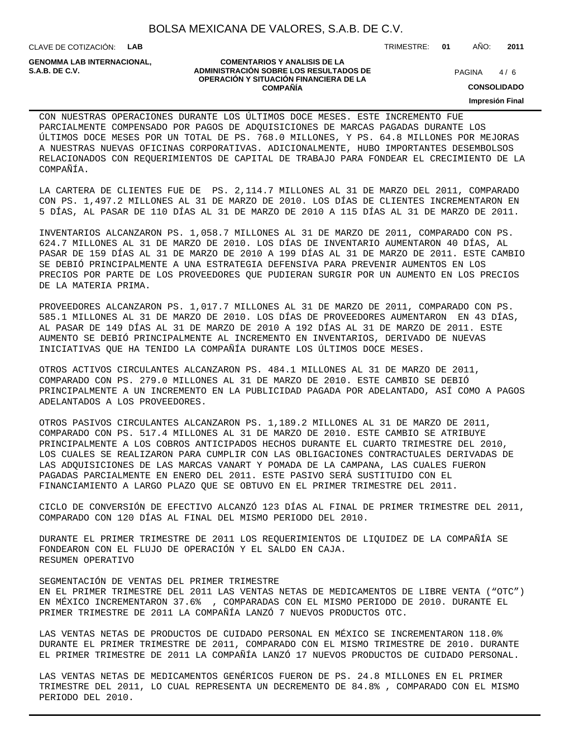CON NUESTRAS OPERACIONES DURANTE LOS ÚLTIMOS DOCE MESES. ESTE INCREMENTO FUE PARCIALMENTE COMPENSADO POR PAGOS DE ADQUISICIONES DE MARCAS PAGADAS DURANTE LOS ÚLTIMOS DOCE MESES POR UN TOTAL DE PS. 768.0 MILLONES, Y PS. 64.8 MILLONES POR MEJORAS A NUESTRAS NUEVAS OFICINAS CORPORATIVAS. ADICIONALMENTE, HUBO IMPORTANTES DESEMBOLSOS RELACIONADOS CON REQUERIMIENTOS DE CAPITAL DE TRABAJO PARA FONDEAR EL CRECIMIENTO DE LA COMPAÑÍA.

LA CARTERA DE CLIENTES FUE DE PS. 2,114.7 MILLONES AL 31 DE MARZO DEL 2011, COMPARADO CON PS. 1,497.2 MILLONES AL 31 DE MARZO DE 2010. LOS DÍAS DE CLIENTES INCREMENTARON EN 5 DÍAS, AL PASAR DE 110 DÍAS AL 31 DE MARZO DE 2010 A 115 DÍAS AL 31 DE MARZO DE 2011.

INVENTARIOS ALCANZARON PS. 1,058.7 MILLONES AL 31 DE MARZO DE 2011, COMPARADO CON PS. 624.7 MILLONES AL 31 DE MARZO DE 2010. LOS DÍAS DE INVENTARIO AUMENTARON 40 DÍAS, AL PASAR DE 159 DÍAS AL 31 DE MARZO DE 2010 A 199 DÍAS AL 31 DE MARZO DE 2011. ESTE CAMBIO SE DEBIÓ PRINCIPALMENTE A UNA ESTRATEGIA DEFENSIVA PARA PREVENIR AUMENTOS EN LOS PRECIOS POR PARTE DE LOS PROVEEDORES QUE PUDIERAN SURGIR POR UN AUMENTO EN LOS PRECIOS DE LA MATERIA PRIMA.

PROVEEDORES ALCANZARON PS. 1,017.7 MILLONES AL 31 DE MARZO DE 2011, COMPARADO CON PS. 585.1 MILLONES AL 31 DE MARZO DE 2010. LOS DÍAS DE PROVEEDORES AUMENTARON EN 43 DÍAS, AL PASAR DE 149 DÍAS AL 31 DE MARZO DE 2010 A 192 DÍAS AL 31 DE MARZO DE 2011. ESTE AUMENTO SE DEBIÓ PRINCIPALMENTE AL INCREMENTO EN INVENTARIOS, DERIVADO DE NUEVAS INICIATIVAS QUE HA TENIDO LA COMPAÑÍA DURANTE LOS ÚLTIMOS DOCE MESES.

OTROS ACTIVOS CIRCULANTES ALCANZARON PS. 484.1 MILLONES AL 31 DE MARZO DE 2011, COMPARADO CON PS. 279.0 MILLONES AL 31 DE MARZO DE 2010. ESTE CAMBIO SE DEBIÓ PRINCIPALMENTE A UN INCREMENTO EN LA PUBLICIDAD PAGADA POR ADELANTADO, ASÍ COMO A PAGOS ADELANTADOS A LOS PROVEEDORES.

OTROS PASIVOS CIRCULANTES ALCANZARON PS. 1,189.2 MILLONES AL 31 DE MARZO DE 2011, COMPARADO CON PS. 517.4 MILLONES AL 31 DE MARZO DE 2010. ESTE CAMBIO SE ATRIBUYE PRINCIPALMENTE A LOS COBROS ANTICIPADOS HECHOS DURANTE EL CUARTO TRIMESTRE DEL 2010, LOS CUALES SE REALIZARON PARA CUMPLIR CON LAS OBLIGACIONES CONTRACTUALES DERIVADAS DE LAS ADQUISICIONES DE LAS MARCAS VANART Y POMADA DE LA CAMPANA, LAS CUALES FUERON PAGADAS PARCIALMENTE EN ENERO DEL 2011. ESTE PASIVO SERÁ SUSTITUIDO CON EL FINANCIAMIENTO A LARGO PLAZO QUE SE OBTUVO EN EL PRIMER TRIMESTRE DEL 2011.

CICLO DE CONVERSIÓN DE EFECTIVO ALCANZÓ 123 DÍAS AL FINAL DE PRIMER TRIMESTRE DEL 2011, COMPARADO CON 120 DÍAS AL FINAL DEL MISMO PERIODO DEL 2010.

DURANTE EL PRIMER TRIMESTRE DE 2011 LOS REQUERIMIENTOS DE LIQUIDEZ DE LA COMPAÑÍA SE FONDEARON CON EL FLUJO DE OPERACIÓN Y EL SALDO EN CAJA.

RESUMEN OPERATIVO

SEGMENTACIÓN DE VENTAS DEL PRIMER TRIMESTRE

EN EL PRIMER TRIMESTRE DEL 2011 LAS VENTAS NETAS DE MEDICAMENTOS DE LIBRE VENTA (“OTC”) EN MÉXICO INCREMENTARON 37.6% , COMPARADAS CON EL MISMO PERIODO DE 2010. DURANTE EL PRIMER TRIMESTRE DE 2011 LA COMPAÑÍA LANZÓ 7 NUEVOS PRODUCTOS OTC.

LAS VENTAS NETAS DE PRODUCTOS DE CUIDADO PERSONAL EN MÉXICO SE INCREMENTARON 118.0% DURANTE EL PRIMER TRIMESTRE DE 2011, COMPARADO CON EL MISMO TRIMESTRE DE 2010. DURANTE EL PRIMER TRIMESTRE DE 2011 LA COMPAÑÍA LANZÓ 17 NUEVOS PRODUCTOS DE CUIDADO PERSONAL.

LAS VENTAS NETAS DE MEDICAMENTOS GENÉRICOS FUERON DE PS. 24.8 MILLONES EN EL PRIMER TRIMESTRE DEL 2011, LO CUAL REPRESENTA UN DECREMENTO DE 84.8% , COMPARADO CON EL MISMO PERIODO DEL 2010.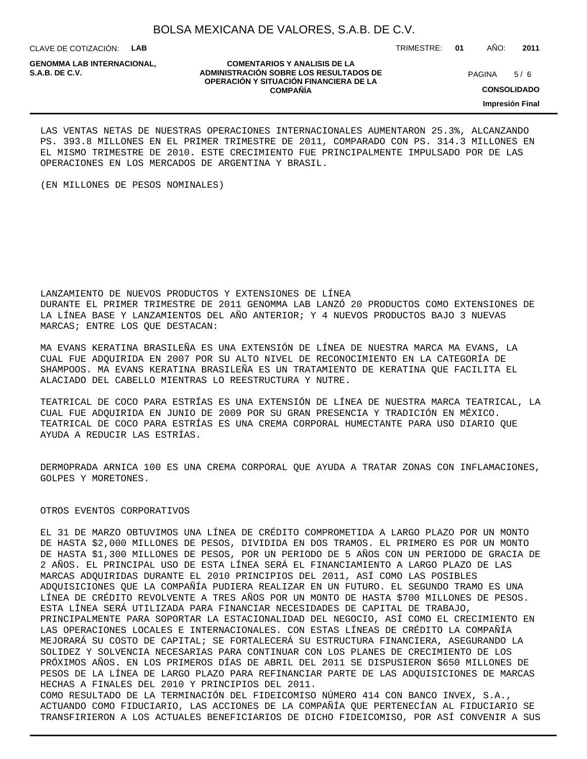LAS VENTAS NETAS DE NUESTRAS OPERACIONES INTERNACIONALES AUMENTARON 25.3%, ALCANZANDO PS. 393.8 MILLONES EN EL PRIMER TRIMESTRE DE 2011, COMPARADO CON PS. 314.3 MILLONES EN EL MISMO TRIMESTRE DE 2010. ESTE CRECIMIENTO FUE PRINCIPALMENTE IMPULSADO POR DE LAS OPERACIONES EN LOS MERCADOS DE ARGENTINA Y BRASIL.

(EN MILLONES DE PESOS NOMINALES)

LANZAMIENTO DE NUEVOS PRODUCTOS Y EXTENSIONES DE LÍNEA

DURANTE EL PRIMER TRIMESTRE DE 2011 GENOMMA LAB LANZÓ 20 PRODUCTOS COMO EXTENSIONES DE LA LÍNEA BASE Y LANZAMIENTOS DEL AÑO ANTERIOR; Y 4 NUEVOS PRODUCTOS BAJO 3 NUEVAS MARCAS; ENTRE LOS QUE DESTACAN:

MA EVANS KERATINA BRASILEÑA ES UNA EXTENSIÓN DE LÍNEA DE NUESTRA MARCA MA EVANS, LA CUAL FUE ADQUIRIDA EN 2007 POR SU ALTO NIVEL DE RECONOCIMIENTO EN LA CATEGORÍA DE SHAMPOOS. MA EVANS KERATINA BRASILEÑA ES UN TRATAMIENTO DE KERATINA QUE FACILITA EL ALACIADO DEL CABELLO MIENTRAS LO REESTRUCTURA Y NUTRE.

TEATRICAL DE COCO PARA ESTRÍAS ES UNA EXTENSIÓN DE LÍNEA DE NUESTRA MARCA TEATRICAL, LA CUAL FUE ADQUIRIDA EN JUNIO DE 2009 POR SU GRAN PRESENCIA Y TRADICIÓN EN MÉXICO. TEATRICAL DE COCO PARA ESTRÍAS ES UNA CREMA CORPORAL HUMECTANTE PARA USO DIARIO QUE AYUDA A REDUCIR LAS ESTRÍAS.

DERMOPRADA ARNICA 100 ES UNA CREMA CORPORAL QUE AYUDA A TRATAR ZONAS CON INFLAMACIONES, GOLPES Y MORETONES.

OTROS EVENTOS CORPORATIVOS

EL 31 DE MARZO OBTUVIMOS UNA LÍNEA DE CRÉDITO COMPROMETIDA A LARGO PLAZO POR UN MONTO DE HASTA $2,000 MILLONES DE PESOS, DIVIDIDA EN DOS TRAMOS. EL PRIMERO ES POR UN MONTO DE HASTA $1,300 MILLONES DE PESOS, POR UN PERIODO DE 5 AÑOS CON UN PERIODO DE GRACIA DE 2 AÑOS. EL PRINCIPAL USO DE ESTA LÍNEA SERÁ EL FINANCIAMIENTO A LARGO PLAZO DE LAS MARCAS ADQUIRIDAS DURANTE EL 2010 PRINCIPIOS DEL 2011, ASÍ COMO LAS POSIBLES ADQUISICIONES QUE LA COMPAÑÍA PUDIERA REALIZAR EN UN FUTURO. EL SEGUNDO TRAMO ES UNA LÍNEA DE CRÉDITO REVOLVENTE A TRES AÑOS POR UN MONTO DE HASTA $700 MILLONES DE PESOS. ESTA LÍNEA SERÁ UTILIZADA PARA FINANCIAR NECESIDADES DE CAPITAL DE TRABAJO, PRINCIPALMENTE PARA SOPORTAR LA ESTACIONALIDAD DEL NEGOCIO, ASÍ COMO EL CRECIMIENTO EN LAS OPERACIONES LOCALES E INTERNACIONALES. CON ESTAS LÍNEAS DE CRÉDITO LA COMPAÑÍA MEJORARÁ SU COSTO DE CAPITAL; SE FORTALECERÁ SU ESTRUCTURA FINANCIERA, ASEGURANDO LA SOLIDEZ Y SOLVENCIA NECESARIAS PARA CONTINUAR CON LOS PLANES DE CRECIMIENTO DE LOS PRÓXIMOS AÑOS. EN LOS PRIMEROS DÍAS DE ABRIL DEL 2011 SE DISPUSIERON $650 MILLONES DE PESOS DE LA LÍNEA DE LARGO PLAZO PARA REFINANCIAR PARTE DE LAS ADQUISICIONES DE MARCAS HECHAS A FINALES DEL 2010 Y PRINCIPIOS DEL 2011.

COMO RESULTADO DE LA TERMINACIÓN DEL FIDEICOMISO NÚMERO 414 CON BANCO INVEX, S.A., ACTUANDO COMO FIDUCIARIO, LAS ACCIONES DE LA COMPAÑÍA QUE PERTENECÍAN AL FIDUCIARIO SE TRANSFIRIERON A LOS ACTUALES BENEFICIARIOS DE DICHO FIDEICOMISO, POR ASÍ CONVENIR A SUS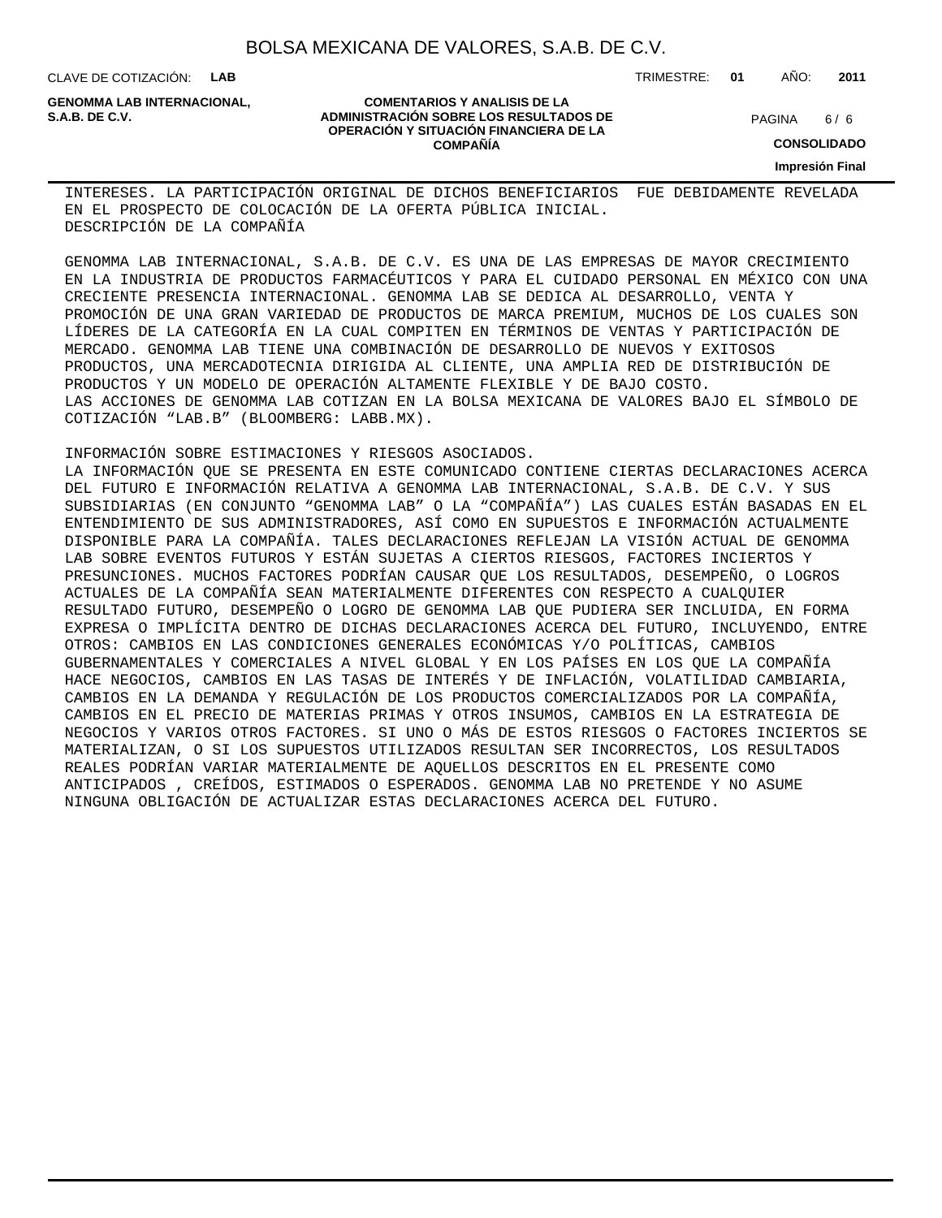INTERESES. LA PARTICIPACIÓN ORIGINAL DE DICHOS BENEFICIARIOS FUE DEBIDAMENTE REVELADA EN EL PROSPECTO DE COLOCACIÓN DE LA OFERTA PÚBLICA INICIAL.

DESCRIPCIÓN DE LA COMPAÑÍA

GENOMMA LAB INTERNACIONAL, S.A.B. DE C.V. ES UNA DE LAS EMPRESAS DE MAYOR CRECIMIENTO EN LA INDUSTRIA DE PRODUCTOS FARMACÉUTICOS Y PARA EL CUIDADO PERSONAL EN MÉXICO CON UNA CRECIENTE PRESENCIA INTERNACIONAL. GENOMMA LAB SE DEDICA AL DESARROLLO, VENTA Y PROMOCIÓN DE UNA GRAN VARIEDAD DE PRODUCTOS DE MARCA PREMIUM, MUCHOS DE LOS CUALES SON LÍDERES DE LA CATEGORÍA EN LA CUAL COMPITEN EN TÉRMINOS DE VENTAS Y PARTICIPACIÓN DE MERCADO. GENOMMA LAB TIENE UNA COMBINACIÓN DE DESARROLLO DE NUEVOS Y EXITOSOS PRODUCTOS, UNA MERCADOTECNIA DIRIGIDA AL CLIENTE, UNA AMPLIA RED DE DISTRIBUCIÓN DE PRODUCTOS Y UN MODELO DE OPERACIÓN ALTAMENTE FLEXIBLE Y DE BAJO COSTO.

LAS ACCIONES DE GENOMMA LAB COTIZAN EN LA BOLSA MEXICANA DE VALORES BAJO EL SÍMBOLO DE COTIZACIÓN “LAB.B” (BLOOMBERG: LABB.MX).

INFORMACIÓN SOBRE ESTIMACIONES Y RIESGOS ASOCIADOS.

LA INFORMACIÓN QUE SE PRESENTA EN ESTE COMUNICADO CONTIENE CIERTAS DECLARACIONES ACERCA DEL FUTURO E INFORMACIÓN RELATIVA A GENOMMA LAB INTERNACIONAL, S.A.B. DE C.V. Y SUS SUBSIDIARIAS (EN CONJUNTO “GENOMMA LAB” O LA “COMPAÑÍA”) LAS CUALES ESTÁN BASADAS EN EL ENTENDIMIENTO DE SUS ADMINISTRADORES, ASÍ COMO EN SUPUESTOS E INFORMACIÓN ACTUALMENTE DISPONIBLE PARA LA COMPAÑÍA. TALES DECLARACIONES REFLEJAN LA VISIÓN ACTUAL DE GENOMMA LAB SOBRE EVENTOS FUTUROS Y ESTÁN SUJETAS A CIERTOS RIESGOS, FACTORES INCIERTOS Y PRESUNCIONES. MUCHOS FACTORES PODRÍAN CAUSAR QUE LOS RESULTADOS, DESEMPEÑO, O LOGROS ACTUALES DE LA COMPAÑÍA SEAN MATERIALMENTE DIFERENTES CON RESPECTO A CUALQUIER RESULTADO FUTURO, DESEMPEÑO O LOGRO DE GENOMMA LAB QUE PUDIERA SER INCLUIDA, EN FORMA EXPRESA O IMPLÍCITA DENTRO DE DICHAS DECLARACIONES ACERCA DEL FUTURO, INCLUYENDO, ENTRE OTROS: CAMBIOS EN LAS CONDICIONES GENERALES ECONÓMICAS Y/O POLÍTICAS, CAMBIOS GUBERNAMENTALES Y COMERCIALES A NIVEL GLOBAL Y EN LOS PAÍSES EN LOS QUE LA COMPAÑÍA HACE NEGOCIOS, CAMBIOS EN LAS TASAS DE INTERÉS Y DE INFLACIÓN, VOLATILIDAD CAMBIARIA, CAMBIOS EN LA DEMANDA Y REGULACIÓN DE LOS PRODUCTOS COMERCIALIZADOS POR LA COMPAÑÍA, CAMBIOS EN EL PRECIO DE MATERIAS PRIMAS Y OTROS INSUMOS, CAMBIOS EN LA ESTRATEGIA DE NEGOCIOS Y VARIOS OTROS FACTORES. SI UNO O MÁS DE ESTOS RIESGOS O FACTORES INCIERTOS SE MATERIALIZAN, O SI LOS SUPUESTOS UTILIZADOS RESULTAN SER INCORRECTOS, LOS RESULTADOS REALES PODRÍAN VARIAR MATERIALMENTE DE AQUELLOS DESCRITOS EN EL PRESENTE COMO ANTICIPADOS , CREÍDOS, ESTIMADOS O ESPERADOS. GENOMMA LAB NO PRETENDE Y NO ASUME NINGUNA OBLIGACIÓN DE ACTUALIZAR ESTAS DECLARACIONES ACERCA DEL FUTURO.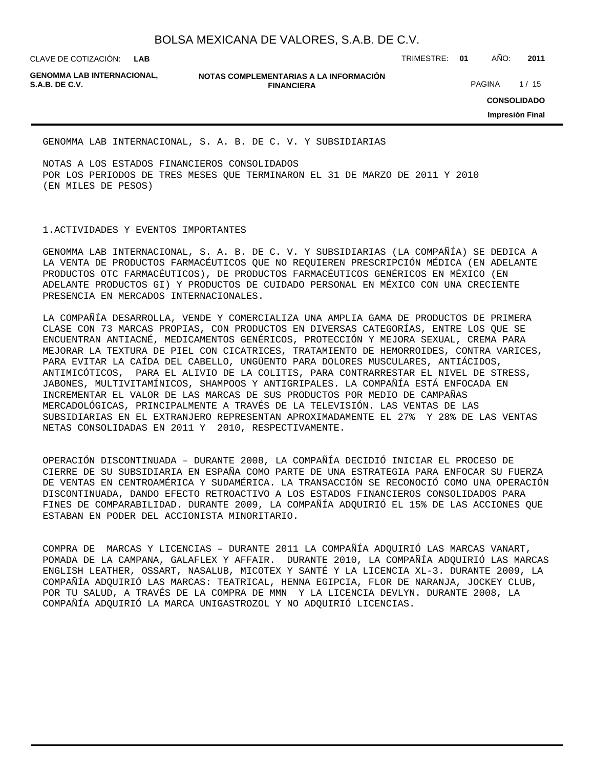GENOMMA LAB INTERNACIONAL, S. A. B. DE C. V. Y SUBSIDIARIAS

NOTAS A LOS ESTADOS FINANCIEROS CONSOLIDADOS
POR LOS PERIODOS DE TRES MESES QUE TERMINARON EL 31 DE MARZO DE 2011 Y 2010
(EN MILES DE PESOS)

1.ACTIVIDADES Y EVENTOS IMPORTANTES

GENOMMA LAB INTERNACIONAL, S. A. B. DE C. V. Y SUBSIDIARIAS (LA COMPAÑÍA) SE DEDICA A LA VENTA DE PRODUCTOS FARMACÉUTICOS QUE NO REQUIEREN PRESCRIPCIÓN MÉDICA (EN ADELANTE PRODUCTOS OTC FARMACÉUTICOS), DE PRODUCTOS FARMACÉUTICOS GENÉRICOS EN MÉXICO (EN ADELANTE PRODUCTOS GI) Y PRODUCTOS DE CUIDADO PERSONAL EN MÉXICO CON UNA CRECIENTE PRESENCIA EN MERCADOS INTERNACIONALES.

LA COMPAÑÍA DESARROLLA, VENDE Y COMERCIALIZA UNA AMPLIA GAMA DE PRODUCTOS DE PRIMERA CLASE CON 73 MARCAS PROPIAS, CON PRODUCTOS EN DIVERSAS CATEGORÍAS, ENTRE LOS QUE SE ENCUENTRAN ANTIACNÉ, MEDICAMENTOS GENÉRICOS, PROTECCIÓN Y MEJORA SEXUAL, CREMA PARA MEJORAR LA TEXTURA DE PIEL CON CICATRICES, TRATAMIENTO DE HEMORROIDES, CONTRA VARICES, PARA EVITAR LA CAÍDA DEL CABELLO, UNGÜENTO PARA DOLORES MUSCULARES, ANTIÁCIDOS, ANTIMICÓTICOS, PARA EL ALIVIO DE LA COLITIS, PARA CONTRARRESTAR EL NIVEL DE STRESS, JABONES, MULTIVITAMÍNICOS, SHAMPOOS Y ANTIGRIPALES. LA COMPAÑÍA ESTÁ ENFOCADA EN INCREMENTAR EL VALOR DE LAS MARCAS DE SUS PRODUCTOS POR MEDIO DE CAMPAÑAS MERCADOLÓGICAS, PRINCIPALMENTE A TRAVÉS DE LA TELEVISIÓN. LAS VENTAS DE LAS SUBSIDIARIAS EN EL EXTRANJERO REPRESENTAN APROXIMADAMENTE EL 27% Y 28% DE LAS VENTAS NETAS CONSOLIDADAS EN 2011 Y 2010, RESPECTIVAMENTE.

OPERACIÓN DISCONTINUADA – DURANTE 2008, LA COMPAÑÍA DECIDIÓ INICIAR EL PROCESO DE CIERRE DE SU SUBSIDIARIA EN ESPAÑA COMO PARTE DE UNA ESTRATEGIA PARA ENFOCAR SU FUERZA DE VENTAS EN CENTROAMÉRICA Y SUDAMÉRICA. LA TRANSACCIÓN SE RECONOCIÓ COMO UNA OPERACIÓN DISCONTINUADA, DANDO EFECTO RETROACTIVO A LOS ESTADOS FINANCIEROS CONSOLIDADOS PARA FINES DE COMPARABILIDAD. DURANTE 2009, LA COMPAÑÍA ADQUIRIÓ EL 15% DE LAS ACCIONES QUE ESTABAN EN PODER DEL ACCIONISTA MINORITARIO.

COMPRA DE MARCAS Y LICENCIAS – DURANTE 2011 LA COMPAÑÍA ADQUIRIÓ LAS MARCAS VANART, POMADA DE LA CAMPANA, GALAFLEX Y AFFAIR. DURANTE 2010, LA COMPAÑÍA ADQUIRIÓ LAS MARCAS ENGLISH LEATHER, OSSART, NASALUB, MICOTEX Y SANTÉ Y LA LICENCIA XL-3. DURANTE 2009, LA COMPAÑÍA ADQUIRIÓ LAS MARCAS: TEATRICAL, HENNA EGIPCIA, FLOR DE NARANJA, JOCKEY CLUB, POR TU SALUD, A TRAVÉS DE LA COMPRA DE MMN Y LA LICENCIA DEVLYN. DURANTE 2008, LA COMPAÑÍA ADQUIRIÓ LA MARCA UNIGASTROZOL Y NO ADQUIRIÓ LICENCIAS.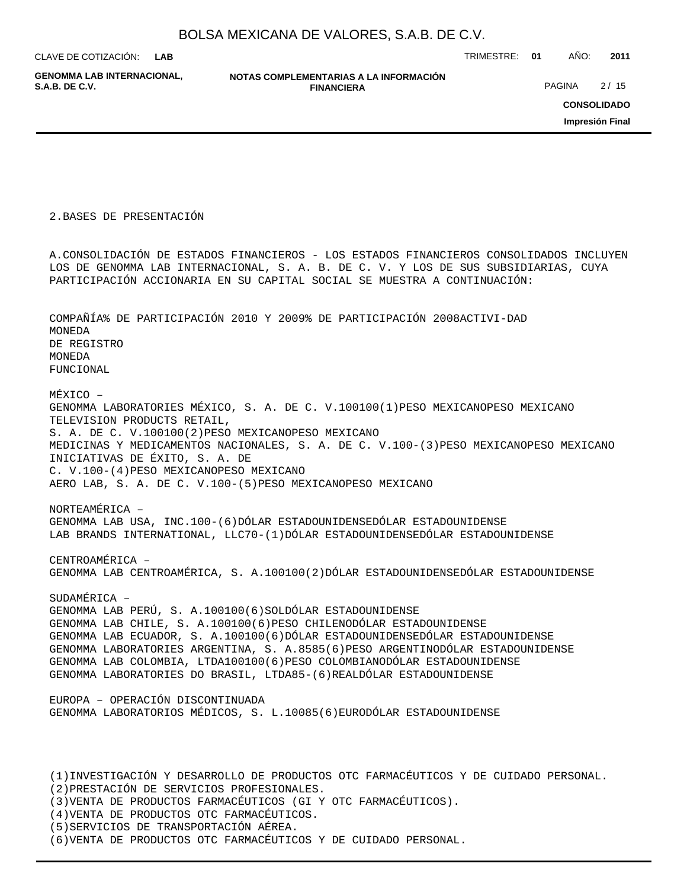2.BASES DE PRESENTACIÓN

A.CONSOLIDACIÓN DE ESTADOS FINANCIEROS - LOS ESTADOS FINANCIEROS CONSOLIDADOS INCLUYEN LOS DE GENOMMA LAB INTERNACIONAL, S. A. B. DE C. V. Y LOS DE SUS SUBSIDIARIAS, CUYA PARTICIPACIÓN ACCIONARIA EN SU CAPITAL SOCIAL SE MUESTRA A CONTINUACIÓN:

| COMPAÑÍA | % DE PARTICIPACIÓN 2010 Y 2009 | % DE PARTICIPACIÓN 2008 | ACTIVI-DAD | MONEDA DE REGISTRO | MONEDA FUNCIONAL |
|---|---|---|---|---|---|
| MÉXICO – | | | | | |
| GENOMMA LABORATORIES MÉXICO, S. A. DE C. V. | 100 | 100 | (1) | PESO MEXICANO | PESO MEXICANO |
| TELEVISION PRODUCTS RETAIL, S. A. DE C. V. | 100 | 100 | (2) | PESO MEXICANO | PESO MEXICANO |
| MEDICINAS Y MEDICAMENTOS NACIONALES, S. A. DE C. V. | 100 | - | (3) | PESO MEXICANO | PESO MEXICANO |
| INICIATIVAS DE ÉXITO, S. A. DE C. V. | 100 | - | (4) | PESO MEXICANO | PESO MEXICANO |
| AERO LAB, S. A. DE C. V. | 100 | - | (5) | PESO MEXICANO | PESO MEXICANO |
| NORTEAMÉRICA – | | | | | |
| GENOMMA LAB USA, INC. | 100 | - | (6) | DÓLAR ESTADOUNIDENSE | DÓLAR ESTADOUNIDENSE |
| LAB BRANDS INTERNATIONAL, LLC | 70 | - | (1) | DÓLAR ESTADOUNIDENSE | DÓLAR ESTADOUNIDENSE |
| CENTROAMÉRICA – | | | | | |
| GENOMMA LAB CENTROAMÉRICA, S. A. | 100 | 100 | (2) | DÓLAR ESTADOUNIDENSE | DÓLAR ESTADOUNIDENSE |
| SUDAMÉRICA – | | | | | |
| GENOMMA LAB PERÚ, S. A. | 100 | 100 | (6) | SOL | DÓLAR ESTADOUNIDENSE |
| GENOMMA LAB CHILE, S. A. | 100 | 100 | (6) | PESO CHILENO | DÓLAR ESTADOUNIDENSE |
| GENOMMA LAB ECUADOR, S. A. | 100 | 100 | (6) | DÓLAR ESTADOUNIDENSE | DÓLAR ESTADOUNIDENSE |
| GENOMMA LABORATORIES ARGENTINA, S. A. | 85 | 85 | (6) | PESO ARGENTINO | DÓLAR ESTADOUNIDENSE |
| GENOMMA LAB COLOMBIA, LTDA | 100 | 100 | (6) | PESO COLOMBIANO | DÓLAR ESTADOUNIDENSE |
| GENOMMA LABORATORIES DO BRASIL, LTDA | 85 | - | (6) | REAL | DÓLAR ESTADOUNIDENSE |
| EUROPA – OPERACIÓN DISCONTINUADA | | | | | |
| GENOMMA LABORATORIOS MÉDICOS, S. L. | 100 | 85 | (6) | EURO | DÓLAR ESTADOUNIDENSE |

(1)INVESTIGACIÓN Y DESARROLLO DE PRODUCTOS OTC FARMACÉUTICOS Y DE CUIDADO PERSONAL.
(2)PRESTACIÓN DE SERVICIOS PROFESIONALES.
(3)VENTA DE PRODUCTOS FARMACÉUTICOS (GI Y OTC FARMACÉUTICOS).
(4)VENTA DE PRODUCTOS OTC FARMACÉUTICOS.
(5)SERVICIOS DE TRANSPORTACIÓN AÉREA.
(6)VENTA DE PRODUCTOS OTC FARMACÉUTICOS Y DE CUIDADO PERSONAL.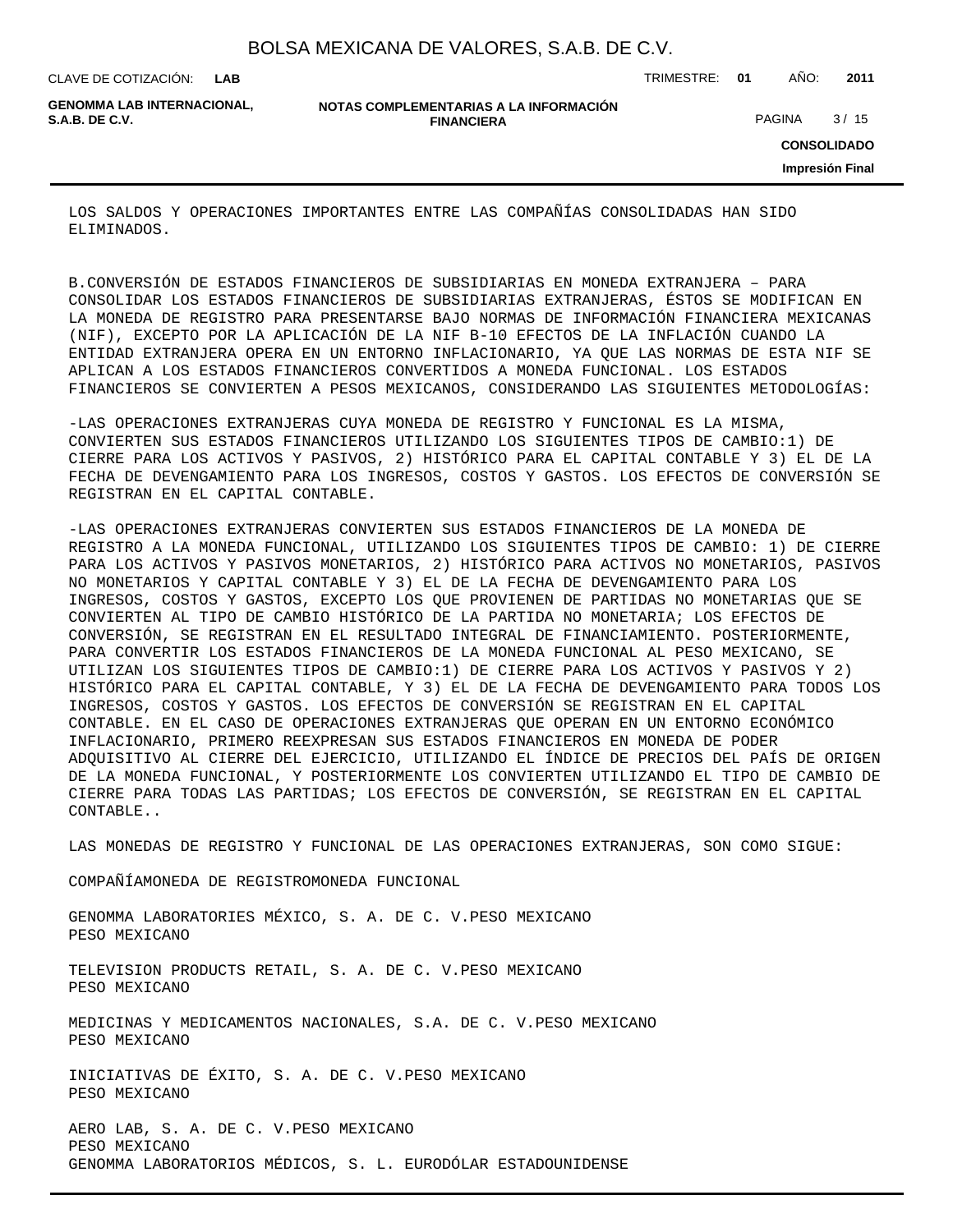LOS SALDOS Y OPERACIONES IMPORTANTES ENTRE LAS COMPAÑÍAS CONSOLIDADAS HAN SIDO ELIMINADOS.

B.CONVERSIÓN DE ESTADOS FINANCIEROS DE SUBSIDIARIAS EN MONEDA EXTRANJERA – PARA CONSOLIDAR LOS ESTADOS FINANCIEROS DE SUBSIDIARIAS EXTRANJERAS, ÉSTOS SE MODIFICAN EN LA MONEDA DE REGISTRO PARA PRESENTARSE BAJO NORMAS DE INFORMACIÓN FINANCIERA MEXICANAS (NIF), EXCEPTO POR LA APLICACIÓN DE LA NIF B-10 EFECTOS DE LA INFLACIÓN CUANDO LA ENTIDAD EXTRANJERA OPERA EN UN ENTORNO INFLACIONARIO, YA QUE LAS NORMAS DE ESTA NIF SE APLICAN A LOS ESTADOS FINANCIEROS CONVERTIDOS A MONEDA FUNCIONAL. LOS ESTADOS FINANCIEROS SE CONVIERTEN A PESOS MEXICANOS, CONSIDERANDO LAS SIGUIENTES METODOLOGÍAS:

-LAS OPERACIONES EXTRANJERAS CUYA MONEDA DE REGISTRO Y FUNCIONAL ES LA MISMA, CONVIERTEN SUS ESTADOS FINANCIEROS UTILIZANDO LOS SIGUIENTES TIPOS DE CAMBIO:1) DE CIERRE PARA LOS ACTIVOS Y PASIVOS, 2) HISTÓRICO PARA EL CAPITAL CONTABLE Y 3) EL DE LA FECHA DE DEVENGAMIENTO PARA LOS INGRESOS, COSTOS Y GASTOS. LOS EFECTOS DE CONVERSIÓN SE REGISTRAN EN EL CAPITAL CONTABLE.

-LAS OPERACIONES EXTRANJERAS CONVIERTEN SUS ESTADOS FINANCIEROS DE LA MONEDA DE REGISTRO A LA MONEDA FUNCIONAL, UTILIZANDO LOS SIGUIENTES TIPOS DE CAMBIO: 1) DE CIERRE PARA LOS ACTIVOS Y PASIVOS MONETARIOS, 2) HISTÓRICO PARA ACTIVOS NO MONETARIOS, PASIVOS NO MONETARIOS Y CAPITAL CONTABLE Y 3) EL DE LA FECHA DE DEVENGAMIENTO PARA LOS INGRESOS, COSTOS Y GASTOS, EXCEPTO LOS QUE PROVIENEN DE PARTIDAS NO MONETARIAS QUE SE CONVIERTEN AL TIPO DE CAMBIO HISTÓRICO DE LA PARTIDA NO MONETARIA; LOS EFECTOS DE CONVERSIÓN, SE REGISTRAN EN EL RESULTADO INTEGRAL DE FINANCIAMIENTO. POSTERIORMENTE, PARA CONVERTIR LOS ESTADOS FINANCIEROS DE LA MONEDA FUNCIONAL AL PESO MEXICANO, SE UTILIZAN LOS SIGUIENTES TIPOS DE CAMBIO:1) DE CIERRE PARA LOS ACTIVOS Y PASIVOS Y 2) HISTÓRICO PARA EL CAPITAL CONTABLE, Y 3) EL DE LA FECHA DE DEVENGAMIENTO PARA TODOS LOS INGRESOS, COSTOS Y GASTOS. LOS EFECTOS DE CONVERSIÓN SE REGISTRAN EN EL CAPITAL CONTABLE. EN EL CASO DE OPERACIONES EXTRANJERAS QUE OPERAN EN UN ENTORNO ECONÓMICO INFLACIONARIO, PRIMERO REEXPRESAN SUS ESTADOS FINANCIEROS EN MONEDA DE PODER ADQUISITIVO AL CIERRE DEL EJERCICIO, UTILIZANDO EL ÍNDICE DE PRECIOS DEL PAÍS DE ORIGEN DE LA MONEDA FUNCIONAL, Y POSTERIORMENTE LOS CONVIERTEN UTILIZANDO EL TIPO DE CAMBIO DE CIERRE PARA TODAS LAS PARTIDAS; LOS EFECTOS DE CONVERSIÓN, SE REGISTRAN EN EL CAPITAL CONTABLE..

LAS MONEDAS DE REGISTRO Y FUNCIONAL DE LAS OPERACIONES EXTRANJERAS, SON COMO SIGUE:

COMPAÑÍAMONEDA DE REGISTROMONEDA FUNCIONAL

GENOMMA LABORATORIES MÉXICO, S. A. DE C. V.PESO MEXICANO
PESO MEXICANO

TELEVISION PRODUCTS RETAIL, S. A. DE C. V.PESO MEXICANO
PESO MEXICANO

MEDICINAS Y MEDICAMENTOS NACIONALES, S.A. DE C. V.PESO MEXICANO
PESO MEXICANO

INICIATIVAS DE ÉXITO, S. A. DE C. V.PESO MEXICANO
PESO MEXICANO

AERO LAB, S. A. DE C. V.PESO MEXICANO
PESO MEXICANO
GENOMMA LABORATORIOS MÉDICOS, S. L. EURODÓLAR ESTADOUNIDENSE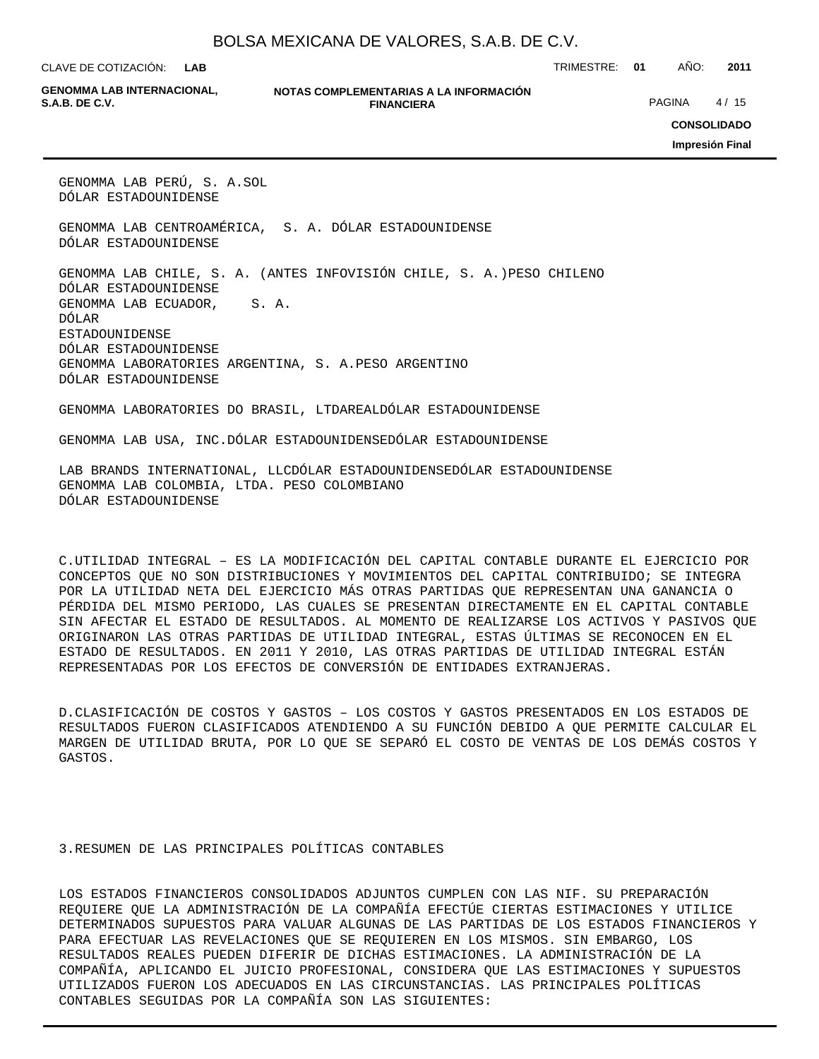GENOMMA LAB PERÚ, S. A.SOL
DÓLAR ESTADOUNIDENSE

GENOMMA LAB CENTROAMÉRICA, S. A. DÓLAR ESTADOUNIDENSE
DÓLAR ESTADOUNIDENSE

GENOMMA LAB CHILE, S. A. (ANTES INFOVISIÓN CHILE, S. A.)PESO CHILENO
DÓLAR ESTADOUNIDENSE
GENOMMA LAB ECUADOR, S. A.
DÓLAR
ESTADOUNIDENSE
DÓLAR ESTADOUNIDENSE
GENOMMA LABORATORIES ARGENTINA, S. A.PESO ARGENTINO
DÓLAR ESTADOUNIDENSE

GENOMMA LABORATORIES DO BRASIL, LTDAREALDÓLAR ESTADOUNIDENSE

GENOMMA LAB USA, INC.DÓLAR ESTADOUNIDENSEDÓLAR ESTADOUNIDENSE

LAB BRANDS INTERNATIONAL, LLCDÓLAR ESTADOUNIDENSEDÓLAR ESTADOUNIDENSE
GENOMMA LAB COLOMBIA, LTDA. PESO COLOMBIANO
DÓLAR ESTADOUNIDENSE

C.UTILIDAD INTEGRAL – ES LA MODIFICACIÓN DEL CAPITAL CONTABLE DURANTE EL EJERCICIO POR CONCEPTOS QUE NO SON DISTRIBUCIONES Y MOVIMIENTOS DEL CAPITAL CONTRIBUIDO; SE INTEGRA POR LA UTILIDAD NETA DEL EJERCICIO MÁS OTRAS PARTIDAS QUE REPRESENTAN UNA GANANCIA O PÉRDIDA DEL MISMO PERIODO, LAS CUALES SE PRESENTAN DIRECTAMENTE EN EL CAPITAL CONTABLE SIN AFECTAR EL ESTADO DE RESULTADOS. AL MOMENTO DE REALIZARSE LOS ACTIVOS Y PASIVOS QUE ORIGINARON LAS OTRAS PARTIDAS DE UTILIDAD INTEGRAL, ESTAS ÚLTIMAS SE RECONOCEN EN EL ESTADO DE RESULTADOS. EN 2011 Y 2010, LAS OTRAS PARTIDAS DE UTILIDAD INTEGRAL ESTÁN REPRESENTADAS POR LOS EFECTOS DE CONVERSIÓN DE ENTIDADES EXTRANJERAS.

D.CLASIFICACIÓN DE COSTOS Y GASTOS – LOS COSTOS Y GASTOS PRESENTADOS EN LOS ESTADOS DE RESULTADOS FUERON CLASIFICADOS ATENDIENDO A SU FUNCIÓN DEBIDO A QUE PERMITE CALCULAR EL MARGEN DE UTILIDAD BRUTA, POR LO QUE SE SEPARÓ EL COSTO DE VENTAS DE LOS DEMÁS COSTOS Y GASTOS.

3.RESUMEN DE LAS PRINCIPALES POLÍTICAS CONTABLES

LOS ESTADOS FINANCIEROS CONSOLIDADOS ADJUNTOS CUMPLEN CON LAS NIF. SU PREPARACIÓN REQUIERE QUE LA ADMINISTRACIÓN DE LA COMPAÑÍA EFECTÚE CIERTAS ESTIMACIONES Y UTILICE DETERMINADOS SUPUESTOS PARA VALUAR ALGUNAS DE LAS PARTIDAS DE LOS ESTADOS FINANCIEROS Y PARA EFECTUAR LAS REVELACIONES QUE SE REQUIEREN EN LOS MISMOS. SIN EMBARGO, LOS RESULTADOS REALES PUEDEN DIFERIR DE DICHAS ESTIMACIONES. LA ADMINISTRACIÓN DE LA COMPAÑÍA, APLICANDO EL JUICIO PROFESIONAL, CONSIDERA QUE LAS ESTIMACIONES Y SUPUESTOS UTILIZADOS FUERON LOS ADECUADOS EN LAS CIRCUNSTANCIAS. LAS PRINCIPALES POLÍTICAS CONTABLES SEGUIDAS POR LA COMPAÑÍA SON LAS SIGUIENTES: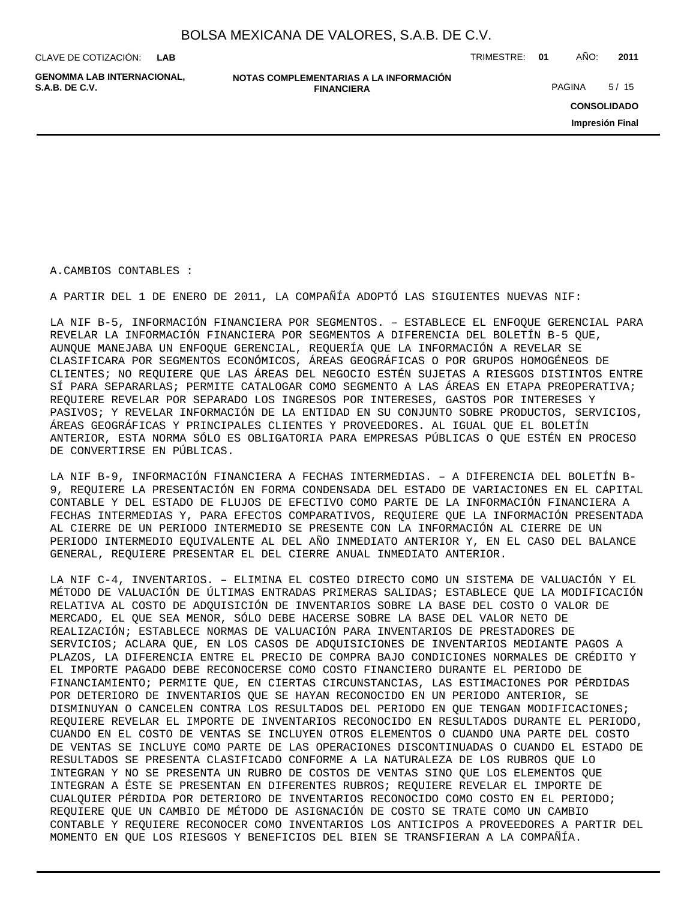A.CAMBIOS CONTABLES :

A PARTIR DEL 1 DE ENERO DE 2011, LA COMPAÑÍA ADOPTÓ LAS SIGUIENTES NUEVAS NIF:

LA NIF B-5, INFORMACIÓN FINANCIERA POR SEGMENTOS. – ESTABLECE EL ENFOQUE GERENCIAL PARA REVELAR LA INFORMACIÓN FINANCIERA POR SEGMENTOS A DIFERENCIA DEL BOLETÍN B-5 QUE, AUNQUE MANEJABA UN ENFOQUE GERENCIAL, REQUERÍA QUE LA INFORMACIÓN A REVELAR SE CLASIFICARA POR SEGMENTOS ECONÓMICOS, ÁREAS GEOGRÁFICAS O POR GRUPOS HOMOGÉNEOS DE CLIENTES; NO REQUIERE QUE LAS ÁREAS DEL NEGOCIO ESTÉN SUJETAS A RIESGOS DISTINTOS ENTRE SÍ PARA SEPARARLAS; PERMITE CATALOGAR COMO SEGMENTO A LAS ÁREAS EN ETAPA PREOPERATIVA; REQUIERE REVELAR POR SEPARADO LOS INGRESOS POR INTERESES, GASTOS POR INTERESES Y PASIVOS; Y REVELAR INFORMACIÓN DE LA ENTIDAD EN SU CONJUNTO SOBRE PRODUCTOS, SERVICIOS, ÁREAS GEOGRÁFICAS Y PRINCIPALES CLIENTES Y PROVEEDORES. AL IGUAL QUE EL BOLETÍN ANTERIOR, ESTA NORMA SÓLO ES OBLIGATORIA PARA EMPRESAS PÚBLICAS O QUE ESTÉN EN PROCESO DE CONVERTIRSE EN PÚBLICAS.

LA NIF B-9, INFORMACIÓN FINANCIERA A FECHAS INTERMEDIAS. – A DIFERENCIA DEL BOLETÍN B-9, REQUIERE LA PRESENTACIÓN EN FORMA CONDENSADA DEL ESTADO DE VARIACIONES EN EL CAPITAL CONTABLE Y DEL ESTADO DE FLUJOS DE EFECTIVO COMO PARTE DE LA INFORMACIÓN FINANCIERA A FECHAS INTERMEDIAS Y, PARA EFECTOS COMPARATIVOS, REQUIERE QUE LA INFORMACIÓN PRESENTADA AL CIERRE DE UN PERIODO INTERMEDIO SE PRESENTE CON LA INFORMACIÓN AL CIERRE DE UN PERIODO INTERMEDIO EQUIVALENTE AL DEL AÑO INMEDIATO ANTERIOR Y, EN EL CASO DEL BALANCE GENERAL, REQUIERE PRESENTAR EL DEL CIERRE ANUAL INMEDIATO ANTERIOR.

LA NIF C-4, INVENTARIOS. – ELIMINA EL COSTEO DIRECTO COMO UN SISTEMA DE VALUACIÓN Y EL MÉTODO DE VALUACIÓN DE ÚLTIMAS ENTRADAS PRIMERAS SALIDAS; ESTABLECE QUE LA MODIFICACIÓN RELATIVA AL COSTO DE ADQUISICIÓN DE INVENTARIOS SOBRE LA BASE DEL COSTO O VALOR DE MERCADO, EL QUE SEA MENOR, SÓLO DEBE HACERSE SOBRE LA BASE DEL VALOR NETO DE REALIZACIÓN; ESTABLECE NORMAS DE VALUACIÓN PARA INVENTARIOS DE PRESTADORES DE SERVICIOS; ACLARA QUE, EN LOS CASOS DE ADQUISICIONES DE INVENTARIOS MEDIANTE PAGOS A PLAZOS, LA DIFERENCIA ENTRE EL PRECIO DE COMPRA BAJO CONDICIONES NORMALES DE CRÉDITO Y EL IMPORTE PAGADO DEBE RECONOCERSE COMO COSTO FINANCIERO DURANTE EL PERIODO DE FINANCIAMIENTO; PERMITE QUE, EN CIERTAS CIRCUNSTANCIAS, LAS ESTIMACIONES POR PÉRDIDAS POR DETERIORO DE INVENTARIOS QUE SE HAYAN RECONOCIDO EN UN PERIODO ANTERIOR, SE DISMINUYAN O CANCELEN CONTRA LOS RESULTADOS DEL PERIODO EN QUE TENGAN MODIFICACIONES; REQUIERE REVELAR EL IMPORTE DE INVENTARIOS RECONOCIDO EN RESULTADOS DURANTE EL PERIODO, CUANDO EN EL COSTO DE VENTAS SE INCLUYEN OTROS ELEMENTOS O CUANDO UNA PARTE DEL COSTO DE VENTAS SE INCLUYE COMO PARTE DE LAS OPERACIONES DISCONTINUADAS O CUANDO EL ESTADO DE RESULTADOS SE PRESENTA CLASIFICADO CONFORME A LA NATURALEZA DE LOS RUBROS QUE LO INTEGRAN Y NO SE PRESENTA UN RUBRO DE COSTOS DE VENTAS SINO QUE LOS ELEMENTOS QUE INTEGRAN A ÉSTE SE PRESENTAN EN DIFERENTES RUBROS; REQUIERE REVELAR EL IMPORTE DE CUALQUIER PÉRDIDA POR DETERIORO DE INVENTARIOS RECONOCIDO COMO COSTO EN EL PERIODO; REQUIERE QUE UN CAMBIO DE MÉTODO DE ASIGNACIÓN DE COSTO SE TRATE COMO UN CAMBIO CONTABLE Y REQUIERE RECONOCER COMO INVENTARIOS LOS ANTICIPOS A PROVEEDORES A PARTIR DEL MOMENTO EN QUE LOS RIESGOS Y BENEFICIOS DEL BIEN SE TRANSFIERAN A LA COMPAÑÍA.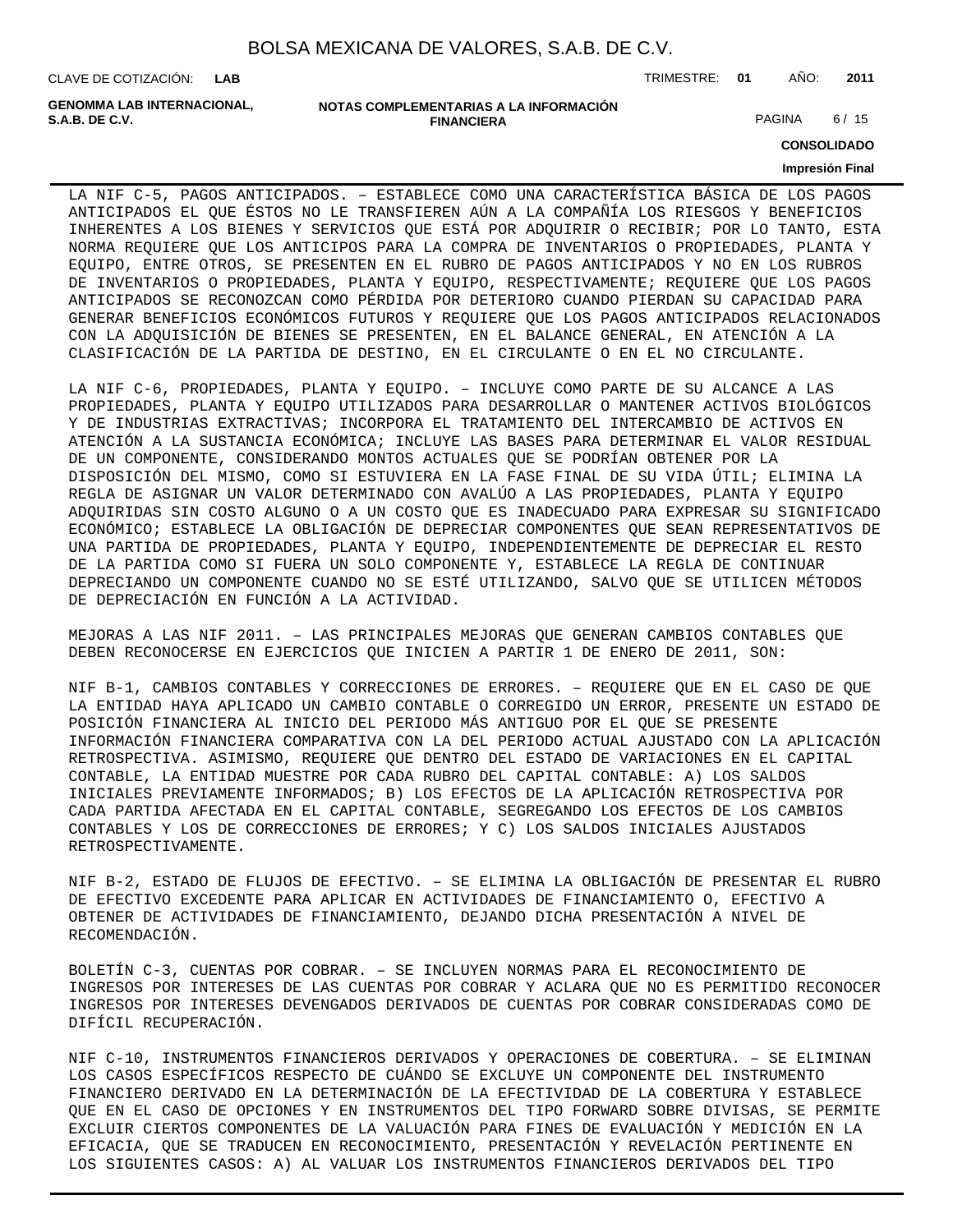LA NIF C-5, PAGOS ANTICIPADOS. – ESTABLECE COMO UNA CARACTERÍSTICA BÁSICA DE LOS PAGOS ANTICIPADOS EL QUE ÉSTOS NO LE TRANSFIEREN AÚN A LA COMPAÑÍA LOS RIESGOS Y BENEFICIOS INHERENTES A LOS BIENES Y SERVICIOS QUE ESTÁ POR ADQUIRIR O RECIBIR; POR LO TANTO, ESTA NORMA REQUIERE QUE LOS ANTICIPOS PARA LA COMPRA DE INVENTARIOS O PROPIEDADES, PLANTA Y EQUIPO, ENTRE OTROS, SE PRESENTEN EN EL RUBRO DE PAGOS ANTICIPADOS Y NO EN LOS RUBROS DE INVENTARIOS O PROPIEDADES, PLANTA Y EQUIPO, RESPECTIVAMENTE; REQUIERE QUE LOS PAGOS ANTICIPADOS SE RECONOZCAN COMO PÉRDIDA POR DETERIORO CUANDO PIERDAN SU CAPACIDAD PARA GENERAR BENEFICIOS ECONÓMICOS FUTUROS Y REQUIERE QUE LOS PAGOS ANTICIPADOS RELACIONADOS CON LA ADQUISICIÓN DE BIENES SE PRESENTEN, EN EL BALANCE GENERAL, EN ATENCIÓN A LA CLASIFICACIÓN DE LA PARTIDA DE DESTINO, EN EL CIRCULANTE O EN EL NO CIRCULANTE.

LA NIF C-6, PROPIEDADES, PLANTA Y EQUIPO. – INCLUYE COMO PARTE DE SU ALCANCE A LAS PROPIEDADES, PLANTA Y EQUIPO UTILIZADOS PARA DESARROLLAR O MANTENER ACTIVOS BIOLÓGICOS Y DE INDUSTRIAS EXTRACTIVAS; INCORPORA EL TRATAMIENTO DEL INTERCAMBIO DE ACTIVOS EN ATENCIÓN A LA SUSTANCIA ECONÓMICA; INCLUYE LAS BASES PARA DETERMINAR EL VALOR RESIDUAL DE UN COMPONENTE, CONSIDERANDO MONTOS ACTUALES QUE SE PODRÍAN OBTENER POR LA DISPOSICIÓN DEL MISMO, COMO SI ESTUVIERA EN LA FASE FINAL DE SU VIDA ÚTIL; ELIMINA LA REGLA DE ASIGNAR UN VALOR DETERMINADO CON AVALÚO A LAS PROPIEDADES, PLANTA Y EQUIPO ADQUIRIDAS SIN COSTO ALGUNO O A UN COSTO QUE ES INADECUADO PARA EXPRESAR SU SIGNIFICADO ECONÓMICO; ESTABLECE LA OBLIGACIÓN DE DEPRECIAR COMPONENTES QUE SEAN REPRESENTATIVOS DE UNA PARTIDA DE PROPIEDADES, PLANTA Y EQUIPO, INDEPENDIENTEMENTE DE DEPRECIAR EL RESTO DE LA PARTIDA COMO SI FUERA UN SOLO COMPONENTE Y, ESTABLECE LA REGLA DE CONTINUAR DEPRECIANDO UN COMPONENTE CUANDO NO SE ESTÉ UTILIZANDO, SALVO QUE SE UTILICEN MÉTODOS DE DEPRECIACIÓN EN FUNCIÓN A LA ACTIVIDAD.

MEJORAS A LAS NIF 2011. – LAS PRINCIPALES MEJORAS QUE GENERAN CAMBIOS CONTABLES QUE DEBEN RECONOCERSE EN EJERCICIOS QUE INICIEN A PARTIR 1 DE ENERO DE 2011, SON:

NIF B-1, CAMBIOS CONTABLES Y CORRECCIONES DE ERRORES. – REQUIERE QUE EN EL CASO DE QUE LA ENTIDAD HAYA APLICADO UN CAMBIO CONTABLE O CORREGIDO UN ERROR, PRESENTE UN ESTADO DE POSICIÓN FINANCIERA AL INICIO DEL PERIODO MÁS ANTIGUO POR EL QUE SE PRESENTE INFORMACIÓN FINANCIERA COMPARATIVA CON LA DEL PERIODO ACTUAL AJUSTADO CON LA APLICACIÓN RETROSPECTIVA. ASIMISMO, REQUIERE QUE DENTRO DEL ESTADO DE VARIACIONES EN EL CAPITAL CONTABLE, LA ENTIDAD MUESTRE POR CADA RUBRO DEL CAPITAL CONTABLE: A) LOS SALDOS INICIALES PREVIAMENTE INFORMADOS; B) LOS EFECTOS DE LA APLICACIÓN RETROSPECTIVA POR CADA PARTIDA AFECTADA EN EL CAPITAL CONTABLE, SEGREGANDO LOS EFECTOS DE LOS CAMBIOS CONTABLES Y LOS DE CORRECCIONES DE ERRORES; Y C) LOS SALDOS INICIALES AJUSTADOS RETROSPECTIVAMENTE.

NIF B-2, ESTADO DE FLUJOS DE EFECTIVO. – SE ELIMINA LA OBLIGACIÓN DE PRESENTAR EL RUBRO DE EFECTIVO EXCEDENTE PARA APLICAR EN ACTIVIDADES DE FINANCIAMIENTO O, EFECTIVO A OBTENER DE ACTIVIDADES DE FINANCIAMIENTO, DEJANDO DICHA PRESENTACIÓN A NIVEL DE RECOMENDACIÓN.

BOLETÍN C-3, CUENTAS POR COBRAR. – SE INCLUYEN NORMAS PARA EL RECONOCIMIENTO DE INGRESOS POR INTERESES DE LAS CUENTAS POR COBRAR Y ACLARA QUE NO ES PERMITIDO RECONOCER INGRESOS POR INTERESES DEVENGADOS DERIVADOS DE CUENTAS POR COBRAR CONSIDERADAS COMO DE DIFÍCIL RECUPERACIÓN.

NIF C-10, INSTRUMENTOS FINANCIEROS DERIVADOS Y OPERACIONES DE COBERTURA. – SE ELIMINAN LOS CASOS ESPECÍFICOS RESPECTO DE CUÁNDO SE EXCLUYE UN COMPONENTE DEL INSTRUMENTO FINANCIERO DERIVADO EN LA DETERMINACIÓN DE LA EFECTIVIDAD DE LA COBERTURA Y ESTABLECE QUE EN EL CASO DE OPCIONES Y EN INSTRUMENTOS DEL TIPO FORWARD SOBRE DIVISAS, SE PERMITE EXCLUIR CIERTOS COMPONENTES DE LA VALUACIÓN PARA FINES DE EVALUACIÓN Y MEDICIÓN EN LA EFICACIA, QUE SE TRADUCEN EN RECONOCIMIENTO, PRESENTACIÓN Y REVELACIÓN PERTINENTE EN LOS SIGUIENTES CASOS: A) AL VALUAR LOS INSTRUMENTOS FINANCIEROS DERIVADOS DEL TIPO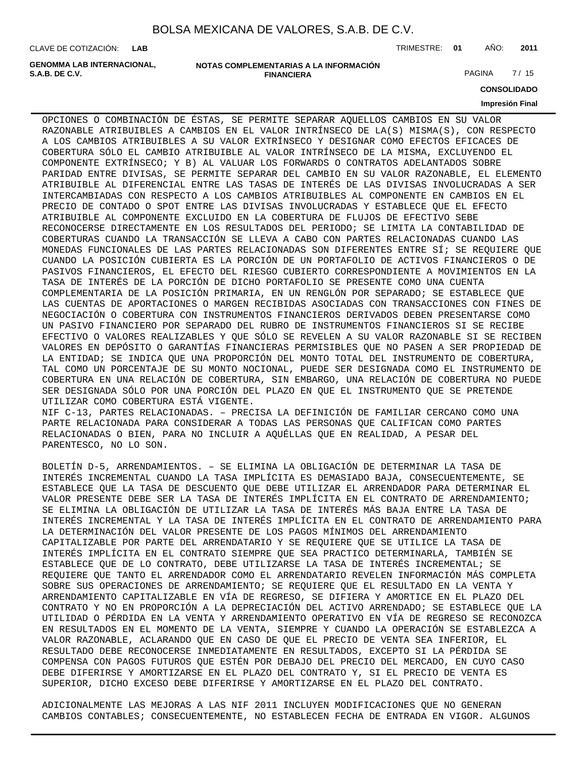OPCIONES O COMBINACIÓN DE ÉSTAS, SE PERMITE SEPARAR AQUELLOS CAMBIOS EN SU VALOR RAZONABLE ATRIBUIBLES A CAMBIOS EN EL VALOR INTRÍNSECO DE LA(S) MISMA(S), CON RESPECTO A LOS CAMBIOS ATRIBUIBLES A SU VALOR EXTRÍNSECO Y DESIGNAR COMO EFECTOS EFICACES DE COBERTURA SÓLO EL CAMBIO ATRIBUIBLE AL VALOR INTRÍNSECO DE LA MISMA, EXCLUYENDO EL COMPONENTE EXTRÍNSECO; Y B) AL VALUAR LOS FORWARDS O CONTRATOS ADELANTADOS SOBRE PARIDAD ENTRE DIVISAS, SE PERMITE SEPARAR DEL CAMBIO EN SU VALOR RAZONABLE, EL ELEMENTO ATRIBUIBLE AL DIFERENCIAL ENTRE LAS TASAS DE INTERÉS DE LAS DIVISAS INVOLUCRADAS A SER INTERCAMBIADAS CON RESPECTO A LOS CAMBIOS ATRIBUIBLES AL COMPONENTE EN CAMBIOS EN EL PRECIO DE CONTADO O SPOT ENTRE LAS DIVISAS INVOLUCRADAS Y ESTABLECE QUE EL EFECTO ATRIBUIBLE AL COMPONENTE EXCLUIDO EN LA COBERTURA DE FLUJOS DE EFECTIVO SEBE RECONOCERSE DIRECTAMENTE EN LOS RESULTADOS DEL PERIODO; SE LIMITA LA CONTABILIDAD DE COBERTURAS CUANDO LA TRANSACCIÓN SE LLEVA A CABO CON PARTES RELACIONADAS CUANDO LAS MONEDAS FUNCIONALES DE LAS PARTES RELACIONADAS SON DIFERENTES ENTRE SÍ; SE REQUIERE QUE CUANDO LA POSICIÓN CUBIERTA ES LA PORCIÓN DE UN PORTAFOLIO DE ACTIVOS FINANCIEROS O DE PASIVOS FINANCIEROS, EL EFECTO DEL RIESGO CUBIERTO CORRESPONDIENTE A MOVIMIENTOS EN LA TASA DE INTERÉS DE LA PORCIÓN DE DICHO PORTAFOLIO SE PRESENTE COMO UNA CUENTA COMPLEMENTARIA DE LA POSICIÓN PRIMARIA, EN UN RENGLÓN POR SEPARADO; SE ESTABLECE QUE LAS CUENTAS DE APORTACIONES O MARGEN RECIBIDAS ASOCIADAS CON TRANSACCIONES CON FINES DE NEGOCIACIÓN O COBERTURA CON INSTRUMENTOS FINANCIEROS DERIVADOS DEBEN PRESENTARSE COMO UN PASIVO FINANCIERO POR SEPARADO DEL RUBRO DE INSTRUMENTOS FINANCIEROS SI SE RECIBE EFECTIVO O VALORES REALIZABLES Y QUE SÓLO SE REVELEN A SU VALOR RAZONABLE SI SE RECIBEN VALORES EN DEPÓSITO O GARANTÍAS FINANCIERAS PERMISIBLES QUE NO PASEN A SER PROPIEDAD DE LA ENTIDAD; SE INDICA QUE UNA PROPORCIÓN DEL MONTO TOTAL DEL INSTRUMENTO DE COBERTURA, TAL COMO UN PORCENTAJE DE SU MONTO NOCIONAL, PUEDE SER DESIGNADA COMO EL INSTRUMENTO DE COBERTURA EN UNA RELACIÓN DE COBERTURA, SIN EMBARGO, UNA RELACIÓN DE COBERTURA NO PUEDE SER DESIGNADA SÓLO POR UNA PORCIÓN DEL PLAZO EN QUE EL INSTRUMENTO QUE SE PRETENDE UTILIZAR COMO COBERTURA ESTÁ VIGENTE.

NIF C-13, PARTES RELACIONADAS. – PRECISA LA DEFINICIÓN DE FAMILIAR CERCANO COMO UNA PARTE RELACIONADA PARA CONSIDERAR A TODAS LAS PERSONAS QUE CALIFICAN COMO PARTES RELACIONADAS O BIEN, PARA NO INCLUIR A AQUÉLLAS QUE EN REALIDAD, A PESAR DEL PARENTESCO, NO LO SON.

BOLETÍN D-5, ARRENDAMIENTOS. – SE ELIMINA LA OBLIGACIÓN DE DETERMINAR LA TASA DE INTERÉS INCREMENTAL CUANDO LA TASA IMPLÍCITA ES DEMASIADO BAJA, CONSECUENTEMENTE, SE ESTABLECE QUE LA TASA DE DESCUENTO QUE DEBE UTILIZAR EL ARRENDADOR PARA DETERMINAR EL VALOR PRESENTE DEBE SER LA TASA DE INTERÉS IMPLÍCITA EN EL CONTRATO DE ARRENDAMIENTO; SE ELIMINA LA OBLIGACIÓN DE UTILIZAR LA TASA DE INTERÉS MÁS BAJA ENTRE LA TASA DE INTERÉS INCREMENTAL Y LA TASA DE INTERÉS IMPLÍCITA EN EL CONTRATO DE ARRENDAMIENTO PARA LA DETERMINACIÓN DEL VALOR PRESENTE DE LOS PAGOS MÍNIMOS DEL ARRENDAMIENTO CAPITALIZABLE POR PARTE DEL ARRENDATARIO Y SE REQUIERE QUE SE UTILICE LA TASA DE INTERÉS IMPLÍCITA EN EL CONTRATO SIEMPRE QUE SEA PRACTICO DETERMINARLA, TAMBIÉN SE ESTABLECE QUE DE LO CONTRATO, DEBE UTILIZARSE LA TASA DE INTERÉS INCREMENTAL; SE REQUIERE QUE TANTO EL ARRENDADOR COMO EL ARRENDATARIO REVELEN INFORMACIÓN MÁS COMPLETA SOBRE SUS OPERACIONES DE ARRENDAMIENTO; SE REQUIERE QUE EL RESULTADO EN LA VENTA Y ARRENDAMIENTO CAPITALIZABLE EN VÍA DE REGRESO, SE DIFIERA Y AMORTICE EN EL PLAZO DEL CONTRATO Y NO EN PROPORCIÓN A LA DEPRECIACIÓN DEL ACTIVO ARRENDADO; SE ESTABLECE QUE LA UTILIDAD O PÉRDIDA EN LA VENTA Y ARRENDAMIENTO OPERATIVO EN VÍA DE REGRESO SE RECONOZCA EN RESULTADOS EN EL MOMENTO DE LA VENTA, SIEMPRE Y CUANDO LA OPERACIÓN SE ESTABLEZCA A VALOR RAZONABLE, ACLARANDO QUE EN CASO DE QUE EL PRECIO DE VENTA SEA INFERIOR, EL RESULTADO DEBE RECONOCERSE INMEDIATAMENTE EN RESULTADOS, EXCEPTO SI LA PÉRDIDA SE COMPENSA CON PAGOS FUTUROS QUE ESTÉN POR DEBAJO DEL PRECIO DEL MERCADO, EN CUYO CASO DEBE DIFERIRSE Y AMORTIZARSE EN EL PLAZO DEL CONTRATO Y, SI EL PRECIO DE VENTA ES SUPERIOR, DICHO EXCESO DEBE DIFERIRSE Y AMORTIZARSE EN EL PLAZO DEL CONTRATO.

ADICIONALMENTE LAS MEJORAS A LAS NIF 2011 INCLUYEN MODIFICACIONES QUE NO GENERAN CAMBIOS CONTABLES; CONSECUENTEMENTE, NO ESTABLECEN FECHA DE ENTRADA EN VIGOR. ALGUNOS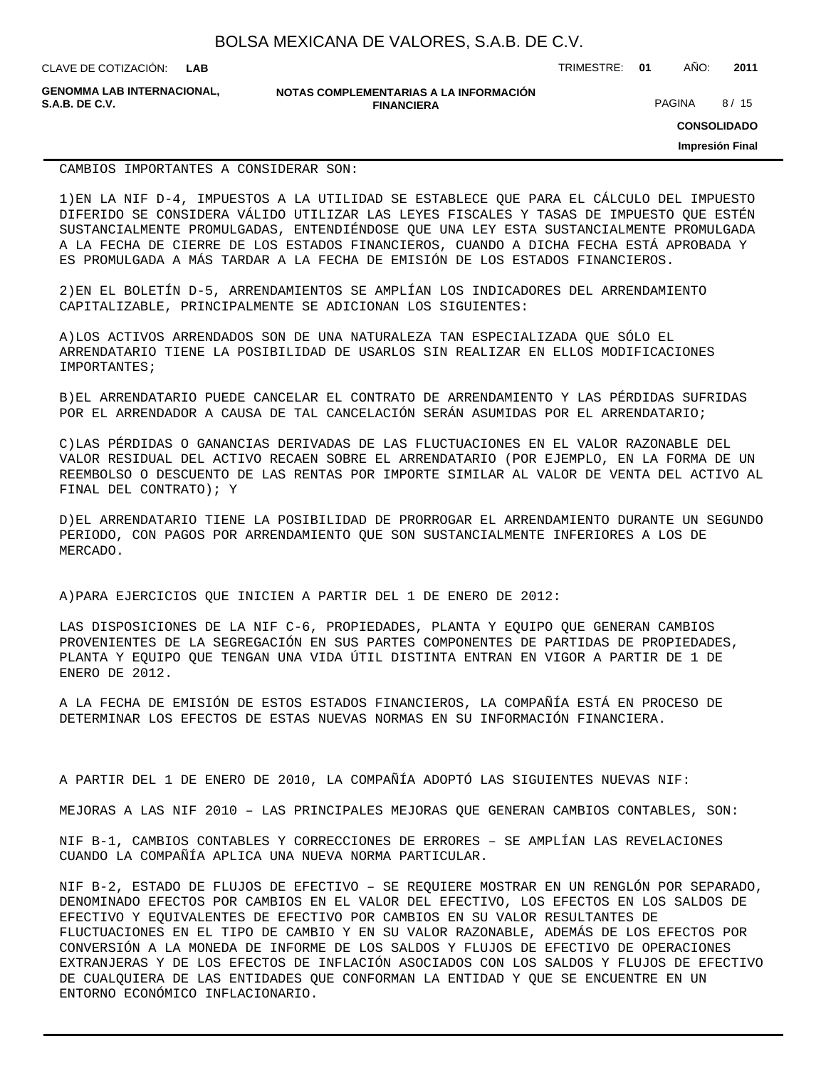CAMBIOS IMPORTANTES A CONSIDERAR SON:

1)EN LA NIF D-4, IMPUESTOS A LA UTILIDAD SE ESTABLECE QUE PARA EL CÁLCULO DEL IMPUESTO DIFERIDO SE CONSIDERA VÁLIDO UTILIZAR LAS LEYES FISCALES Y TASAS DE IMPUESTO QUE ESTÉN SUSTANCIALMENTE PROMULGADAS, ENTENDIÉNDOSE QUE UNA LEY ESTA SUSTANCIALMENTE PROMULGADA A LA FECHA DE CIERRE DE LOS ESTADOS FINANCIEROS, CUANDO A DICHA FECHA ESTÁ APROBADA Y ES PROMULGADA A MÁS TARDAR A LA FECHA DE EMISIÓN DE LOS ESTADOS FINANCIEROS.

2)EN EL BOLETÍN D-5, ARRENDAMIENTOS SE AMPLÍAN LOS INDICADORES DEL ARRENDAMIENTO CAPITALIZABLE, PRINCIPALMENTE SE ADICIONAN LOS SIGUIENTES:

A)LOS ACTIVOS ARRENDADOS SON DE UNA NATURALEZA TAN ESPECIALIZADA QUE SÓLO EL ARRENDATARIO TIENE LA POSIBILIDAD DE USARLOS SIN REALIZAR EN ELLOS MODIFICACIONES IMPORTANTES;

B)EL ARRENDATARIO PUEDE CANCELAR EL CONTRATO DE ARRENDAMIENTO Y LAS PÉRDIDAS SUFRIDAS POR EL ARRENDADOR A CAUSA DE TAL CANCELACIÓN SERÁN ASUMIDAS POR EL ARRENDATARIO;

C)LAS PÉRDIDAS O GANANCIAS DERIVADAS DE LAS FLUCTUACIONES EN EL VALOR RAZONABLE DEL VALOR RESIDUAL DEL ACTIVO RECAEN SOBRE EL ARRENDATARIO (POR EJEMPLO, EN LA FORMA DE UN REEMBOLSO O DESCUENTO DE LAS RENTAS POR IMPORTE SIMILAR AL VALOR DE VENTA DEL ACTIVO AL FINAL DEL CONTRATO); Y

D)EL ARRENDATARIO TIENE LA POSIBILIDAD DE PRORROGAR EL ARRENDAMIENTO DURANTE UN SEGUNDO PERIODO, CON PAGOS POR ARRENDAMIENTO QUE SON SUSTANCIALMENTE INFERIORES A LOS DE MERCADO.

A)PARA EJERCICIOS QUE INICIEN A PARTIR DEL 1 DE ENERO DE 2012:

LAS DISPOSICIONES DE LA NIF C-6, PROPIEDADES, PLANTA Y EQUIPO QUE GENERAN CAMBIOS PROVENIENTES DE LA SEGREGACIÓN EN SUS PARTES COMPONENTES DE PARTIDAS DE PROPIEDADES, PLANTA Y EQUIPO QUE TENGAN UNA VIDA ÚTIL DISTINTA ENTRAN EN VIGOR A PARTIR DE 1 DE ENERO DE 2012.

A LA FECHA DE EMISIÓN DE ESTOS ESTADOS FINANCIEROS, LA COMPAÑÍA ESTÁ EN PROCESO DE DETERMINAR LOS EFECTOS DE ESTAS NUEVAS NORMAS EN SU INFORMACIÓN FINANCIERA.

A PARTIR DEL 1 DE ENERO DE 2010, LA COMPAÑÍA ADOPTÓ LAS SIGUIENTES NUEVAS NIF:

MEJORAS A LAS NIF 2010 – LAS PRINCIPALES MEJORAS QUE GENERAN CAMBIOS CONTABLES, SON:

NIF B-1, CAMBIOS CONTABLES Y CORRECCIONES DE ERRORES – SE AMPLÍAN LAS REVELACIONES CUANDO LA COMPAÑÍA APLICA UNA NUEVA NORMA PARTICULAR.

NIF B-2, ESTADO DE FLUJOS DE EFECTIVO – SE REQUIERE MOSTRAR EN UN RENGLÓN POR SEPARADO, DENOMINADO EFECTOS POR CAMBIOS EN EL VALOR DEL EFECTIVO, LOS EFECTOS EN LOS SALDOS DE EFECTIVO Y EQUIVALENTES DE EFECTIVO POR CAMBIOS EN SU VALOR RESULTANTES DE FLUCTUACIONES EN EL TIPO DE CAMBIO Y EN SU VALOR RAZONABLE, ADEMÁS DE LOS EFECTOS POR CONVERSIÓN A LA MONEDA DE INFORME DE LOS SALDOS Y FLUJOS DE EFECTIVO DE OPERACIONES EXTRANJERAS Y DE LOS EFECTOS DE INFLACIÓN ASOCIADOS CON LOS SALDOS Y FLUJOS DE EFECTIVO DE CUALQUIERA DE LAS ENTIDADES QUE CONFORMAN LA ENTIDAD Y QUE SE ENCUENTRE EN UN ENTORNO ECONÓMICO INFLACIONARIO.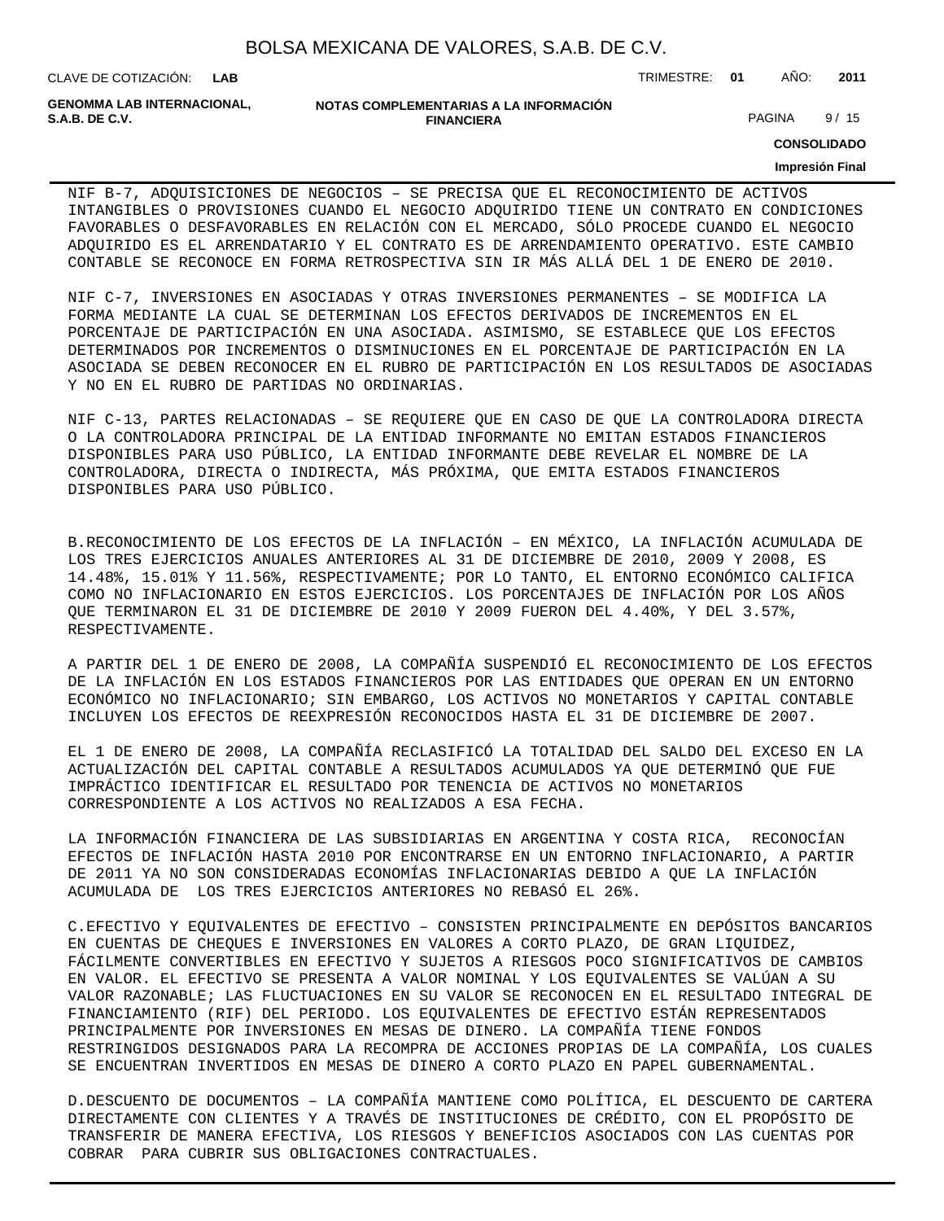NIF B-7, ADQUISICIONES DE NEGOCIOS – SE PRECISA QUE EL RECONOCIMIENTO DE ACTIVOS INTANGIBLES O PROVISIONES CUANDO EL NEGOCIO ADQUIRIDO TIENE UN CONTRATO EN CONDICIONES FAVORABLES O DESFAVORABLES EN RELACIÓN CON EL MERCADO, SÓLO PROCEDE CUANDO EL NEGOCIO ADQUIRIDO ES EL ARRENDATARIO Y EL CONTRATO ES DE ARRENDAMIENTO OPERATIVO. ESTE CAMBIO CONTABLE SE RECONOCE EN FORMA RETROSPECTIVA SIN IR MÁS ALLÁ DEL 1 DE ENERO DE 2010.

NIF C-7, INVERSIONES EN ASOCIADAS Y OTRAS INVERSIONES PERMANENTES – SE MODIFICA LA FORMA MEDIANTE LA CUAL SE DETERMINAN LOS EFECTOS DERIVADOS DE INCREMENTOS EN EL PORCENTAJE DE PARTICIPACIÓN EN UNA ASOCIADA. ASIMISMO, SE ESTABLECE QUE LOS EFECTOS DETERMINADOS POR INCREMENTOS O DISMINUCIONES EN EL PORCENTAJE DE PARTICIPACIÓN EN LA ASOCIADA SE DEBEN RECONOCER EN EL RUBRO DE PARTICIPACIÓN EN LOS RESULTADOS DE ASOCIADAS Y NO EN EL RUBRO DE PARTIDAS NO ORDINARIAS.

NIF C-13, PARTES RELACIONADAS – SE REQUIERE QUE EN CASO DE QUE LA CONTROLADORA DIRECTA O LA CONTROLADORA PRINCIPAL DE LA ENTIDAD INFORMANTE NO EMITAN ESTADOS FINANCIEROS DISPONIBLES PARA USO PÚBLICO, LA ENTIDAD INFORMANTE DEBE REVELAR EL NOMBRE DE LA CONTROLADORA, DIRECTA O INDIRECTA, MÁS PRÓXIMA, QUE EMITA ESTADOS FINANCIEROS DISPONIBLES PARA USO PÚBLICO.

B.RECONOCIMIENTO DE LOS EFECTOS DE LA INFLACIÓN – EN MÉXICO, LA INFLACIÓN ACUMULADA DE LOS TRES EJERCICIOS ANUALES ANTERIORES AL 31 DE DICIEMBRE DE 2010, 2009 Y 2008, ES 14.48%, 15.01% Y 11.56%, RESPECTIVAMENTE; POR LO TANTO, EL ENTORNO ECONÓMICO CALIFICA COMO NO INFLACIONARIO EN ESTOS EJERCICIOS. LOS PORCENTAJES DE INFLACIÓN POR LOS AÑOS QUE TERMINARON EL 31 DE DICIEMBRE DE 2010 Y 2009 FUERON DEL 4.40%, Y DEL 3.57%, RESPECTIVAMENTE.

A PARTIR DEL 1 DE ENERO DE 2008, LA COMPAÑÍA SUSPENDIÓ EL RECONOCIMIENTO DE LOS EFECTOS DE LA INFLACIÓN EN LOS ESTADOS FINANCIEROS POR LAS ENTIDADES QUE OPERAN EN UN ENTORNO ECONÓMICO NO INFLACIONARIO; SIN EMBARGO, LOS ACTIVOS NO MONETARIOS Y CAPITAL CONTABLE INCLUYEN LOS EFECTOS DE REEXPRESIÓN RECONOCIDOS HASTA EL 31 DE DICIEMBRE DE 2007.

EL 1 DE ENERO DE 2008, LA COMPAÑÍA RECLASIFICÓ LA TOTALIDAD DEL SALDO DEL EXCESO EN LA ACTUALIZACIÓN DEL CAPITAL CONTABLE A RESULTADOS ACUMULADOS YA QUE DETERMINÓ QUE FUE IMPRÁCTICO IDENTIFICAR EL RESULTADO POR TENENCIA DE ACTIVOS NO MONETARIOS CORRESPONDIENTE A LOS ACTIVOS NO REALIZADOS A ESA FECHA.

LA INFORMACIÓN FINANCIERA DE LAS SUBSIDIARIAS EN ARGENTINA Y COSTA RICA, RECONOCÍAN EFECTOS DE INFLACIÓN HASTA 2010 POR ENCONTRARSE EN UN ENTORNO INFLACIONARIO, A PARTIR DE 2011 YA NO SON CONSIDERADAS ECONOMÍAS INFLACIONARIAS DEBIDO A QUE LA INFLACIÓN ACUMULADA DE LOS TRES EJERCICIOS ANTERIORES NO REBASÓ EL 26%.

C.EFECTIVO Y EQUIVALENTES DE EFECTIVO – CONSISTEN PRINCIPALMENTE EN DEPÓSITOS BANCARIOS EN CUENTAS DE CHEQUES E INVERSIONES EN VALORES A CORTO PLAZO, DE GRAN LIQUIDEZ, FÁCILMENTE CONVERTIBLES EN EFECTIVO Y SUJETOS A RIESGOS POCO SIGNIFICATIVOS DE CAMBIOS EN VALOR. EL EFECTIVO SE PRESENTA A VALOR NOMINAL Y LOS EQUIVALENTES SE VALÚAN A SU VALOR RAZONABLE; LAS FLUCTUACIONES EN SU VALOR SE RECONOCEN EN EL RESULTADO INTEGRAL DE FINANCIAMIENTO (RIF) DEL PERIODO. LOS EQUIVALENTES DE EFECTIVO ESTÁN REPRESENTADOS PRINCIPALMENTE POR INVERSIONES EN MESAS DE DINERO. LA COMPAÑÍA TIENE FONDOS RESTRINGIDOS DESIGNADOS PARA LA RECOMPRA DE ACCIONES PROPIAS DE LA COMPAÑÍA, LOS CUALES SE ENCUENTRAN INVERTIDOS EN MESAS DE DINERO A CORTO PLAZO EN PAPEL GUBERNAMENTAL.

D.DESCUENTO DE DOCUMENTOS – LA COMPAÑÍA MANTIENE COMO POLÍTICA, EL DESCUENTO DE CARTERA DIRECTAMENTE CON CLIENTES Y A TRAVÉS DE INSTITUCIONES DE CRÉDITO, CON EL PROPÓSITO DE TRANSFERIR DE MANERA EFECTIVA, LOS RIESGOS Y BENEFICIOS ASOCIADOS CON LAS CUENTAS POR COBRAR PARA CUBRIR SUS OBLIGACIONES CONTRACTUALES.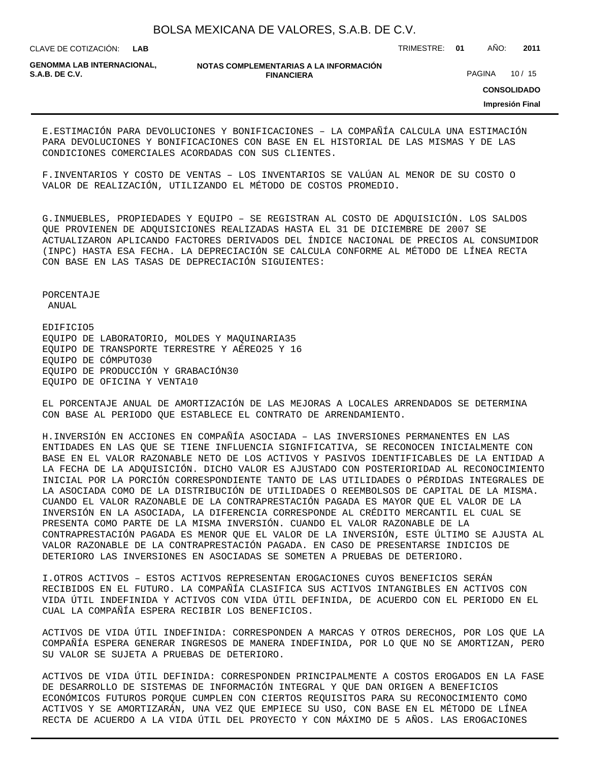E.ESTIMACIÓN PARA DEVOLUCIONES Y BONIFICACIONES – LA COMPAÑÍA CALCULA UNA ESTIMACIÓN PARA DEVOLUCIONES Y BONIFICACIONES CON BASE EN EL HISTORIAL DE LAS MISMAS Y DE LAS CONDICIONES COMERCIALES ACORDADAS CON SUS CLIENTES.

F.INVENTARIOS Y COSTO DE VENTAS – LOS INVENTARIOS SE VALÚAN AL MENOR DE SU COSTO O VALOR DE REALIZACIÓN, UTILIZANDO EL MÉTODO DE COSTOS PROMEDIO.

G.INMUEBLES, PROPIEDADES Y EQUIPO – SE REGISTRAN AL COSTO DE ADQUISICIÓN. LOS SALDOS QUE PROVIENEN DE ADQUISICIONES REALIZADAS HASTA EL 31 DE DICIEMBRE DE 2007 SE ACTUALIZARON APLICANDO FACTORES DERIVADOS DEL ÍNDICE NACIONAL DE PRECIOS AL CONSUMIDOR (INPC) HASTA ESA FECHA. LA DEPRECIACIÓN SE CALCULA CONFORME AL MÉTODO DE LÍNEA RECTA CON BASE EN LAS TASAS DE DEPRECIACIÓN SIGUIENTES:

| | PORCENTAJE ANUAL |
|---|---|
| EDIFICIO | 5 |
| EQUIPO DE LABORATORIO, MOLDES Y MAQUINARIA | 35 |
| EQUIPO DE TRANSPORTE TERRESTRE Y AÉREO | 25 Y 16 |
| EQUIPO DE CÓMPUTO | 30 |
| EQUIPO DE PRODUCCIÓN Y GRABACIÓN | 30 |
| EQUIPO DE OFICINA Y VENTA | 10 |

EL PORCENTAJE ANUAL DE AMORTIZACIÓN DE LAS MEJORAS A LOCALES ARRENDADOS SE DETERMINA CON BASE AL PERIODO QUE ESTABLECE EL CONTRATO DE ARRENDAMIENTO.

H.INVERSIÓN EN ACCIONES EN COMPAÑÍA ASOCIADA – LAS INVERSIONES PERMANENTES EN LAS ENTIDADES EN LAS QUE SE TIENE INFLUENCIA SIGNIFICATIVA, SE RECONOCEN INICIALMENTE CON BASE EN EL VALOR RAZONABLE NETO DE LOS ACTIVOS Y PASIVOS IDENTIFICABLES DE LA ENTIDAD A LA FECHA DE LA ADQUISICIÓN. DICHO VALOR ES AJUSTADO CON POSTERIORIDAD AL RECONOCIMIENTO INICIAL POR LA PORCIÓN CORRESPONDIENTE TANTO DE LAS UTILIDADES O PÉRDIDAS INTEGRALES DE LA ASOCIADA COMO DE LA DISTRIBUCIÓN DE UTILIDADES O REEMBOLSOS DE CAPITAL DE LA MISMA. CUANDO EL VALOR RAZONABLE DE LA CONTRAPRESTACIÓN PAGADA ES MAYOR QUE EL VALOR DE LA INVERSIÓN EN LA ASOCIADA, LA DIFERENCIA CORRESPONDE AL CRÉDITO MERCANTIL EL CUAL SE PRESENTA COMO PARTE DE LA MISMA INVERSIÓN. CUANDO EL VALOR RAZONABLE DE LA CONTRAPRESTACIÓN PAGADA ES MENOR QUE EL VALOR DE LA INVERSIÓN, ESTE ÚLTIMO SE AJUSTA AL VALOR RAZONABLE DE LA CONTRAPRESTACIÓN PAGADA. EN CASO DE PRESENTARSE INDICIOS DE DETERIORO LAS INVERSIONES EN ASOCIADAS SE SOMETEN A PRUEBAS DE DETERIORO.

I.OTROS ACTIVOS – ESTOS ACTIVOS REPRESENTAN EROGACIONES CUYOS BENEFICIOS SERÁN RECIBIDOS EN EL FUTURO. LA COMPAÑÍA CLASIFICA SUS ACTIVOS INTANGIBLES EN ACTIVOS CON VIDA ÚTIL INDEFINIDA Y ACTIVOS CON VIDA ÚTIL DEFINIDA, DE ACUERDO CON EL PERIODO EN EL CUAL LA COMPAÑÍA ESPERA RECIBIR LOS BENEFICIOS.

ACTIVOS DE VIDA ÚTIL INDEFINIDA: CORRESPONDEN A MARCAS Y OTROS DERECHOS, POR LOS QUE LA COMPAÑÍA ESPERA GENERAR INGRESOS DE MANERA INDEFINIDA, POR LO QUE NO SE AMORTIZAN, PERO SU VALOR SE SUJETA A PRUEBAS DE DETERIORO.

ACTIVOS DE VIDA ÚTIL DEFINIDA: CORRESPONDEN PRINCIPALMENTE A COSTOS EROGADOS EN LA FASE DE DESARROLLO DE SISTEMAS DE INFORMACIÓN INTEGRAL Y QUE DAN ORIGEN A BENEFICIOS ECONÓMICOS FUTUROS PORQUE CUMPLEN CON CIERTOS REQUISITOS PARA SU RECONOCIMIENTO COMO ACTIVOS Y SE AMORTIZARÁN, UNA VEZ QUE EMPIECE SU USO, CON BASE EN EL MÉTODO DE LÍNEA RECTA DE ACUERDO A LA VIDA ÚTIL DEL PROYECTO Y CON MÁXIMO DE 5 AÑOS. LAS EROGACIONES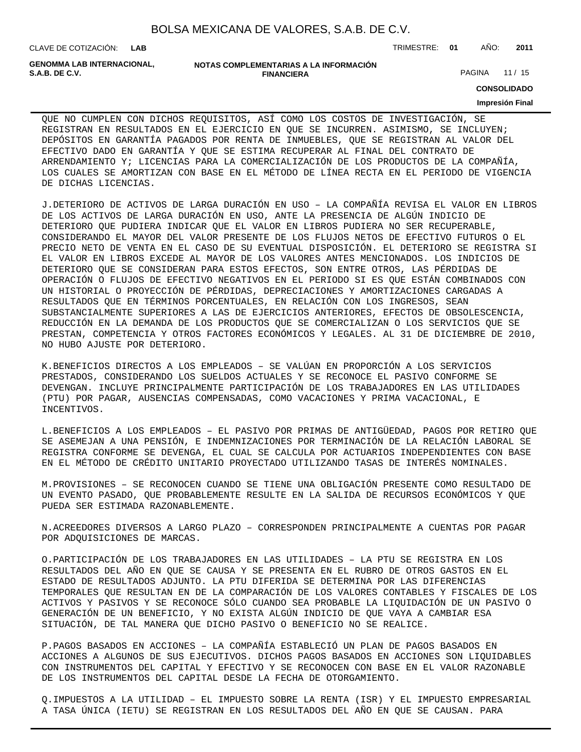QUE NO CUMPLEN CON DICHOS REQUISITOS, ASÍ COMO LOS COSTOS DE INVESTIGACIÓN, SE REGISTRAN EN RESULTADOS EN EL EJERCICIO EN QUE SE INCURREN. ASIMISMO, SE INCLUYEN; DEPÓSITOS EN GARANTÍA PAGADOS POR RENTA DE INMUEBLES, QUE SE REGISTRAN AL VALOR DEL EFECTIVO DADO EN GARANTÍA Y QUE SE ESTIMA RECUPERAR AL FINAL DEL CONTRATO DE ARRENDAMIENTO Y; LICENCIAS PARA LA COMERCIALIZACIÓN DE LOS PRODUCTOS DE LA COMPAÑÍA, LOS CUALES SE AMORTIZAN CON BASE EN EL MÉTODO DE LÍNEA RECTA EN EL PERIODO DE VIGENCIA DE DICHAS LICENCIAS.

J.DETERIORO DE ACTIVOS DE LARGA DURACIÓN EN USO – LA COMPAÑÍA REVISA EL VALOR EN LIBROS DE LOS ACTIVOS DE LARGA DURACIÓN EN USO, ANTE LA PRESENCIA DE ALGÚN INDICIO DE DETERIORO QUE PUDIERA INDICAR QUE EL VALOR EN LIBROS PUDIERA NO SER RECUPERABLE, CONSIDERANDO EL MAYOR DEL VALOR PRESENTE DE LOS FLUJOS NETOS DE EFECTIVO FUTUROS O EL PRECIO NETO DE VENTA EN EL CASO DE SU EVENTUAL DISPOSICIÓN. EL DETERIORO SE REGISTRA SI EL VALOR EN LIBROS EXCEDE AL MAYOR DE LOS VALORES ANTES MENCIONADOS. LOS INDICIOS DE DETERIORO QUE SE CONSIDERAN PARA ESTOS EFECTOS, SON ENTRE OTROS, LAS PÉRDIDAS DE OPERACIÓN O FLUJOS DE EFECTIVO NEGATIVOS EN EL PERIODO SI ES QUE ESTÁN COMBINADOS CON UN HISTORIAL O PROYECCIÓN DE PÉRDIDAS, DEPRECIACIONES Y AMORTIZACIONES CARGADAS A RESULTADOS QUE EN TÉRMINOS PORCENTUALES, EN RELACIÓN CON LOS INGRESOS, SEAN SUBSTANCIALMENTE SUPERIORES A LAS DE EJERCICIOS ANTERIORES, EFECTOS DE OBSOLESCENCIA, REDUCCIÓN EN LA DEMANDA DE LOS PRODUCTOS QUE SE COMERCIALIZAN O LOS SERVICIOS QUE SE PRESTAN, COMPETENCIA Y OTROS FACTORES ECONÓMICOS Y LEGALES. AL 31 DE DICIEMBRE DE 2010, NO HUBO AJUSTE POR DETERIORO.

K.BENEFICIOS DIRECTOS A LOS EMPLEADOS – SE VALÚAN EN PROPORCIÓN A LOS SERVICIOS PRESTADOS, CONSIDERANDO LOS SUELDOS ACTUALES Y SE RECONOCE EL PASIVO CONFORME SE DEVENGAN. INCLUYE PRINCIPALMENTE PARTICIPACIÓN DE LOS TRABAJADORES EN LAS UTILIDADES (PTU) POR PAGAR, AUSENCIAS COMPENSADAS, COMO VACACIONES Y PRIMA VACACIONAL, E INCENTIVOS.

L.BENEFICIOS A LOS EMPLEADOS – EL PASIVO POR PRIMAS DE ANTIGÜEDAD, PAGOS POR RETIRO QUE SE ASEMEJAN A UNA PENSIÓN, E INDEMNIZACIONES POR TERMINACIÓN DE LA RELACIÓN LABORAL SE REGISTRA CONFORME SE DEVENGA, EL CUAL SE CALCULA POR ACTUARIOS INDEPENDIENTES CON BASE EN EL MÉTODO DE CRÉDITO UNITARIO PROYECTADO UTILIZANDO TASAS DE INTERÉS NOMINALES.

M.PROVISIONES – SE RECONOCEN CUANDO SE TIENE UNA OBLIGACIÓN PRESENTE COMO RESULTADO DE UN EVENTO PASADO, QUE PROBABLEMENTE RESULTE EN LA SALIDA DE RECURSOS ECONÓMICOS Y QUE PUEDA SER ESTIMADA RAZONABLEMENTE.

N.ACREEDORES DIVERSOS A LARGO PLAZO – CORRESPONDEN PRINCIPALMENTE A CUENTAS POR PAGAR POR ADQUISICIONES DE MARCAS.

O.PARTICIPACIÓN DE LOS TRABAJADORES EN LAS UTILIDADES – LA PTU SE REGISTRA EN LOS RESULTADOS DEL AÑO EN QUE SE CAUSA Y SE PRESENTA EN EL RUBRO DE OTROS GASTOS EN EL ESTADO DE RESULTADOS ADJUNTO. LA PTU DIFERIDA SE DETERMINA POR LAS DIFERENCIAS TEMPORALES QUE RESULTAN EN DE LA COMPARACIÓN DE LOS VALORES CONTABLES Y FISCALES DE LOS ACTIVOS Y PASIVOS Y SE RECONOCE SÓLO CUANDO SEA PROBABLE LA LIQUIDACIÓN DE UN PASIVO O GENERACIÓN DE UN BENEFICIO, Y NO EXISTA ALGÚN INDICIO DE QUE VAYA A CAMBIAR ESA SITUACIÓN, DE TAL MANERA QUE DICHO PASIVO O BENEFICIO NO SE REALICE.

P.PAGOS BASADOS EN ACCIONES – LA COMPAÑÍA ESTABLECIÓ UN PLAN DE PAGOS BASADOS EN ACCIONES A ALGUNOS DE SUS EJECUTIVOS. DICHOS PAGOS BASADOS EN ACCIONES SON LIQUIDABLES CON INSTRUMENTOS DEL CAPITAL Y EFECTIVO Y SE RECONOCEN CON BASE EN EL VALOR RAZONABLE DE LOS INSTRUMENTOS DEL CAPITAL DESDE LA FECHA DE OTORGAMIENTO.

Q.IMPUESTOS A LA UTILIDAD – EL IMPUESTO SOBRE LA RENTA (ISR) Y EL IMPUESTO EMPRESARIAL A TASA ÚNICA (IETU) SE REGISTRAN EN LOS RESULTADOS DEL AÑO EN QUE SE CAUSAN. PARA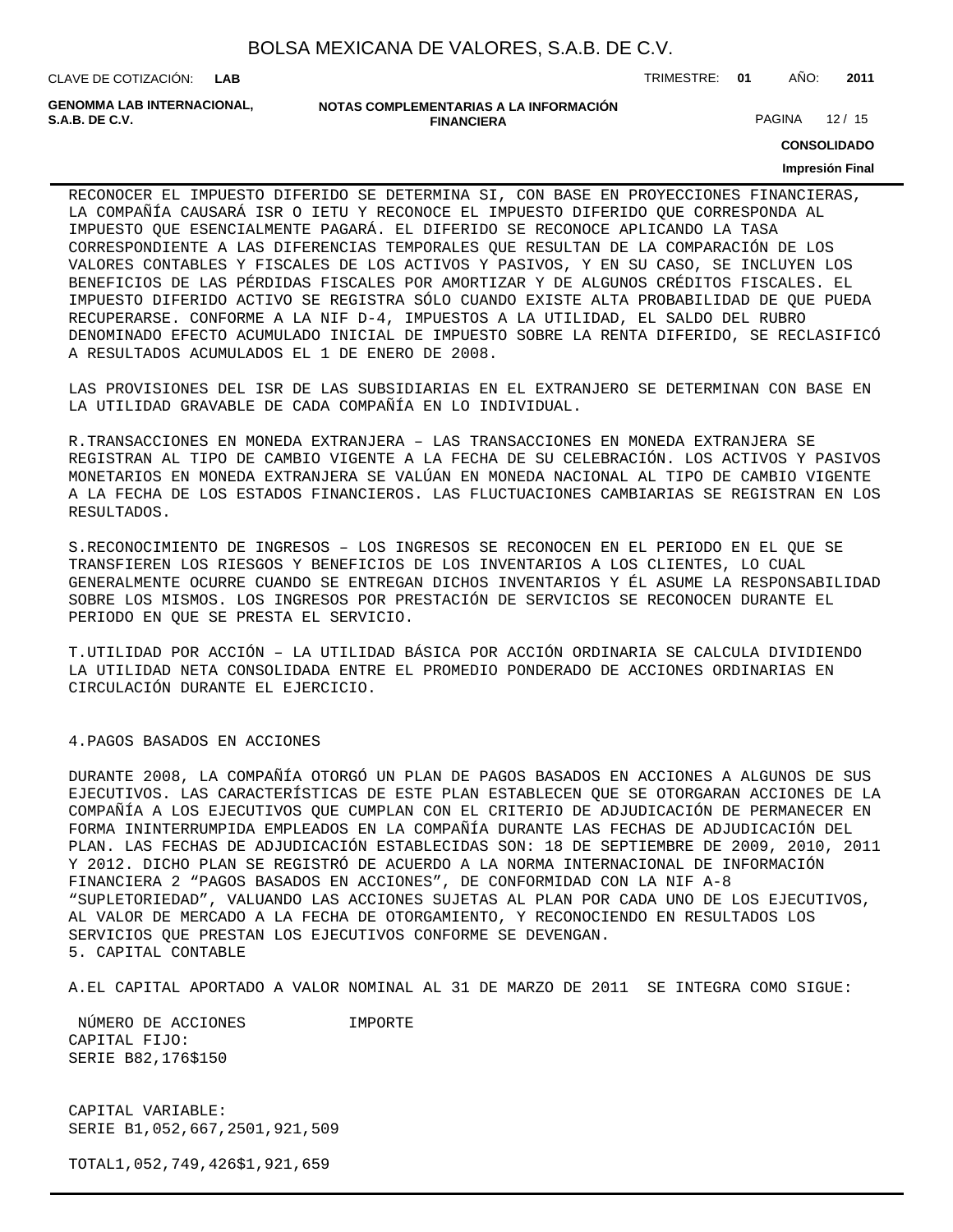RECONOCER EL IMPUESTO DIFERIDO SE DETERMINA SI, CON BASE EN PROYECCIONES FINANCIERAS, LA COMPAÑÍA CAUSARÁ ISR O IETU Y RECONOCE EL IMPUESTO DIFERIDO QUE CORRESPONDA AL IMPUESTO QUE ESENCIALMENTE PAGARÁ. EL DIFERIDO SE RECONOCE APLICANDO LA TASA CORRESPONDIENTE A LAS DIFERENCIAS TEMPORALES QUE RESULTAN DE LA COMPARACIÓN DE LOS VALORES CONTABLES Y FISCALES DE LOS ACTIVOS Y PASIVOS, Y EN SU CASO, SE INCLUYEN LOS BENEFICIOS DE LAS PÉRDIDAS FISCALES POR AMORTIZAR Y DE ALGUNOS CRÉDITOS FISCALES. EL IMPUESTO DIFERIDO ACTIVO SE REGISTRA SÓLO CUANDO EXISTE ALTA PROBABILIDAD DE QUE PUEDA RECUPERARSE. CONFORME A LA NIF D-4, IMPUESTOS A LA UTILIDAD, EL SALDO DEL RUBRO DENOMINADO EFECTO ACUMULADO INICIAL DE IMPUESTO SOBRE LA RENTA DIFERIDO, SE RECLASIFICÓ A RESULTADOS ACUMULADOS EL 1 DE ENERO DE 2008.

LAS PROVISIONES DEL ISR DE LAS SUBSIDIARIAS EN EL EXTRANJERO SE DETERMINAN CON BASE EN LA UTILIDAD GRAVABLE DE CADA COMPAÑÍA EN LO INDIVIDUAL.

R.TRANSACCIONES EN MONEDA EXTRANJERA – LAS TRANSACCIONES EN MONEDA EXTRANJERA SE REGISTRAN AL TIPO DE CAMBIO VIGENTE A LA FECHA DE SU CELEBRACIÓN. LOS ACTIVOS Y PASIVOS MONETARIOS EN MONEDA EXTRANJERA SE VALÚAN EN MONEDA NACIONAL AL TIPO DE CAMBIO VIGENTE A LA FECHA DE LOS ESTADOS FINANCIEROS. LAS FLUCTUACIONES CAMBIARIAS SE REGISTRAN EN LOS RESULTADOS.

S.RECONOCIMIENTO DE INGRESOS – LOS INGRESOS SE RECONOCEN EN EL PERIODO EN EL QUE SE TRANSFIEREN LOS RIESGOS Y BENEFICIOS DE LOS INVENTARIOS A LOS CLIENTES, LO CUAL GENERALMENTE OCURRE CUANDO SE ENTREGAN DICHOS INVENTARIOS Y ÉL ASUME LA RESPONSABILIDAD SOBRE LOS MISMOS. LOS INGRESOS POR PRESTACIÓN DE SERVICIOS SE RECONOCEN DURANTE EL PERIODO EN QUE SE PRESTA EL SERVICIO.

T.UTILIDAD POR ACCIÓN – LA UTILIDAD BÁSICA POR ACCIÓN ORDINARIA SE CALCULA DIVIDIENDO LA UTILIDAD NETA CONSOLIDADA ENTRE EL PROMEDIO PONDERADO DE ACCIONES ORDINARIAS EN CIRCULACIÓN DURANTE EL EJERCICIO.

4.PAGOS BASADOS EN ACCIONES

DURANTE 2008, LA COMPAÑÍA OTORGÓ UN PLAN DE PAGOS BASADOS EN ACCIONES A ALGUNOS DE SUS EJECUTIVOS. LAS CARACTERÍSTICAS DE ESTE PLAN ESTABLECEN QUE SE OTORGARAN ACCIONES DE LA COMPAÑÍA A LOS EJECUTIVOS QUE CUMPLAN CON EL CRITERIO DE ADJUDICACIÓN DE PERMANECER EN FORMA ININTERRUMPIDA EMPLEADOS EN LA COMPAÑÍA DURANTE LAS FECHAS DE ADJUDICACIÓN DEL PLAN. LAS FECHAS DE ADJUDICACIÓN ESTABLECIDAS SON: 18 DE SEPTIEMBRE DE 2009, 2010, 2011 Y 2012. DICHO PLAN SE REGISTRÓ DE ACUERDO A LA NORMA INTERNACIONAL DE INFORMACIÓN FINANCIERA 2 “PAGOS BASADOS EN ACCIONES”, DE CONFORMIDAD CON LA NIF A-8 “SUPLETORIEDAD”, VALUANDO LAS ACCIONES SUJETAS AL PLAN POR CADA UNO DE LOS EJECUTIVOS, AL VALOR DE MERCADO A LA FECHA DE OTORGAMIENTO, Y RECONOCIENDO EN RESULTADOS LOS SERVICIOS QUE PRESTAN LOS EJECUTIVOS CONFORME SE DEVENGAN.

5. CAPITAL CONTABLE

A.EL CAPITAL APORTADO A VALOR NOMINAL AL 31 DE MARZO DE 2011 SE INTEGRA COMO SIGUE:

| | NÚMERO DE ACCIONES | IMPORTE |
|---|---|---|
| CAPITAL FIJO: | | |
| SERIE B | 82,176 | $150 |
| CAPITAL VARIABLE: | | |
| SERIE B | 1,052,667,250 | 1,921,509 |
| TOTAL | 1,052,749,426 | $1,921,659 |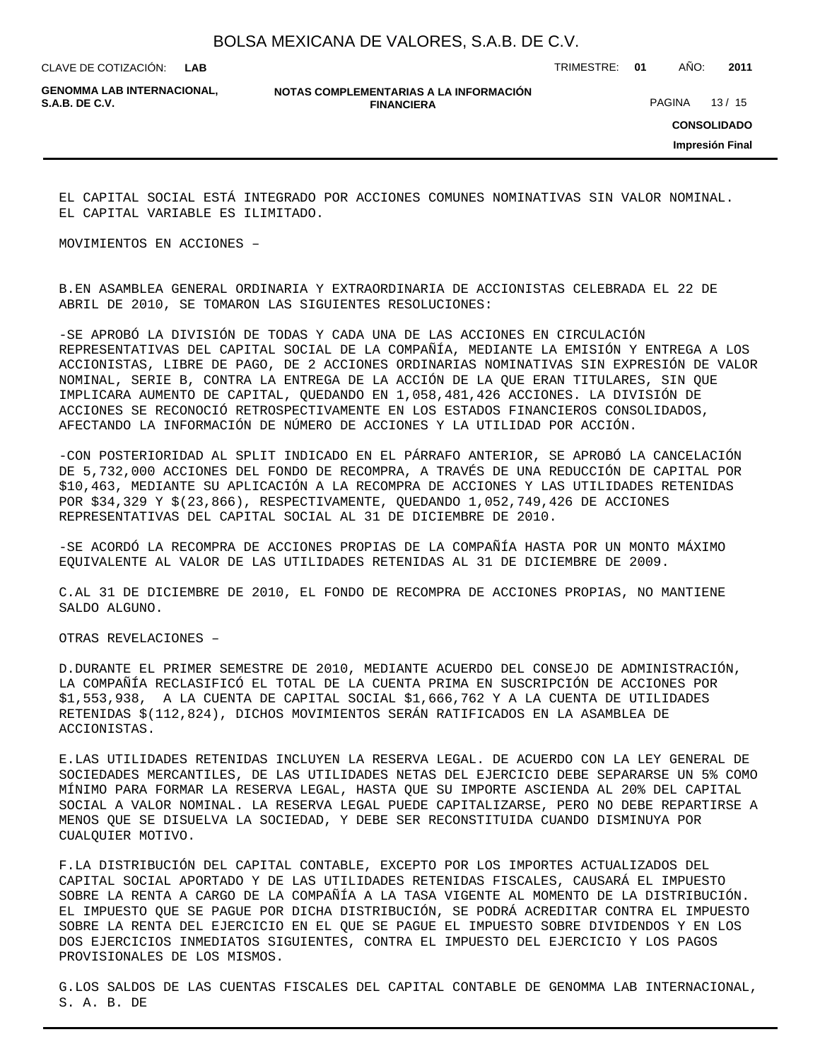EL CAPITAL SOCIAL ESTÁ INTEGRADO POR ACCIONES COMUNES NOMINATIVAS SIN VALOR NOMINAL. EL CAPITAL VARIABLE ES ILIMITADO.

MOVIMIENTOS EN ACCIONES –

B.EN ASAMBLEA GENERAL ORDINARIA Y EXTRAORDINARIA DE ACCIONISTAS CELEBRADA EL 22 DE ABRIL DE 2010, SE TOMARON LAS SIGUIENTES RESOLUCIONES:

-SE APROBÓ LA DIVISIÓN DE TODAS Y CADA UNA DE LAS ACCIONES EN CIRCULACIÓN REPRESENTATIVAS DEL CAPITAL SOCIAL DE LA COMPAÑÍA, MEDIANTE LA EMISIÓN Y ENTREGA A LOS ACCIONISTAS, LIBRE DE PAGO, DE 2 ACCIONES ORDINARIAS NOMINATIVAS SIN EXPRESIÓN DE VALOR NOMINAL, SERIE B, CONTRA LA ENTREGA DE LA ACCIÓN DE LA QUE ERAN TITULARES, SIN QUE IMPLICARA AUMENTO DE CAPITAL, QUEDANDO EN 1,058,481,426 ACCIONES. LA DIVISIÓN DE ACCIONES SE RECONOCIÓ RETROSPECTIVAMENTE EN LOS ESTADOS FINANCIEROS CONSOLIDADOS, AFECTANDO LA INFORMACIÓN DE NÚMERO DE ACCIONES Y LA UTILIDAD POR ACCIÓN.

-CON POSTERIORIDAD AL SPLIT INDICADO EN EL PÁRRAFO ANTERIOR, SE APROBÓ LA CANCELACIÓN DE 5,732,000 ACCIONES DEL FONDO DE RECOMPRA, A TRAVÉS DE UNA REDUCCIÓN DE CAPITAL POR $10,463, MEDIANTE SU APLICACIÓN A LA RECOMPRA DE ACCIONES Y LAS UTILIDADES RETENIDAS POR $34,329 Y $(23,866), RESPECTIVAMENTE, QUEDANDO 1,052,749,426 DE ACCIONES REPRESENTATIVAS DEL CAPITAL SOCIAL AL 31 DE DICIEMBRE DE 2010.

-SE ACORDÓ LA RECOMPRA DE ACCIONES PROPIAS DE LA COMPAÑÍA HASTA POR UN MONTO MÁXIMO EQUIVALENTE AL VALOR DE LAS UTILIDADES RETENIDAS AL 31 DE DICIEMBRE DE 2009.

C.AL 31 DE DICIEMBRE DE 2010, EL FONDO DE RECOMPRA DE ACCIONES PROPIAS, NO MANTIENE SALDO ALGUNO.

OTRAS REVELACIONES –

D.DURANTE EL PRIMER SEMESTRE DE 2010, MEDIANTE ACUERDO DEL CONSEJO DE ADMINISTRACIÓN, LA COMPAÑÍA RECLASIFICÓ EL TOTAL DE LA CUENTA PRIMA EN SUSCRIPCIÓN DE ACCIONES POR $1,553,938, A LA CUENTA DE CAPITAL SOCIAL $1,666,762 Y A LA CUENTA DE UTILIDADES RETENIDAS $(112,824), DICHOS MOVIMIENTOS SERÁN RATIFICADOS EN LA ASAMBLEA DE ACCIONISTAS.

E.LAS UTILIDADES RETENIDAS INCLUYEN LA RESERVA LEGAL. DE ACUERDO CON LA LEY GENERAL DE SOCIEDADES MERCANTILES, DE LAS UTILIDADES NETAS DEL EJERCICIO DEBE SEPARARSE UN 5% COMO MÍNIMO PARA FORMAR LA RESERVA LEGAL, HASTA QUE SU IMPORTE ASCIENDA AL 20% DEL CAPITAL SOCIAL A VALOR NOMINAL. LA RESERVA LEGAL PUEDE CAPITALIZARSE, PERO NO DEBE REPARTIRSE A MENOS QUE SE DISUELVA LA SOCIEDAD, Y DEBE SER RECONSTITUIDA CUANDO DISMINUYA POR CUALQUIER MOTIVO.

F.LA DISTRIBUCIÓN DEL CAPITAL CONTABLE, EXCEPTO POR LOS IMPORTES ACTUALIZADOS DEL CAPITAL SOCIAL APORTADO Y DE LAS UTILIDADES RETENIDAS FISCALES, CAUSARÁ EL IMPUESTO SOBRE LA RENTA A CARGO DE LA COMPAÑÍA A LA TASA VIGENTE AL MOMENTO DE LA DISTRIBUCIÓN. EL IMPUESTO QUE SE PAGUE POR DICHA DISTRIBUCIÓN, SE PODRÁ ACREDITAR CONTRA EL IMPUESTO SOBRE LA RENTA DEL EJERCICIO EN EL QUE SE PAGUE EL IMPUESTO SOBRE DIVIDENDOS Y EN LOS DOS EJERCICIOS INMEDIATOS SIGUIENTES, CONTRA EL IMPUESTO DEL EJERCICIO Y LOS PAGOS PROVISIONALES DE LOS MISMOS.

G.LOS SALDOS DE LAS CUENTAS FISCALES DEL CAPITAL CONTABLE DE GENOMMA LAB INTERNACIONAL, S. A. B. DE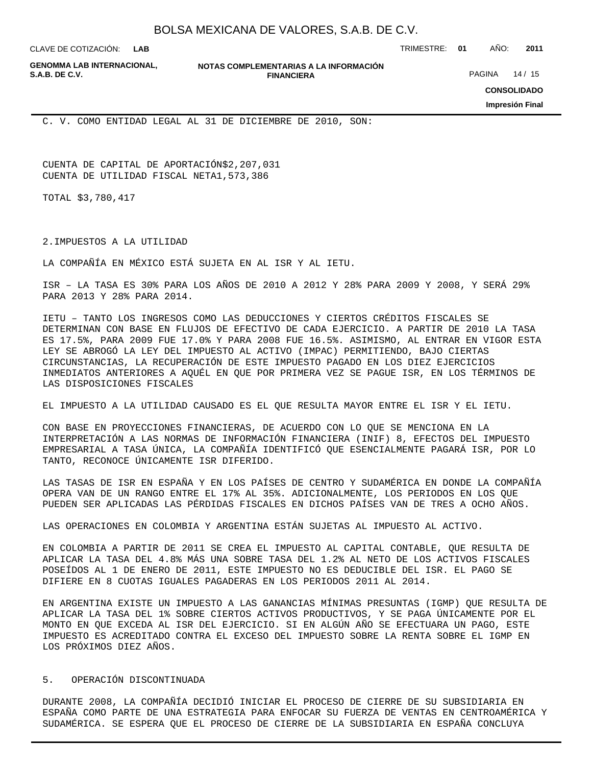C. V. COMO ENTIDAD LEGAL AL 31 DE DICIEMBRE DE 2010, SON:

| | |
|---|---|
| CUENTA DE CAPITAL DE APORTACIÓN | $2,207,031 |
| CUENTA DE UTILIDAD FISCAL NETA | 1,573,386 |
| TOTAL | $3,780,417 |

2.IMPUESTOS A LA UTILIDAD

LA COMPAÑÍA EN MÉXICO ESTÁ SUJETA EN AL ISR Y AL IETU.

ISR – LA TASA ES 30% PARA LOS AÑOS DE 2010 A 2012 Y 28% PARA 2009 Y 2008, Y SERÁ 29% PARA 2013 Y 28% PARA 2014.

IETU – TANTO LOS INGRESOS COMO LAS DEDUCCIONES Y CIERTOS CRÉDITOS FISCALES SE DETERMINAN CON BASE EN FLUJOS DE EFECTIVO DE CADA EJERCICIO. A PARTIR DE 2010 LA TASA ES 17.5%, PARA 2009 FUE 17.0% Y PARA 2008 FUE 16.5%. ASIMISMO, AL ENTRAR EN VIGOR ESTA LEY SE ABROGÓ LA LEY DEL IMPUESTO AL ACTIVO (IMPAC) PERMITIENDO, BAJO CIERTAS CIRCUNSTANCIAS, LA RECUPERACIÓN DE ESTE IMPUESTO PAGADO EN LOS DIEZ EJERCICIOS INMEDIATOS ANTERIORES A AQUÉL EN QUE POR PRIMERA VEZ SE PAGUE ISR, EN LOS TÉRMINOS DE LAS DISPOSICIONES FISCALES

EL IMPUESTO A LA UTILIDAD CAUSADO ES EL QUE RESULTA MAYOR ENTRE EL ISR Y EL IETU.

CON BASE EN PROYECCIONES FINANCIERAS, DE ACUERDO CON LO QUE SE MENCIONA EN LA INTERPRETACIÓN A LAS NORMAS DE INFORMACIÓN FINANCIERA (INIF) 8, EFECTOS DEL IMPUESTO EMPRESARIAL A TASA ÚNICA, LA COMPAÑÍA IDENTIFICÓ QUE ESENCIALMENTE PAGARÁ ISR, POR LO TANTO, RECONOCE ÚNICAMENTE ISR DIFERIDO.

LAS TASAS DE ISR EN ESPAÑA Y EN LOS PAÍSES DE CENTRO Y SUDAMÉRICA EN DONDE LA COMPAÑÍA OPERA VAN DE UN RANGO ENTRE EL 17% AL 35%. ADICIONALMENTE, LOS PERIODOS EN LOS QUE PUEDEN SER APLICADAS LAS PÉRDIDAS FISCALES EN DICHOS PAÍSES VAN DE TRES A OCHO AÑOS.

LAS OPERACIONES EN COLOMBIA Y ARGENTINA ESTÁN SUJETAS AL IMPUESTO AL ACTIVO.

EN COLOMBIA A PARTIR DE 2011 SE CREA EL IMPUESTO AL CAPITAL CONTABLE, QUE RESULTA DE APLICAR LA TASA DEL 4.8% MÁS UNA SOBRE TASA DEL 1.2% AL NETO DE LOS ACTIVOS FISCALES POSEÍDOS AL 1 DE ENERO DE 2011, ESTE IMPUESTO NO ES DEDUCIBLE DEL ISR. EL PAGO SE DIFIERE EN 8 CUOTAS IGUALES PAGADERAS EN LOS PERIODOS 2011 AL 2014.

EN ARGENTINA EXISTE UN IMPUESTO A LAS GANANCIAS MÍNIMAS PRESUNTAS (IGMP) QUE RESULTA DE APLICAR LA TASA DEL 1% SOBRE CIERTOS ACTIVOS PRODUCTIVOS, Y SE PAGA ÚNICAMENTE POR EL MONTO EN QUE EXCEDA AL ISR DEL EJERCICIO. SI EN ALGÚN AÑO SE EFECTUARA UN PAGO, ESTE IMPUESTO ES ACREDITADO CONTRA EL EXCESO DEL IMPUESTO SOBRE LA RENTA SOBRE EL IGMP EN LOS PRÓXIMOS DIEZ AÑOS.

5. OPERACIÓN DISCONTINUADA

DURANTE 2008, LA COMPAÑÍA DECIDIÓ INICIAR EL PROCESO DE CIERRE DE SU SUBSIDIARIA EN ESPAÑA COMO PARTE DE UNA ESTRATEGIA PARA ENFOCAR SU FUERZA DE VENTAS EN CENTROAMÉRICA Y SUDAMÉRICA. SE ESPERA QUE EL PROCESO DE CIERRE DE LA SUBSIDIARIA EN ESPAÑA CONCLUYA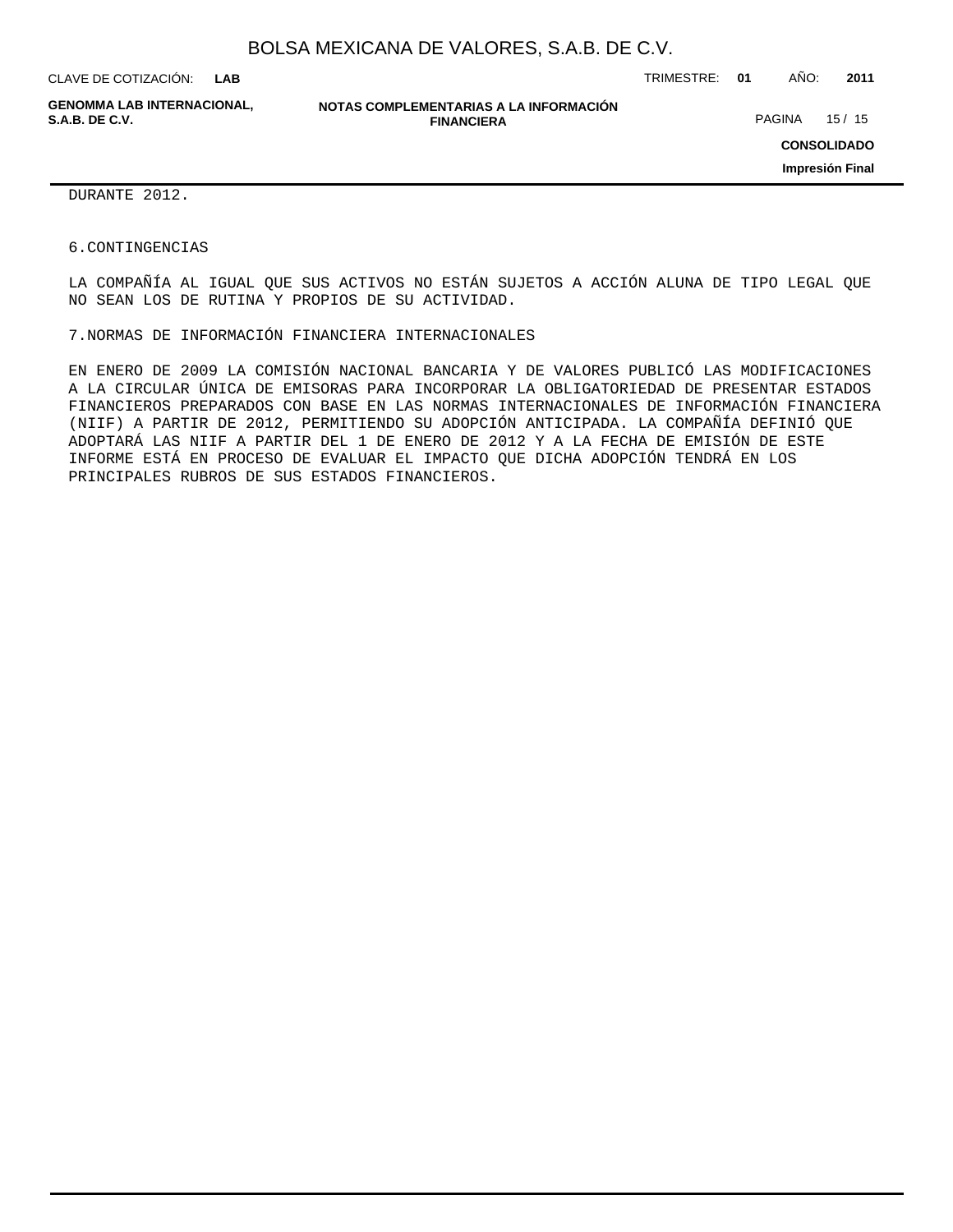DURANTE 2012.

6.CONTINGENCIAS

LA COMPAÑÍA AL IGUAL QUE SUS ACTIVOS NO ESTÁN SUJETOS A ACCIÓN ALUNA DE TIPO LEGAL QUE NO SEAN LOS DE RUTINA Y PROPIOS DE SU ACTIVIDAD.

7.NORMAS DE INFORMACIÓN FINANCIERA INTERNACIONALES

EN ENERO DE 2009 LA COMISIÓN NACIONAL BANCARIA Y DE VALORES PUBLICÓ LAS MODIFICACIONES A LA CIRCULAR ÚNICA DE EMISORAS PARA INCORPORAR LA OBLIGATORIEDAD DE PRESENTAR ESTADOS FINANCIEROS PREPARADOS CON BASE EN LAS NORMAS INTERNACIONALES DE INFORMACIÓN FINANCIERA (NIIF) A PARTIR DE 2012, PERMITIENDO SU ADOPCIÓN ANTICIPADA. LA COMPAÑÍA DEFINIÓ QUE ADOPTARÁ LAS NIIF A PARTIR DEL 1 DE ENERO DE 2012 Y A LA FECHA DE EMISIÓN DE ESTE INFORME ESTÁ EN PROCESO DE EVALUAR EL IMPACTO QUE DICHA ADOPCIÓN TENDRÁ EN LOS PRINCIPALES RUBROS DE SUS ESTADOS FINANCIEROS.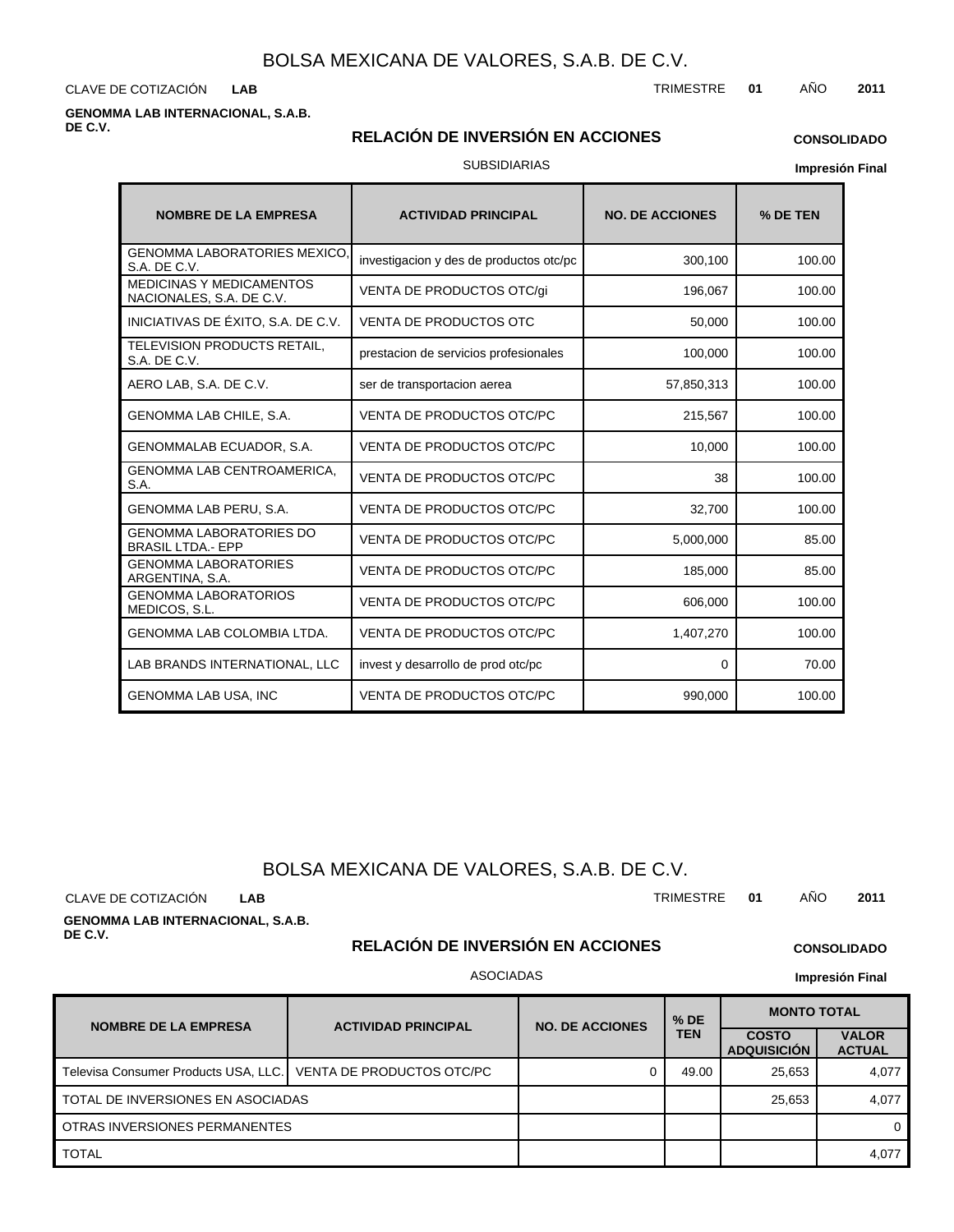# BOLSA MEXICANA DE VALORES, S.A.B. DE C.V.

CLAVE DE COTIZACIÓN **LAB**

TRIMESTRE **01** AÑO **2011**

**GENOMMA LAB INTERNACIONAL, S.A.B. DE C.V.**

## RELACIÓN DE INVERSIÓN EN ACCIONES

**CONSOLIDADO**

SUBSIDIARIAS

**Impresión Final**

| NOMBRE DE LA EMPRESA | ACTIVIDAD PRINCIPAL | NO. DE ACCIONES | % DE TEN |
|---|---|---|---|
| GENOMMA LABORATORIES MEXICO, S.A. DE C.V. | investigacion y des de productos otc/pc | 300,100 | 100.00 |
| MEDICINAS Y MEDICAMENTOS NACIONALES, S.A. DE C.V. | VENTA DE PRODUCTOS OTC/gi | 196,067 | 100.00 |
| INICIATIVAS DE ÉXITO, S.A. DE C.V. | VENTA DE PRODUCTOS OTC | 50,000 | 100.00 |
| TELEVISION PRODUCTS RETAIL, S.A. DE C.V. | prestacion de servicios profesionales | 100,000 | 100.00 |
| AERO LAB, S.A. DE C.V. | ser de transportacion aerea | 57,850,313 | 100.00 |
| GENOMMA LAB CHILE, S.A. | VENTA DE PRODUCTOS OTC/PC | 215,567 | 100.00 |
| GENOMMALAB ECUADOR, S.A. | VENTA DE PRODUCTOS OTC/PC | 10,000 | 100.00 |
| GENOMMA LAB CENTROAMERICA, S.A. | VENTA DE PRODUCTOS OTC/PC | 38 | 100.00 |
| GENOMMA LAB PERU, S.A. | VENTA DE PRODUCTOS OTC/PC | 32,700 | 100.00 |
| GENOMMA LABORATORIES DO BRASIL LTDA.- EPP | VENTA DE PRODUCTOS OTC/PC | 5,000,000 | 85.00 |
| GENOMMA LABORATORIES ARGENTINA, S.A. | VENTA DE PRODUCTOS OTC/PC | 185,000 | 85.00 |
| GENOMMA LABORATORIOS MEDICOS, S.L. | VENTA DE PRODUCTOS OTC/PC | 606,000 | 100.00 |
| GENOMMA LAB COLOMBIA LTDA. | VENTA DE PRODUCTOS OTC/PC | 1,407,270 | 100.00 |
| LAB BRANDS INTERNATIONAL, LLC | invest y desarrollo de prod otc/pc | 0 | 70.00 |
| GENOMMA LAB USA, INC | VENTA DE PRODUCTOS OTC/PC | 990,000 | 100.00 |

# BOLSA MEXICANA DE VALORES, S.A.B. DE C.V.

CLAVE DE COTIZACIÓN **LAB**

TRIMESTRE **01** AÑO **2011**

**GENOMMA LAB INTERNACIONAL, S.A.B. DE C.V.**

## RELACIÓN DE INVERSIÓN EN ACCIONES

**CONSOLIDADO**

ASOCIADAS

**Impresión Final**

| NOMBRE DE LA EMPRESA | ACTIVIDAD PRINCIPAL | NO. DE ACCIONES | % DE TEN | MONTO TOTAL | |
|---|---|---|---|---|---|
| | | | | COSTO ADQUISICIÓN | VALOR ACTUAL |
| Televisa Consumer Products USA, LLC. | VENTA DE PRODUCTOS OTC/PC | 0 | 49.00 | 25,653 | 4,077 |
| TOTAL DE INVERSIONES EN ASOCIADAS | | | | 25,653 | 4,077 |
| OTRAS INVERSIONES PERMANENTES | | | | | 0 |
| TOTAL | | | | | 4,077 |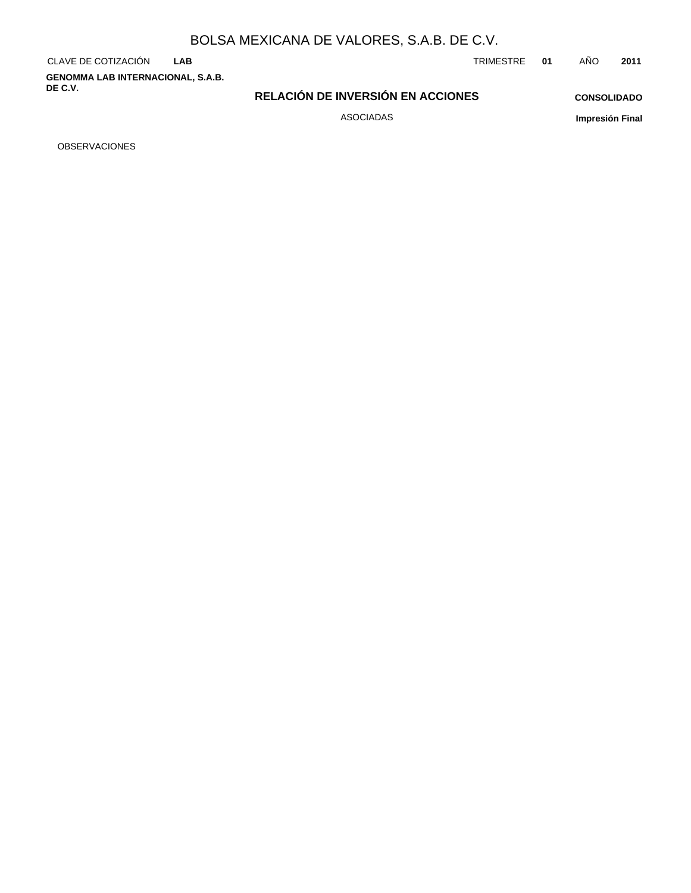# BOLSA MEXICANA DE VALORES, S.A.B. DE C.V.

CLAVE DE COTIZACIÓN **LAB** TRIMESTRE **01** AÑO **2011**

**GENOMMA LAB INTERNACIONAL, S.A.B. DE C.V.**

## RELACIÓN DE INVERSIÓN EN ACCIONES

ASOCIADAS

**CONSOLIDADO**

**Impresión Final**

OBSERVACIONES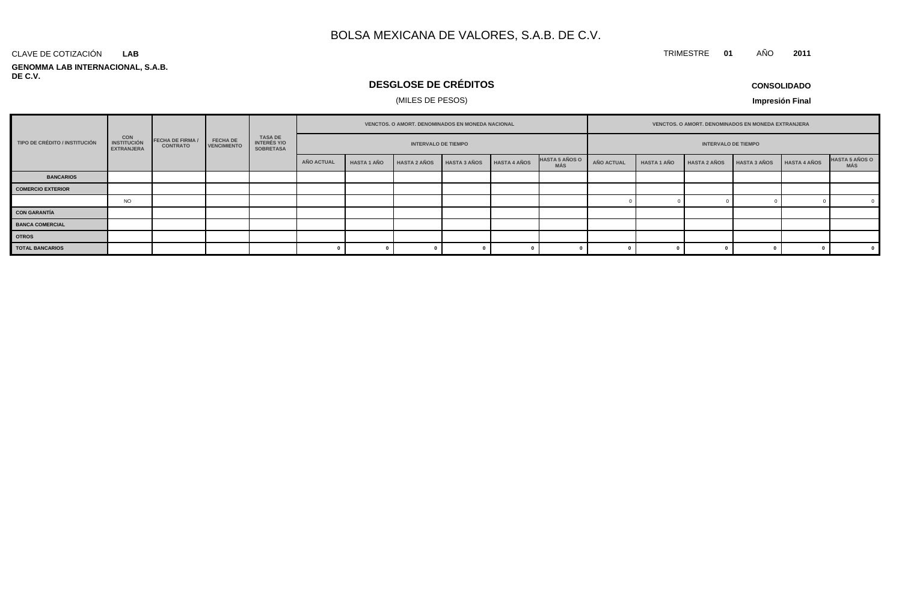# BOLSA MEXICANA DE VALORES, S.A.B. DE C.V.

CLAVE DE COTIZACIÓN **LAB**

TRIMESTRE **01** AÑO **2011**

**GENOMMA LAB INTERNACIONAL, S.A.B. DE C.V.**

## DESGLOSE DE CRÉDITOS

(MILES DE PESOS)

**CONSOLIDADO**

**Impresión Final**

| TIPO DE CRÉDITO / INSTITUCIÓN | CON INSTITUCIÓN EXTRANJERA | FECHA DE FIRMA / CONTRATO | FECHA DE VENCIMIENTO | TASA DE INTERÉS Y/O SOBRETASA | VENCTOS. O AMORT. DENOMINADOS EN MONEDA NACIONAL | | | | | | VENCTOS. O AMORT. DENOMINADOS EN MONEDA EXTRANJERA | | | | | |
|---|---|---|---|---|---|---|---|---|---|---|---|---|---|---|---|---|
| | | | | | INTERVALO DE TIEMPO | | | | | | INTERVALO DE TIEMPO | | | | | |
| | | | | | AÑO ACTUAL | HASTA 1 AÑO | HASTA 2 AÑOS | HASTA 3 AÑOS | HASTA 4 AÑOS | HASTA 5 AÑOS O MÁS | AÑO ACTUAL | HASTA 1 AÑO | HASTA 2 AÑOS | HASTA 3 AÑOS | HASTA 4 AÑOS | HASTA 5 AÑOS O MÁS |
| **BANCARIOS** | | | | | | | | | | | | | | | | |
| **COMERCIO EXTERIOR** | | | | | | | | | | | | | | | | |
| | NO | | | | | | | | | | 0 | 0 | 0 | 0 | 0 | 0 |
| **CON GARANTÍA** | | | | | | | | | | | | | | | | |
| **BANCA COMERCIAL** | | | | | | | | | | | | | | | | |
| **OTROS** | | | | | | | | | | | | | | | | |
| **TOTAL BANCARIOS** | | | | | **0** | **0** | **0** | **0** | **0** | **0** | **0** | **0** | **0** | **0** | **0** | **0** |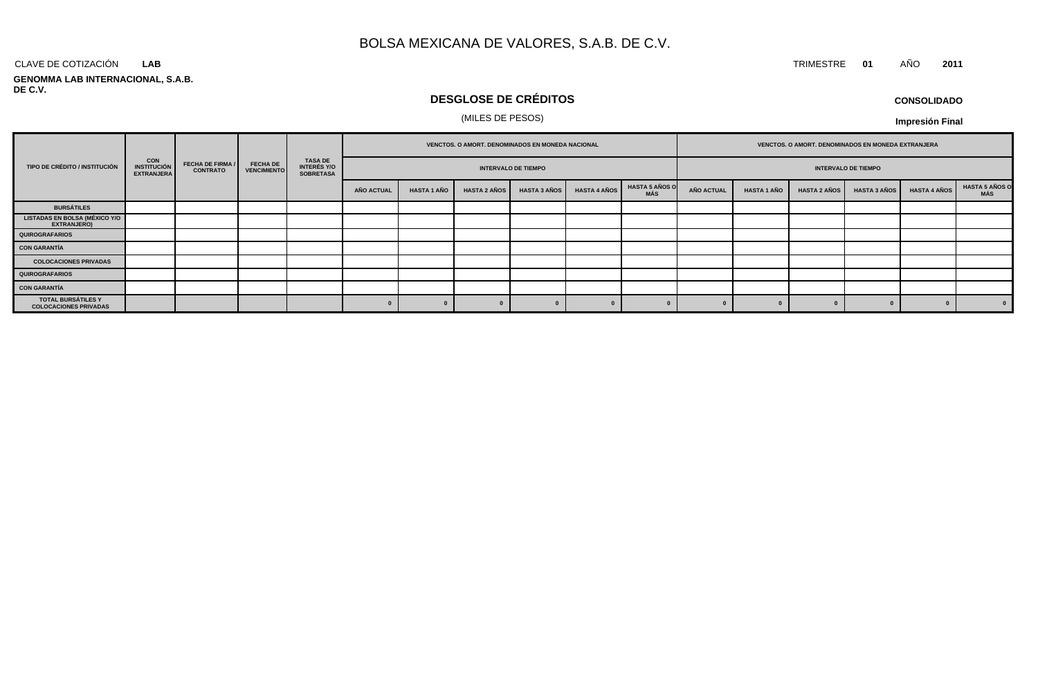# BOLSA MEXICANA DE VALORES, S.A.B. DE C.V.

CLAVE DE COTIZACIÓN **LAB**

TRIMESTRE **01** AÑO **2011**

**GENOMMA LAB INTERNACIONAL, S.A.B. DE C.V.**

## DESGLOSE DE CRÉDITOS

(MILES DE PESOS)

**CONSOLIDADO**

**Impresión Final**

| TIPO DE CRÉDITO / INSTITUCIÓN | CON INSTITUCIÓN EXTRANJERA | FECHA DE FIRMA / CONTRATO | FECHA DE VENCIMIENTO | TASA DE INTERÉS Y/O SOBRETASA | VENCTOS. O AMORT. DENOMINADOS EN MONEDA NACIONAL | | | | | | VENCTOS. O AMORT. DENOMINADOS EN MONEDA EXTRANJERA | | | | | |
|---|---|---|---|---|---|---|---|---|---|---|---|---|---|---|---|---|
| | | | | | INTERVALO DE TIEMPO | | | | | | INTERVALO DE TIEMPO | | | | | |
| | | | | | AÑO ACTUAL | HASTA 1 AÑO | HASTA 2 AÑOS | HASTA 3 AÑOS | HASTA 4 AÑOS | HASTA 5 AÑOS O MÁS | AÑO ACTUAL | HASTA 1 AÑO | HASTA 2 AÑOS | HASTA 3 AÑOS | HASTA 4 AÑOS | HASTA 5 AÑOS O MÁS |
| BURSÁTILES | | | | | | | | | | | | | | | | |
| LISTADAS EN BOLSA (MÉXICO Y/O EXTRANJERO) | | | | | | | | | | | | | | | | |
| QUIROGRAFARIOS | | | | | | | | | | | | | | | | |
| CON GARANTÍA | | | | | | | | | | | | | | | | |
| COLOCACIONES PRIVADAS | | | | | | | | | | | | | | | | |
| QUIROGRAFARIOS | | | | | | | | | | | | | | | | |
| CON GARANTÍA | | | | | | | | | | | | | | | | |
| TOTAL BURSÁTILES Y COLOCACIONES PRIVADAS | | | | | 0 | 0 | 0 | 0 | 0 | 0 | 0 | 0 | 0 | 0 | 0 | 0 |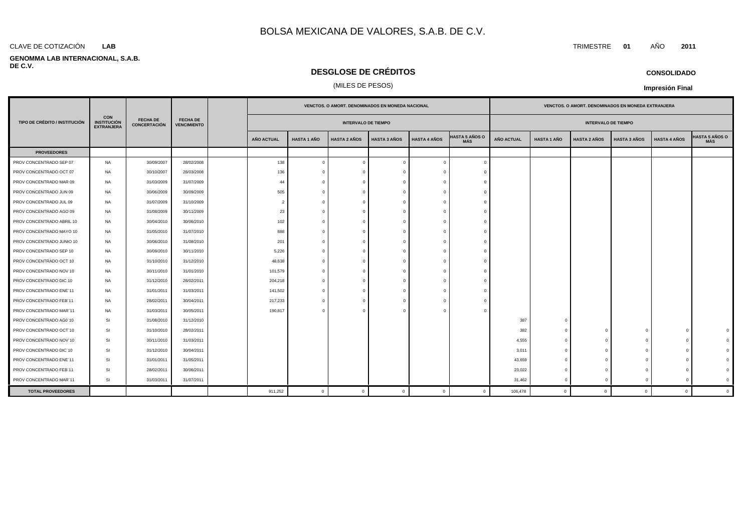# BOLSA MEXICANA DE VALORES, S.A.B. DE C.V.

CLAVE DE COTIZACIÓN **LAB**

TRIMESTRE **01** AÑO **2011**

**GENOMMA LAB INTERNACIONAL, S.A.B. DE C.V.**

## DESGLOSE DE CRÉDITOS

(MILES DE PESOS)

**CONSOLIDADO**

**Impresión Final**

| TIPO DE CRÉDITO / INSTITUCIÓN | CON INSTITUCIÓN EXTRANJERA | FECHA DE CONCERTACIÓN | FECHA DE VENCIMIENTO | | VENCTOS. O AMORT. DENOMINADOS EN MONEDA NACIONAL | | | | | | VENCTOS. O AMORT. DENOMINADOS EN MONEDA EXTRANJERA | | | | | |
|---|---|---|---|---|---|---|---|---|---|---|---|---|---|---|---|---|
| | | | | | INTERVALO DE TIEMPO | | | | | | INTERVALO DE TIEMPO | | | | | |
| | | | | | AÑO ACTUAL | HASTA 1 AÑO | HASTA 2 AÑOS | HASTA 3 AÑOS | HASTA 4 AÑOS | HASTA 5 AÑOS O MÁS | AÑO ACTUAL | HASTA 1 AÑO | HASTA 2 AÑOS | HASTA 3 AÑOS | HASTA 4 AÑOS | HASTA 5 AÑOS O MÁS |
| **PROVEEDORES** | | | | | | | | | | | | | | | | |
| PROV CONCENTRADO SEP 07 | NA | 30/09/2007 | 28/02/2008 | | 138 | 0 | 0 | 0 | 0 | 0 | | | | | | |
| PROV CONCENTRADO OCT 07 | NA | 30/10/2007 | 28/03/2008 | | 136 | 0 | 0 | 0 | 0 | 0 | | | | | | |
| PROV CONCENTRADO MAR 09 | NA | 31/03/2009 | 31/07/2009 | | 44 | 0 | 0 | 0 | 0 | 0 | | | | | | |
| PROV CONCENTRADO JUN 09 | NA | 30/06/2009 | 30/09/2009 | | 505 | 0 | 0 | 0 | 0 | 0 | | | | | | |
| PROV CONCENTRADO JUL 09 | NA | 31/07/2009 | 31/10/2009 | | 2 | 0 | 0 | 0 | 0 | 0 | | | | | | |
| PROV CONCENTRADO AGO 09 | NA | 31/08/2009 | 30/11/2009 | | 23 | 0 | 0 | 0 | 0 | 0 | | | | | | |
| PROV CONCENTRADO ABRIL 10 | NA | 30/04/2010 | 30/06/2010 | | 102 | 0 | 0 | 0 | 0 | 0 | | | | | | |
| PROV CONCENTRADO MAYO 10 | NA | 31/05/2010 | 31/07/2010 | | 888 | 0 | 0 | 0 | 0 | 0 | | | | | | |
| PROV CONCENTRADO JUNIO 10 | NA | 30/06/2010 | 31/08/2010 | | 201 | 0 | 0 | 0 | 0 | 0 | | | | | | |
| PROV CONCENTRADO SEP 10 | NA | 30/09/2010 | 30/11/2010 | | 5,226 | 0 | 0 | 0 | 0 | 0 | | | | | | |
| PROV CONCENTRADO OCT 10 | NA | 31/10/2010 | 31/12/2010 | | 48,638 | 0 | 0 | 0 | 0 | 0 | | | | | | |
| PROV CONCENTRADO NOV 10 | NA | 30/11/2010 | 31/01/2010 | | 101,579 | 0 | 0 | 0 | 0 | 0 | | | | | | |
| PROV CONCENTRADO DIC 10 | NA | 31/12/2010 | 28/02/2011 | | 204,218 | 0 | 0 | 0 | 0 | 0 | | | | | | |
| PROV CONCENTRADO ENE´11 | NA | 31/01/2011 | 31/03/2011 | | 141,502 | 0 | 0 | 0 | 0 | 0 | | | | | | |
| PROV CONCENTRADO FEB´11 | NA | 28/02/2011 | 30/04/2011 | | 217,233 | 0 | 0 | 0 | 0 | 0 | | | | | | |
| PROV CONCENTRADO MAR´11 | NA | 31/03/2011 | 30/05/2011 | | 190,817 | 0 | 0 | 0 | 0 | 0 | | | | | | |
| PROV CONCENTRADO AG0´10 | SI | 31/08/2010 | 31/12/2010 | | | | | | | | 387 | 0 | | | | |
| PROV CONCENTRADO OCT´10 | SI | 31/10/2010 | 28/02/2011 | | | | | | | | 382 | 0 | 0 | 0 | 0 | 0 |
| PROV CONCENTRADO NOV´10 | SI | 30/11/2010 | 31/03/2011 | | | | | | | | 4,555 | 0 | 0 | 0 | 0 | 0 |
| PROV CONCENTRADO DIC´10 | SI | 31/12/2010 | 30/04/2011 | | | | | | | | 3,011 | 0 | 0 | 0 | 0 | 0 |
| PROV CONCENTRADO ENE´11 | SI | 31/01/2011 | 31/05/2011 | | | | | | | | 43,659 | 0 | 0 | 0 | 0 | 0 |
| PROV CONCENTRADO FEB´11 | SI | 28/02/2011 | 30/06/2011 | | | | | | | | 23,022 | 0 | 0 | 0 | 0 | 0 |
| PROV CONCENTRADO MAR´11 | SI | 31/03/2011 | 31/07/2011 | | | | | | | | 31,462 | 0 | 0 | 0 | 0 | 0 |
| **TOTAL PROVEEDORES** | | | | | 911,252 | 0 | 0 | 0 | 0 | 0 | 106,478 | 0 | 0 | 0 | 0 | 0 |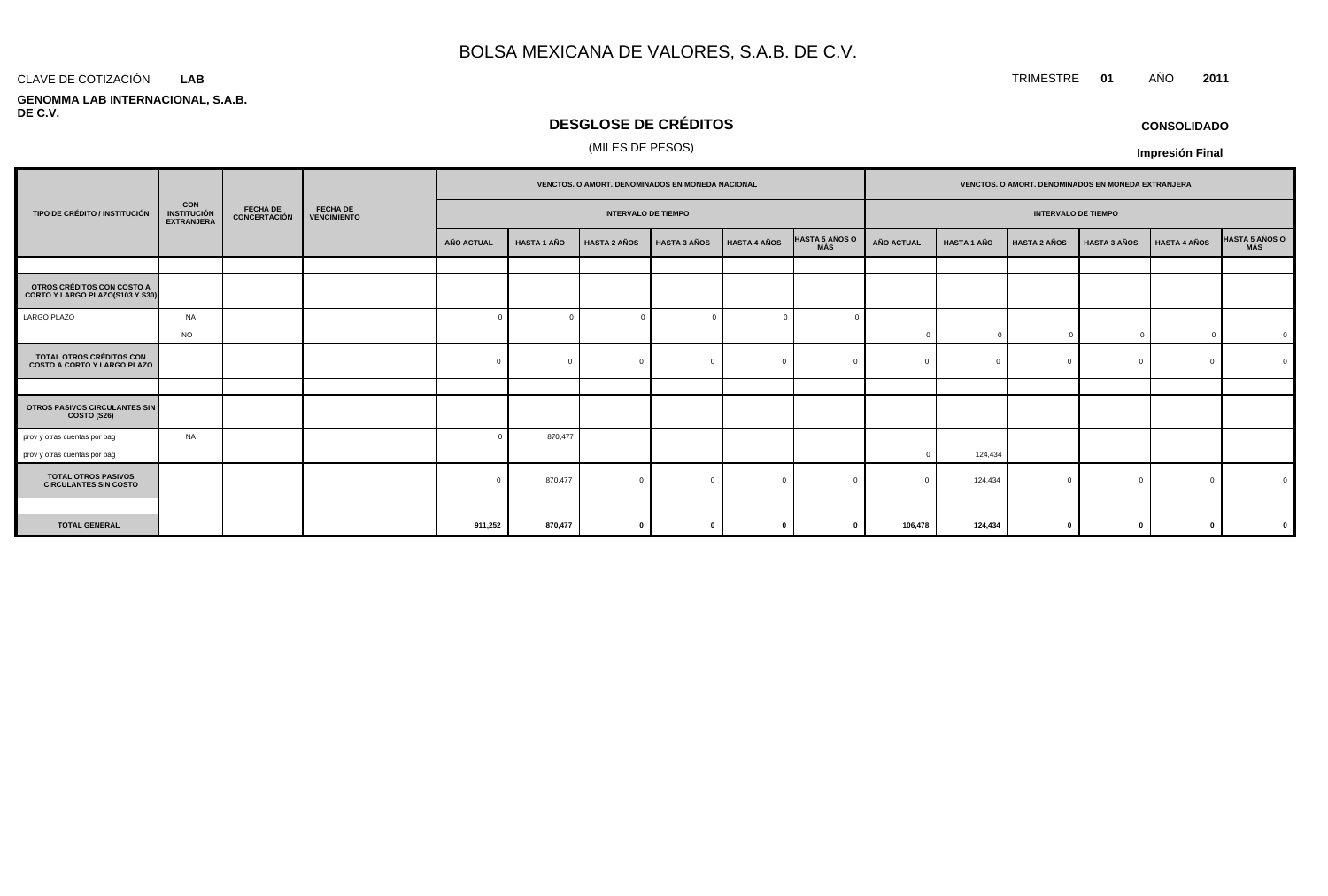# BOLSA MEXICANA DE VALORES, S.A.B. DE C.V.

CLAVE DE COTIZACIÓN **LAB**

TRIMESTRE **01** AÑO **2011**

**GENOMMA LAB INTERNACIONAL, S.A.B. DE C.V.**

## DESGLOSE DE CRÉDITOS

(MILES DE PESOS)

**CONSOLIDADO**

**Impresión Final**

| TIPO DE CRÉDITO / INSTITUCIÓN | CON INSTITUCIÓN EXTRANJERA | FECHA DE CONCERTACIÓN | FECHA DE VENCIMIENTO | | VENCTOS. O AMORT. DENOMINADOS EN MONEDA NACIONAL | | | | | | VENCTOS. O AMORT. DENOMINADOS EN MONEDA EXTRANJERA | | | | | |
|---|---|---|---|---|---|---|---|---|---|---|---|---|---|---|---|---|
| | | | | | INTERVALO DE TIEMPO | | | | | | INTERVALO DE TIEMPO | | | | | |
| | | | | | AÑO ACTUAL | HASTA 1 AÑO | HASTA 2 AÑOS | HASTA 3 AÑOS | HASTA 4 AÑOS | HASTA 5 AÑOS O MÁS | AÑO ACTUAL | HASTA 1 AÑO | HASTA 2 AÑOS | HASTA 3 AÑOS | HASTA 4 AÑOS | HASTA 5 AÑOS O MÁS |
| **OTROS CRÉDITOS CON COSTO A CORTO Y LARGO PLAZO(S103 Y S30)** | | | | | | | | | | | | | | | | |
| LARGO PLAZO | NA | | | | 0 | 0 | 0 | 0 | 0 | 0 | | | | | | |
| | NO | | | | | | | | | | 0 | 0 | 0 | 0 | 0 | 0 |
| **TOTAL OTROS CRÉDITOS CON COSTO A CORTO Y LARGO PLAZO** | | | | | 0 | 0 | 0 | 0 | 0 | 0 | 0 | 0 | 0 | 0 | 0 | 0 |
| **OTROS PASIVOS CIRCULANTES SIN COSTO (S26)** | | | | | | | | | | | | | | | | |
| prov y otras cuentas por pag | NA | | | | 0 | 870,477 | | | | | | | | | | |
| prov y otras cuentas por pag | | | | | | | | | | | 0 | 124,434 | | | | |
| **TOTAL OTROS PASIVOS CIRCULANTES SIN COSTO** | | | | | 0 | 870,477 | 0 | 0 | 0 | 0 | 0 | 124,434 | 0 | 0 | 0 | 0 |
| **TOTAL GENERAL** | | | | | **911,252** | **870,477** | **0** | **0** | **0** | **0** | **106,478** | **124,434** | **0** | **0** | **0** | **0** |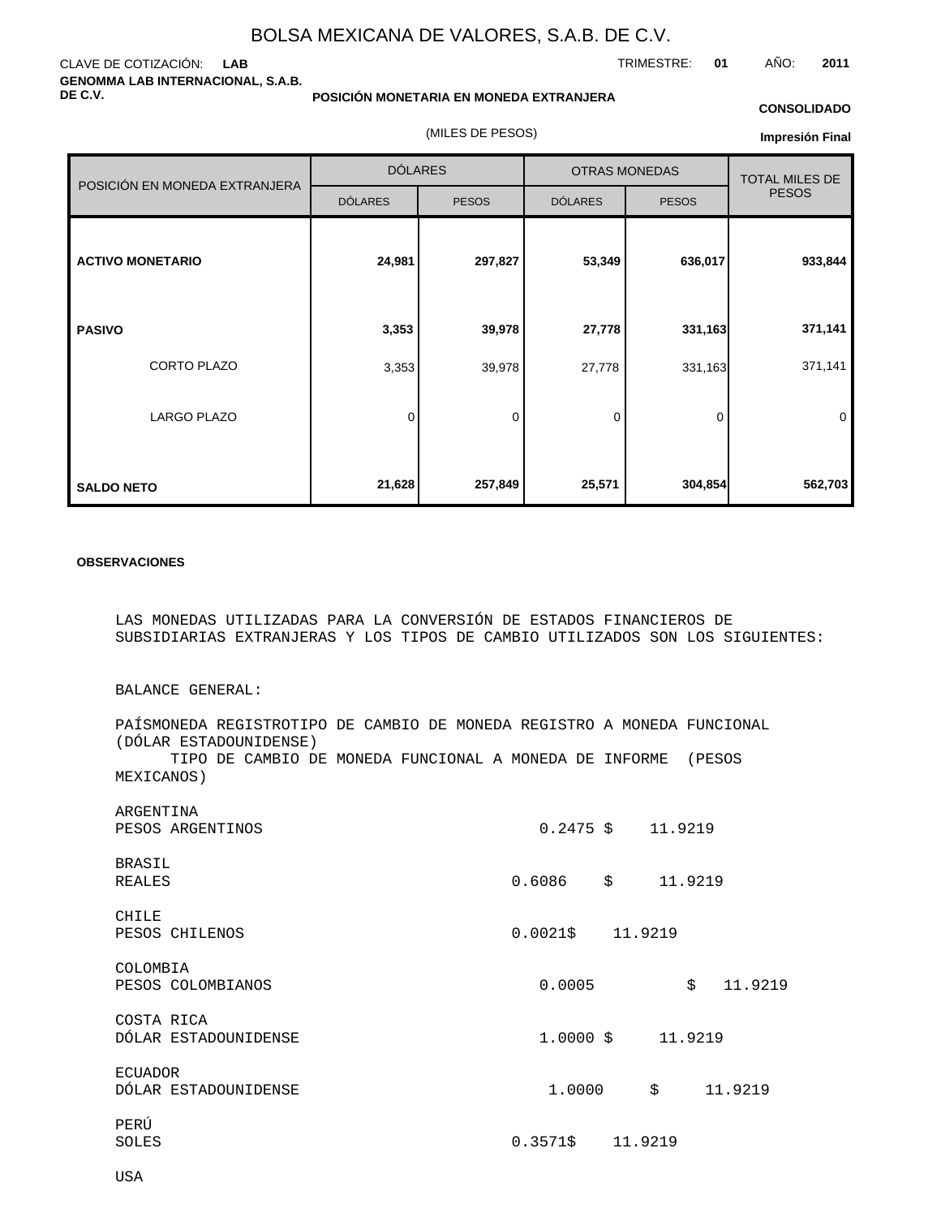# BOLSA MEXICANA DE VALORES, S.A.B. DE C.V.

CLAVE DE COTIZACIÓN: **LAB**

TRIMESTRE: **01** AÑO: **2011**

**GENOMMA LAB INTERNACIONAL, S.A.B. DE C.V.**

**POSICIÓN MONETARIA EN MONEDA EXTRANJERA**

**CONSOLIDADO**

(MILES DE PESOS)

**Impresión Final**

| POSICIÓN EN MONEDA EXTRANJERA | DÓLARES | | OTRAS MONEDAS | | TOTAL MILES DE PESOS |
|---|---|---|---|---|---|
| | DÓLARES | PESOS | DÓLARES | PESOS | |
| **ACTIVO MONETARIO** | **24,981** | **297,827** | **53,349** | **636,017** | **933,844** |
| **PASIVO** | **3,353** | **39,978** | **27,778** | **331,163** | **371,141** |
| CORTO PLAZO | 3,353 | 39,978 | 27,778 | 331,163 | 371,141 |
| LARGO PLAZO | 0 | 0 | 0 | 0 | 0 |
| **SALDO NETO** | **21,628** | **257,849** | **25,571** | **304,854** | **562,703** |

**OBSERVACIONES**

LAS MONEDAS UTILIZADAS PARA LA CONVERSIÓN DE ESTADOS FINANCIEROS DE SUBSIDIARIAS EXTRANJERAS Y LOS TIPOS DE CAMBIO UTILIZADOS SON LOS SIGUIENTES:

BALANCE GENERAL:

PAÍSMONEDA REGISTROTIPO DE CAMBIO DE MONEDA REGISTRO A MONEDA FUNCIONAL (DÓLAR ESTADOUNIDENSE)
TIPO DE CAMBIO DE MONEDA FUNCIONAL A MONEDA DE INFORME (PESOS MEXICANOS)

ARGENTINA
PESOS ARGENTINOS 0.2475 $ 11.9219

BRASIL
REALES 0.6086 $ 11.9219

CHILE
PESOS CHILENOS 0.0021$ 11.9219

COLOMBIA
PESOS COLOMBIANOS 0.0005 $ 11.9219

COSTA RICA
DÓLAR ESTADOUNIDENSE 1.0000 $ 11.9219

ECUADOR
DÓLAR ESTADOUNIDENSE 1.0000 $ 11.9219

PERÚ
SOLES 0.3571$ 11.9219

USA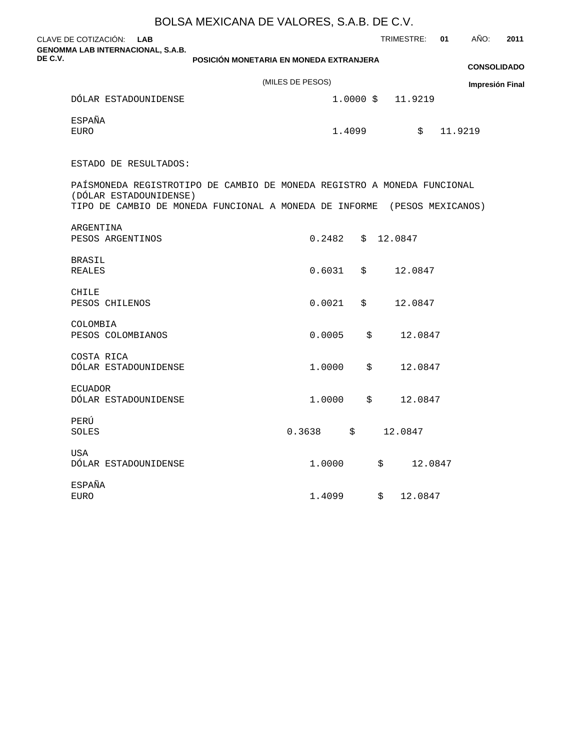# BOLSA MEXICANA DE VALORES, S.A.B. DE C.V.

CLAVE DE COTIZACIÓN: **LAB** TRIMESTRE: **01** AÑO: **2011**

**GENOMMA LAB INTERNACIONAL, S.A.B. DE C.V.**

**POSICIÓN MONETARIA EN MONEDA EXTRANJERA**

**CONSOLIDADO**

(MILES DE PESOS)

**Impresión Final**

| | | |
|---|---|---|
| DÓLAR ESTADOUNIDENSE | 1.0000 | $ 11.9219 |
| ESPAÑA<br>EURO | 1.4099 | $ 11.9219 |

ESTADO DE RESULTADOS:

PAÍSMONEDA REGISTROTIPO DE CAMBIO DE MONEDA REGISTRO A MONEDA FUNCIONAL (DÓLAR ESTADOUNIDENSE)
TIPO DE CAMBIO DE MONEDA FUNCIONAL A MONEDA DE INFORME (PESOS MEXICANOS)

| | | |
|---|---|---|
| ARGENTINA<br>PESOS ARGENTINOS | 0.2482 | $ 12.0847 |
| BRASIL<br>REALES | 0.6031 | $ 12.0847 |
| CHILE<br>PESOS CHILENOS | 0.0021 | $ 12.0847 |
| COLOMBIA<br>PESOS COLOMBIANOS | 0.0005 | $ 12.0847 |
| COSTA RICA<br>DÓLAR ESTADOUNIDENSE | 1.0000 | $ 12.0847 |
| ECUADOR<br>DÓLAR ESTADOUNIDENSE | 1.0000 | $ 12.0847 |
| PERÚ<br>SOLES | 0.3638 | $ 12.0847 |
| USA<br>DÓLAR ESTADOUNIDENSE | 1.0000 | $ 12.0847 |
| ESPAÑA<br>EURO | 1.4099 | $ 12.0847 |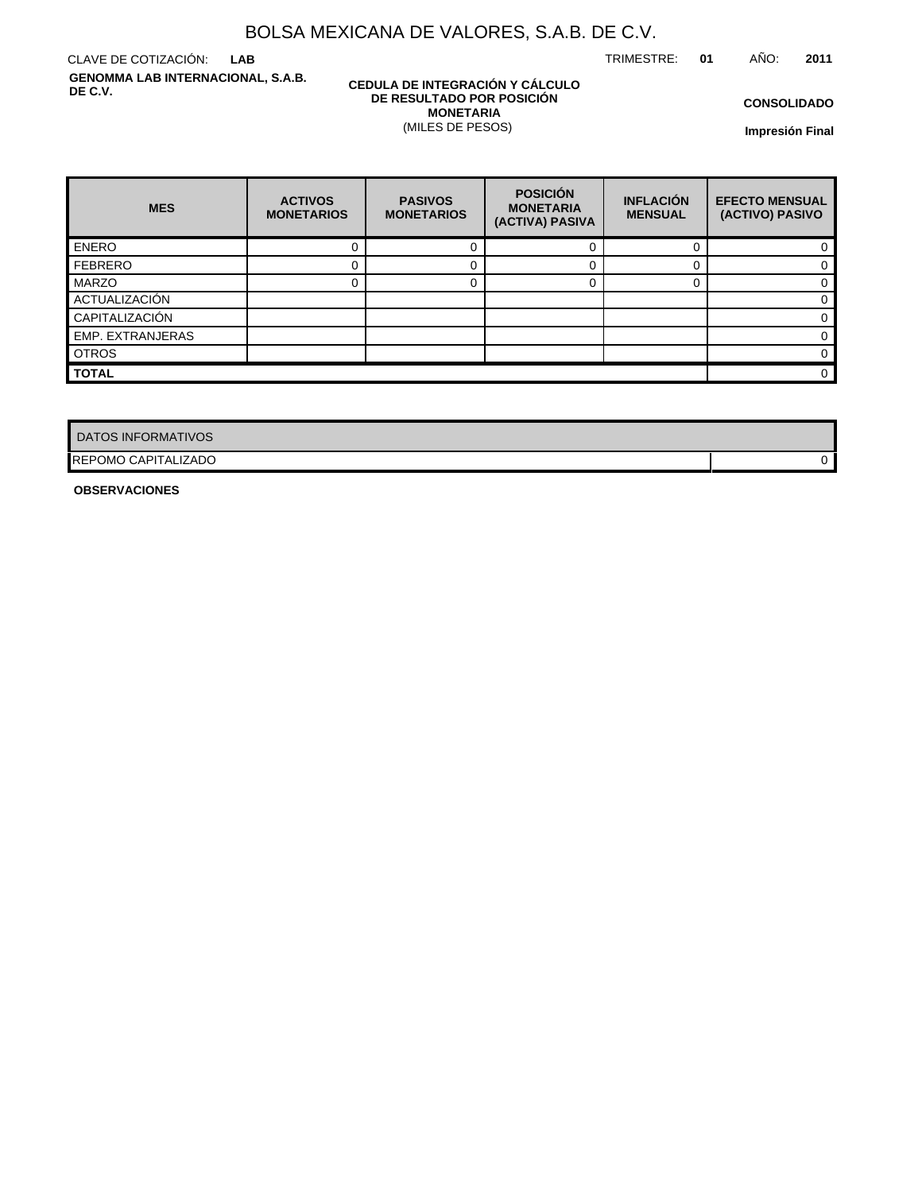# BOLSA MEXICANA DE VALORES, S.A.B. DE C.V.

CLAVE DE COTIZACIÓN: **LAB**

TRIMESTRE: **01** AÑO: **2011**

**GENOMMA LAB INTERNACIONAL, S.A.B. DE C.V.**

**CEDULA DE INTEGRACIÓN Y CÁLCULO DE RESULTADO POR POSICIÓN MONETARIA**
(MILES DE PESOS)

**CONSOLIDADO**

**Impresión Final**

| MES | ACTIVOS MONETARIOS | PASIVOS MONETARIOS | POSICIÓN MONETARIA (ACTIVA) PASIVA | INFLACIÓN MENSUAL | EFECTO MENSUAL (ACTIVO) PASIVO |
|---|---|---|---|---|---|
| ENERO | 0 | 0 | 0 | 0 | 0 |
| FEBRERO | 0 | 0 | 0 | 0 | 0 |
| MARZO | 0 | 0 | 0 | 0 | 0 |
| ACTUALIZACIÓN | | | | | 0 |
| CAPITALIZACIÓN | | | | | 0 |
| EMP. EXTRANJERAS | | | | | 0 |
| OTROS | | | | | 0 |
| **TOTAL** | | | | | 0 |

| DATOS INFORMATIVOS | |
|---|---|
| REPOMO CAPITALIZADO | 0 |

**OBSERVACIONES**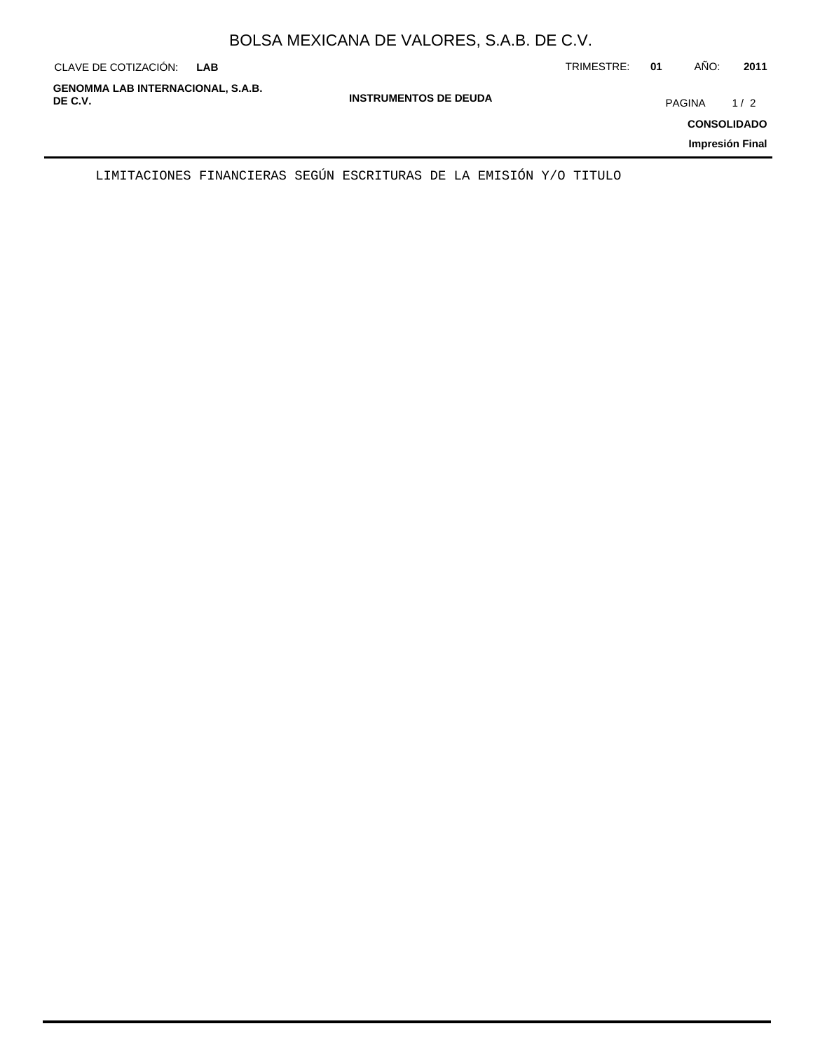LIMITACIONES FINANCIERAS SEGÚN ESCRITURAS DE LA EMISIÓN Y/O TITULO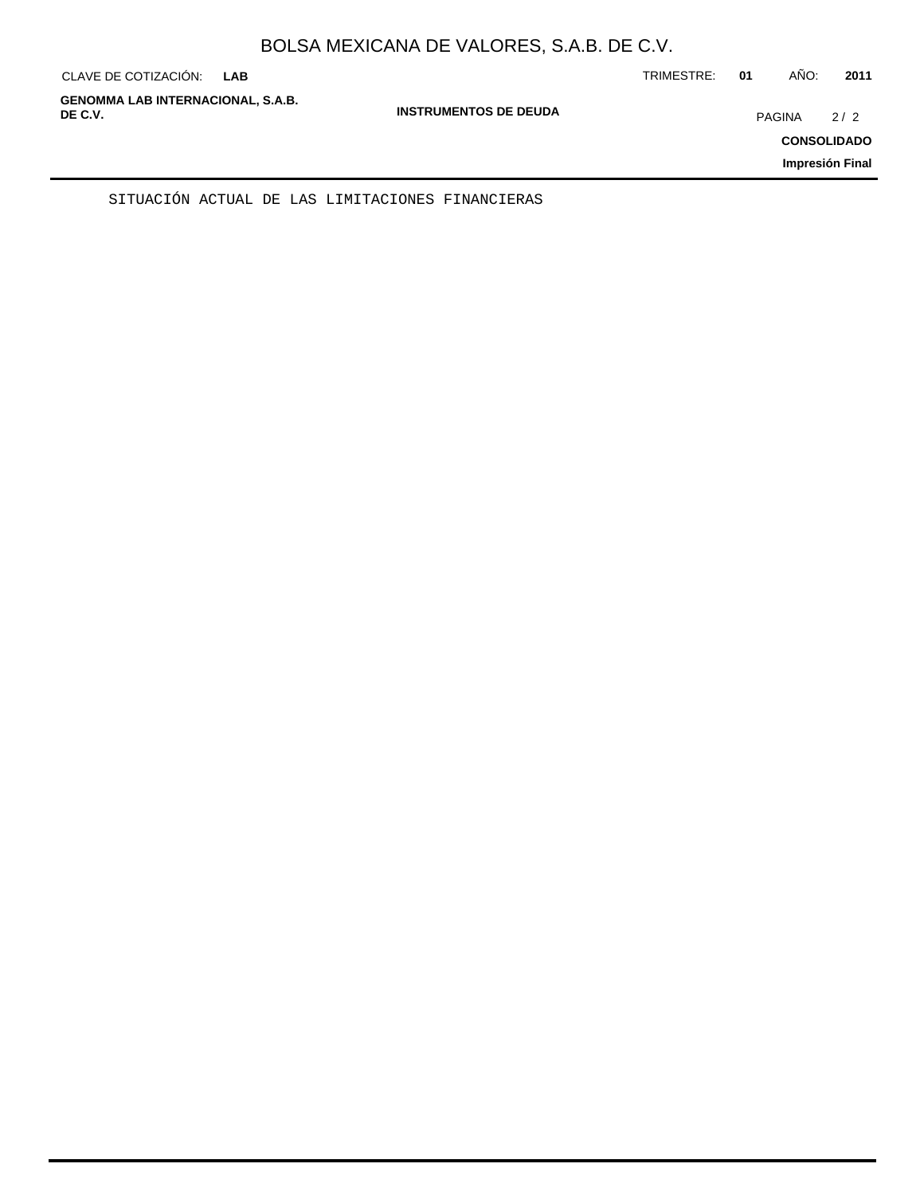SITUACIÓN ACTUAL DE LAS LIMITACIONES FINANCIERAS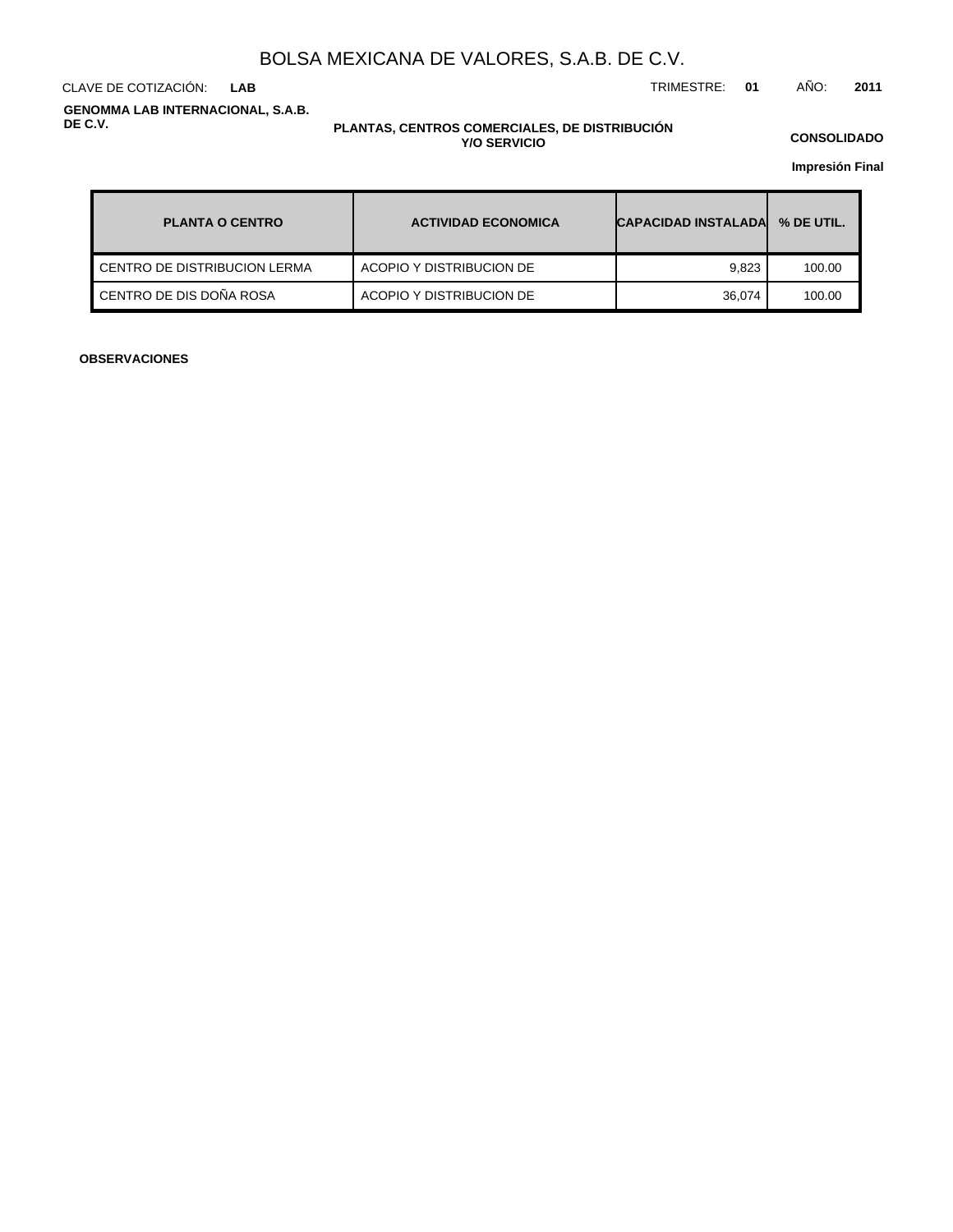# BOLSA MEXICANA DE VALORES, S.A.B. DE C.V.

CLAVE DE COTIZACIÓN: **LAB**

TRIMESTRE: **01** AÑO: **2011**

**GENOMMA LAB INTERNACIONAL, S.A.B. DE C.V.**

**PLANTAS, CENTROS COMERCIALES, DE DISTRIBUCIÓN Y/O SERVICIO**

**CONSOLIDADO**

**Impresión Final**

| PLANTA O CENTRO | ACTIVIDAD ECONOMICA | CAPACIDAD INSTALADA | % DE UTIL. |
|---|---|---|---|
| CENTRO DE DISTRIBUCION LERMA | ACOPIO Y DISTRIBUCION DE | 9,823 | 100.00 |
| CENTRO DE DIS DOÑA ROSA | ACOPIO Y DISTRIBUCION DE | 36,074 | 100.00 |

**OBSERVACIONES**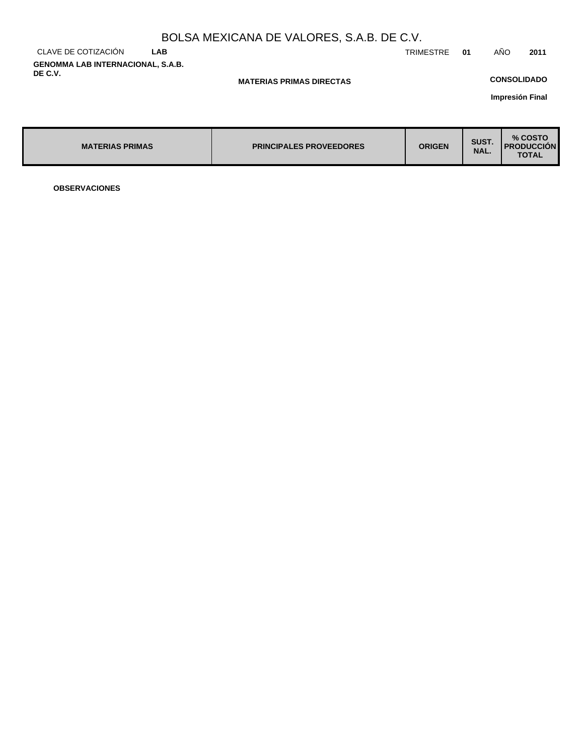# BOLSA MEXICANA DE VALORES, S.A.B. DE C.V.

CLAVE DE COTIZACIÓN **LAB** TRIMESTRE **01** AÑO **2011**

**GENOMMA LAB INTERNACIONAL, S.A.B. DE C.V.**

**MATERIAS PRIMAS DIRECTAS**

**CONSOLIDADO**

**Impresión Final**

| MATERIAS PRIMAS | PRINCIPALES PROVEEDORES | ORIGEN | SUST. NAL. | % COSTO PRODUCCIÓN TOTAL |
|---|---|---|---|---|

**OBSERVACIONES**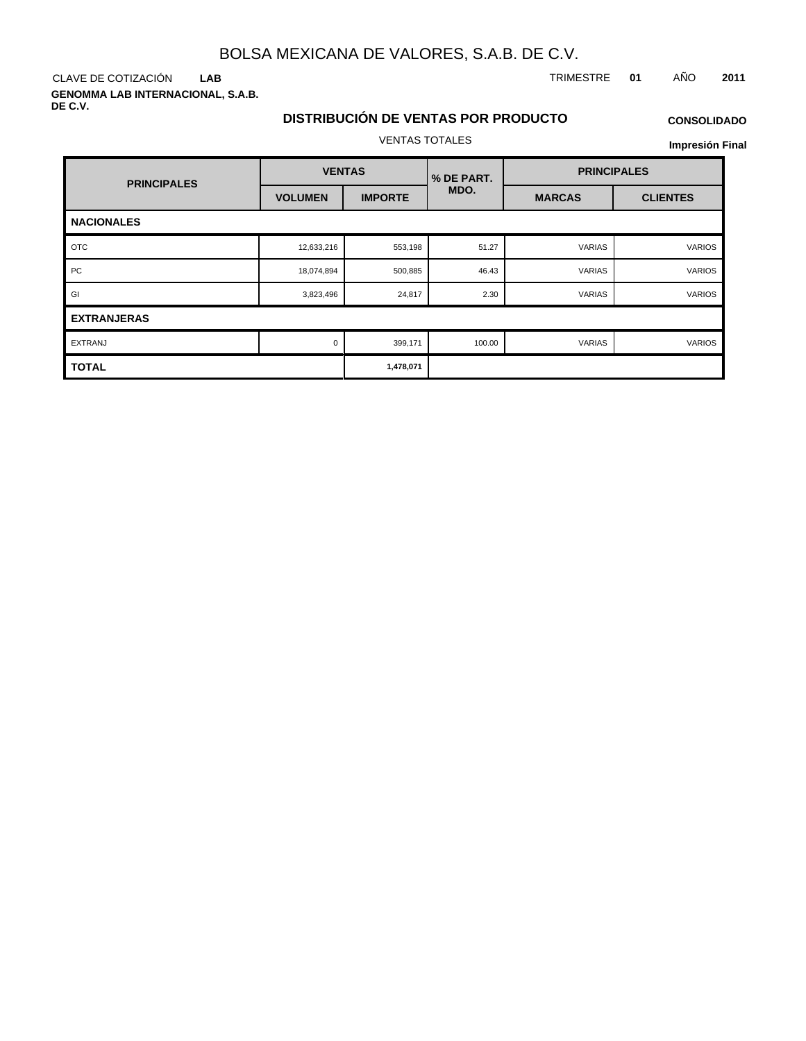# BOLSA MEXICANA DE VALORES, S.A.B. DE C.V.

CLAVE DE COTIZACIÓN **LAB** TRIMESTRE **01** AÑO **2011**

**GENOMMA LAB INTERNACIONAL, S.A.B. DE C.V.**

## DISTRIBUCIÓN DE VENTAS POR PRODUCTO

**CONSOLIDADO**

VENTAS TOTALES

**Impresión Final**

| PRINCIPALES | VENTAS | | % DE PART. MDO. | PRINCIPALES | |
|---|---|---|---|---|---|
| | VOLUMEN | IMPORTE | | MARCAS | CLIENTES |
| **NACIONALES** | | | | | |
| OTC | 12,633,216 | 553,198 | 51.27 | VARIAS | VARIOS |
| PC | 18,074,894 | 500,885 | 46.43 | VARIAS | VARIOS |
| GI | 3,823,496 | 24,817 | 2.30 | VARIAS | VARIOS |
| **EXTRANJERAS** | | | | | |
| EXTRANJ | 0 | 399,171 | 100.00 | VARIAS | VARIOS |
| **TOTAL** | | **1,478,071** | | | |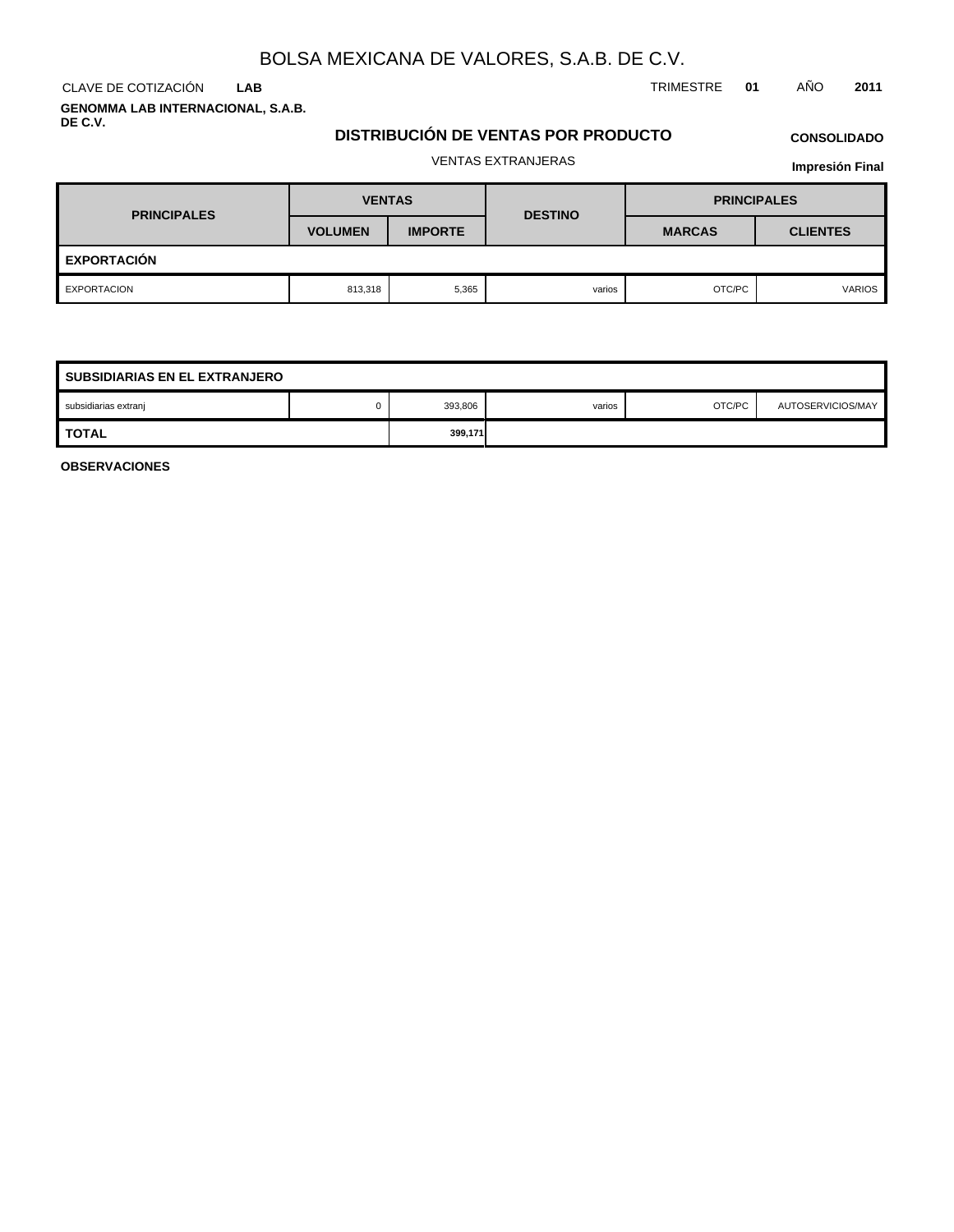# BOLSA MEXICANA DE VALORES, S.A.B. DE C.V.

CLAVE DE COTIZACIÓN **LAB** TRIMESTRE **01** AÑO **2011**

**GENOMMA LAB INTERNACIONAL, S.A.B. DE C.V.**

## DISTRIBUCIÓN DE VENTAS POR PRODUCTO

**CONSOLIDADO**

VENTAS EXTRANJERAS

**Impresión Final**

| PRINCIPALES | VENTAS | | DESTINO | PRINCIPALES | |
|---|---|---|---|---|---|
| | VOLUMEN | IMPORTE | | MARCAS | CLIENTES |
| **EXPORTACIÓN** | | | | | |
| EXPORTACION | 813,318 | 5,365 | varios | OTC/PC | VARIOS |
| **SUBSIDIARIAS EN EL EXTRANJERO** | | | | | |
| subsidiarias extranj | 0 | 393,806 | varios | OTC/PC | AUTOSERVICIOS/MAY |
| **TOTAL** | | **399,171** | | | |

**OBSERVACIONES**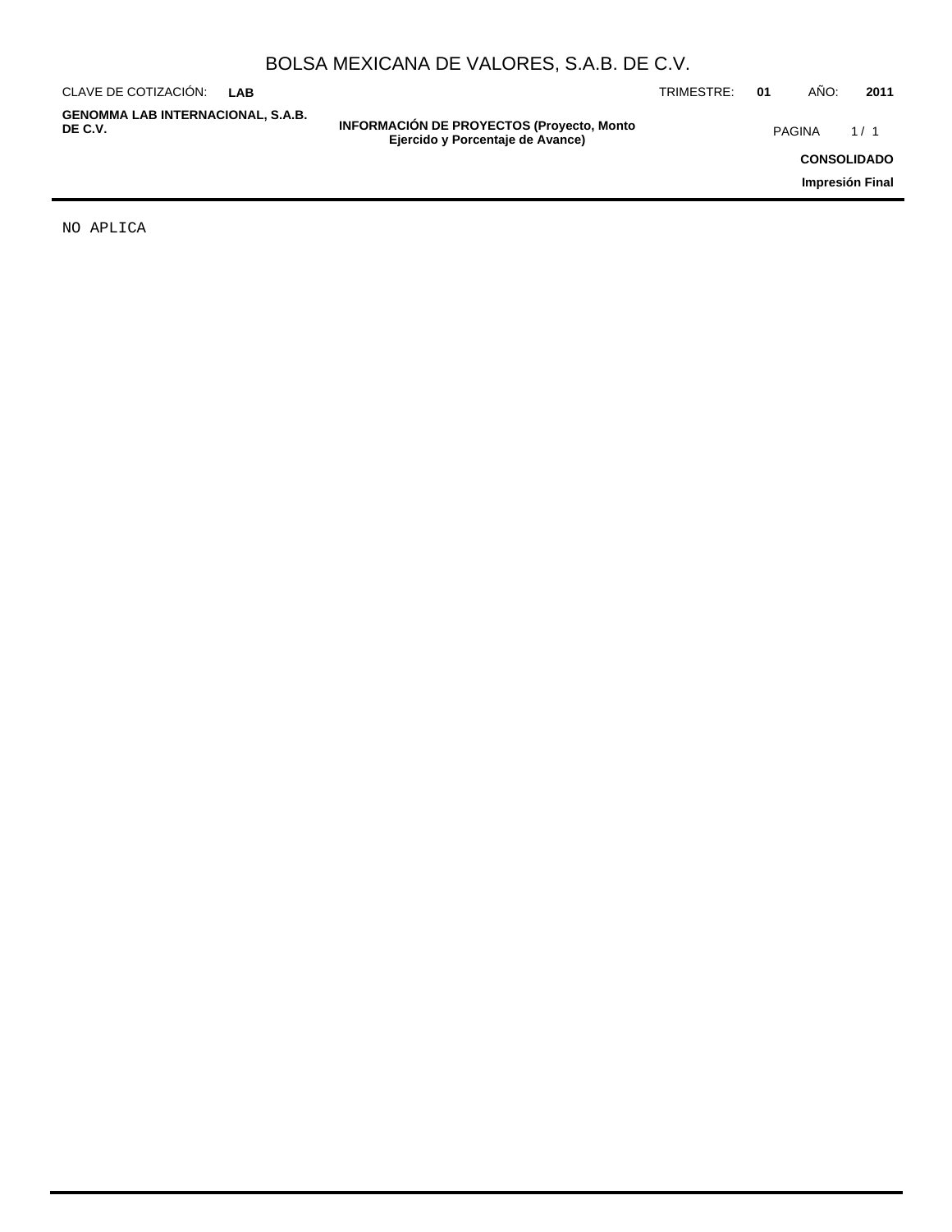# INFORMACIÓN DE PROYECTOS (Proyecto, Monto Ejercido y Porcentaje de Avance)

NO APLICA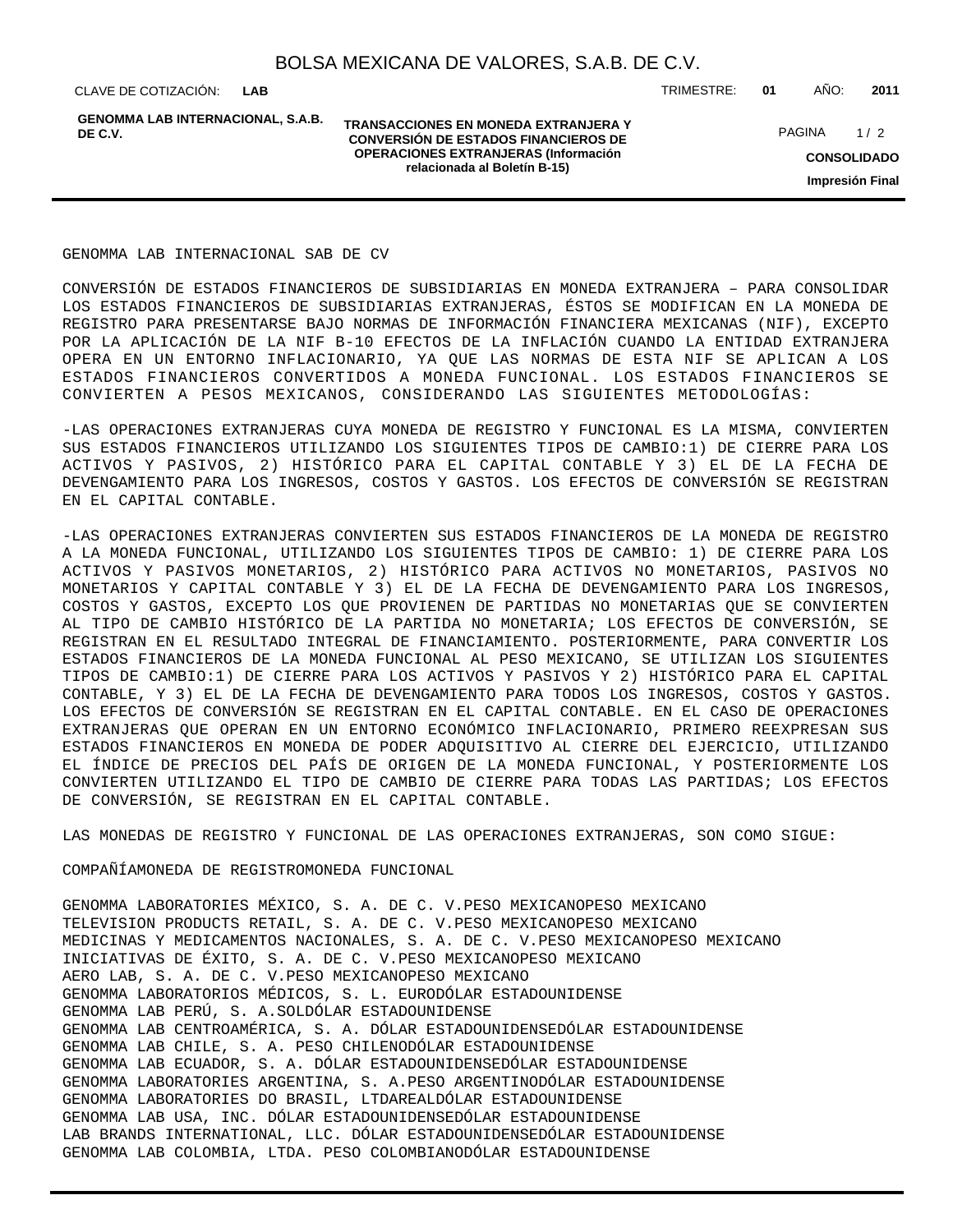GENOMMA LAB INTERNACIONAL SAB DE CV

CONVERSIÓN DE ESTADOS FINANCIEROS DE SUBSIDIARIAS EN MONEDA EXTRANJERA – PARA CONSOLIDAR LOS ESTADOS FINANCIEROS DE SUBSIDIARIAS EXTRANJERAS, ÉSTOS SE MODIFICAN EN LA MONEDA DE REGISTRO PARA PRESENTARSE BAJO NORMAS DE INFORMACIÓN FINANCIERA MEXICANAS (NIF), EXCEPTO POR LA APLICACIÓN DE LA NIF B-10 EFECTOS DE LA INFLACIÓN CUANDO LA ENTIDAD EXTRANJERA OPERA EN UN ENTORNO INFLACIONARIO, YA QUE LAS NORMAS DE ESTA NIF SE APLICAN A LOS ESTADOS FINANCIEROS CONVERTIDOS A MONEDA FUNCIONAL. LOS ESTADOS FINANCIEROS SE CONVIERTEN A PESOS MEXICANOS, CONSIDERANDO LAS SIGUIENTES METODOLOGÍAS:

-LAS OPERACIONES EXTRANJERAS CUYA MONEDA DE REGISTRO Y FUNCIONAL ES LA MISMA, CONVIERTEN SUS ESTADOS FINANCIEROS UTILIZANDO LOS SIGUIENTES TIPOS DE CAMBIO:1) DE CIERRE PARA LOS ACTIVOS Y PASIVOS, 2) HISTÓRICO PARA EL CAPITAL CONTABLE Y 3) EL DE LA FECHA DE DEVENGAMIENTO PARA LOS INGRESOS, COSTOS Y GASTOS. LOS EFECTOS DE CONVERSIÓN SE REGISTRAN EN EL CAPITAL CONTABLE.

-LAS OPERACIONES EXTRANJERAS CONVIERTEN SUS ESTADOS FINANCIEROS DE LA MONEDA DE REGISTRO A LA MONEDA FUNCIONAL, UTILIZANDO LOS SIGUIENTES TIPOS DE CAMBIO: 1) DE CIERRE PARA LOS ACTIVOS Y PASIVOS MONETARIOS, 2) HISTÓRICO PARA ACTIVOS NO MONETARIOS, PASIVOS NO MONETARIOS Y CAPITAL CONTABLE Y 3) EL DE LA FECHA DE DEVENGAMIENTO PARA LOS INGRESOS, COSTOS Y GASTOS, EXCEPTO LOS QUE PROVIENEN DE PARTIDAS NO MONETARIAS QUE SE CONVIERTEN AL TIPO DE CAMBIO HISTÓRICO DE LA PARTIDA NO MONETARIA; LOS EFECTOS DE CONVERSIÓN, SE REGISTRAN EN EL RESULTADO INTEGRAL DE FINANCIAMIENTO. POSTERIORMENTE, PARA CONVERTIR LOS ESTADOS FINANCIEROS DE LA MONEDA FUNCIONAL AL PESO MEXICANO, SE UTILIZAN LOS SIGUIENTES TIPOS DE CAMBIO:1) DE CIERRE PARA LOS ACTIVOS Y PASIVOS Y 2) HISTÓRICO PARA EL CAPITAL CONTABLE, Y 3) EL DE LA FECHA DE DEVENGAMIENTO PARA TODOS LOS INGRESOS, COSTOS Y GASTOS. LOS EFECTOS DE CONVERSIÓN SE REGISTRAN EN EL CAPITAL CONTABLE. EN EL CASO DE OPERACIONES EXTRANJERAS QUE OPERAN EN UN ENTORNO ECONÓMICO INFLACIONARIO, PRIMERO REEXPRESAN SUS ESTADOS FINANCIEROS EN MONEDA DE PODER ADQUISITIVO AL CIERRE DEL EJERCICIO, UTILIZANDO EL ÍNDICE DE PRECIOS DEL PAÍS DE ORIGEN DE LA MONEDA FUNCIONAL, Y POSTERIORMENTE LOS CONVIERTEN UTILIZANDO EL TIPO DE CAMBIO DE CIERRE PARA TODAS LAS PARTIDAS; LOS EFECTOS DE CONVERSIÓN, SE REGISTRAN EN EL CAPITAL CONTABLE.

LAS MONEDAS DE REGISTRO Y FUNCIONAL DE LAS OPERACIONES EXTRANJERAS, SON COMO SIGUE:

| COMPAÑÍA | MONEDA DE REGISTRO | MONEDA FUNCIONAL |
|---|---|---|
| GENOMMA LABORATORIES MÉXICO, S. A. DE C. V. | PESO MEXICANO | PESO MEXICANO |
| TELEVISION PRODUCTS RETAIL, S. A. DE C. V. | PESO MEXICANO | PESO MEXICANO |
| MEDICINAS Y MEDICAMENTOS NACIONALES, S. A. DE C. V. | PESO MEXICANO | PESO MEXICANO |
| INICIATIVAS DE ÉXITO, S. A. DE C. V. | PESO MEXICANO | PESO MEXICANO |
| AERO LAB, S. A. DE C. V. | PESO MEXICANO | PESO MEXICANO |
| GENOMMA LABORATORIOS MÉDICOS, S. L. | EURO | DÓLAR ESTADOUNIDENSE |
| GENOMMA LAB PERÚ, S. A. | SOL | DÓLAR ESTADOUNIDENSE |
| GENOMMA LAB CENTROAMÉRICA, S. A. | DÓLAR ESTADOUNIDENSE | DÓLAR ESTADOUNIDENSE |
| GENOMMA LAB CHILE, S. A. | PESO CHILENO | DÓLAR ESTADOUNIDENSE |
| GENOMMA LAB ECUADOR, S. A. | DÓLAR ESTADOUNIDENSE | DÓLAR ESTADOUNIDENSE |
| GENOMMA LABORATORIES ARGENTINA, S. A. | PESO ARGENTINO | DÓLAR ESTADOUNIDENSE |
| GENOMMA LABORATORIES DO BRASIL, LTDA | REAL | DÓLAR ESTADOUNIDENSE |
| GENOMMA LAB USA, INC. | DÓLAR ESTADOUNIDENSE | DÓLAR ESTADOUNIDENSE |
| LAB BRANDS INTERNATIONAL, LLC. | DÓLAR ESTADOUNIDENSE | DÓLAR ESTADOUNIDENSE |
| GENOMMA LAB COLOMBIA, LTDA. | PESO COLOMBIANO | DÓLAR ESTADOUNIDENSE |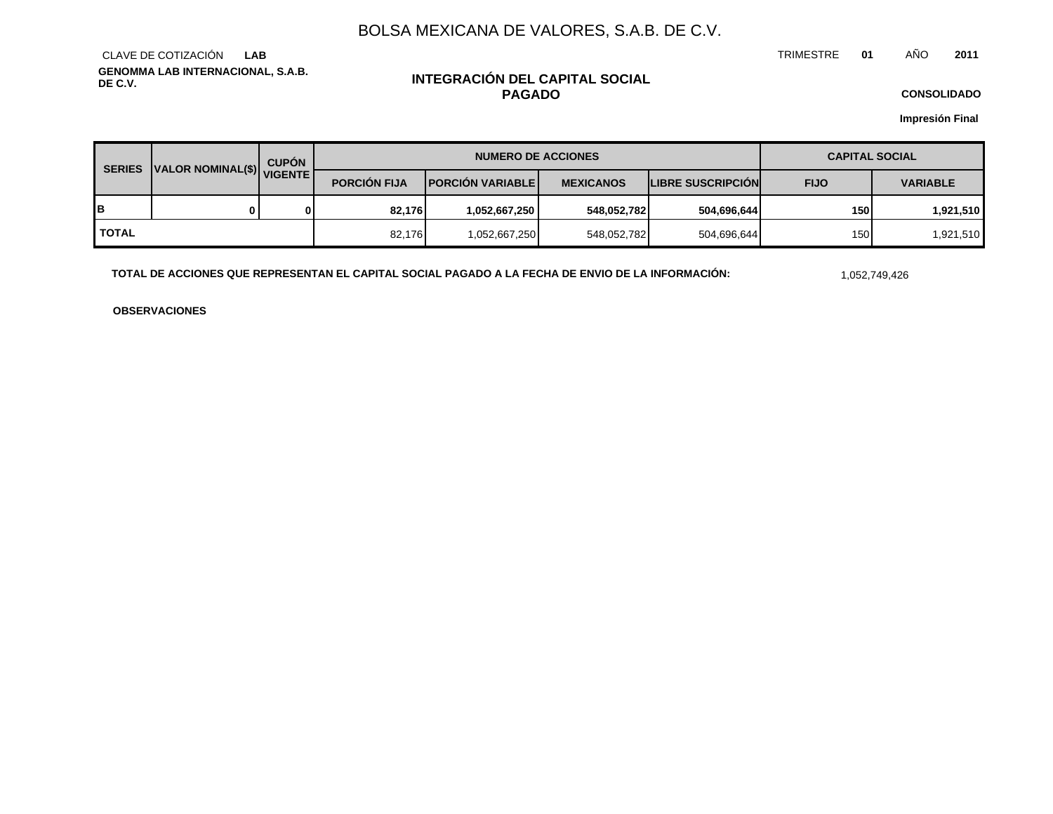# BOLSA MEXICANA DE VALORES, S.A.B. DE C.V.

CLAVE DE COTIZACIÓN **LAB**

TRIMESTRE **01** AÑO **2011**

**GENOMMA LAB INTERNACIONAL, S.A.B. DE C.V.**

## INTEGRACIÓN DEL CAPITAL SOCIAL PAGADO

**CONSOLIDADO**

**Impresión Final**

| SERIES | VALOR NOMINAL($) | CUPÓN VIGENTE | NUMERO DE ACCIONES | | | | CAPITAL SOCIAL | |
|---|---|---|---|---|---|---|---|---|
| | | | PORCIÓN FIJA | PORCIÓN VARIABLE | MEXICANOS | LIBRE SUSCRIPCIÓN | FIJO | VARIABLE |
| B | 0 | 0 | 82,176 | 1,052,667,250 | 548,052,782 | 504,696,644 | 150 | 1,921,510 |
| TOTAL | | | 82,176 | 1,052,667,250 | 548,052,782 | 504,696,644 | 150 | 1,921,510 |

**TOTAL DE ACCIONES QUE REPRESENTAN EL CAPITAL SOCIAL PAGADO A LA FECHA DE ENVIO DE LA INFORMACIÓN:** 1,052,749,426

**OBSERVACIONES**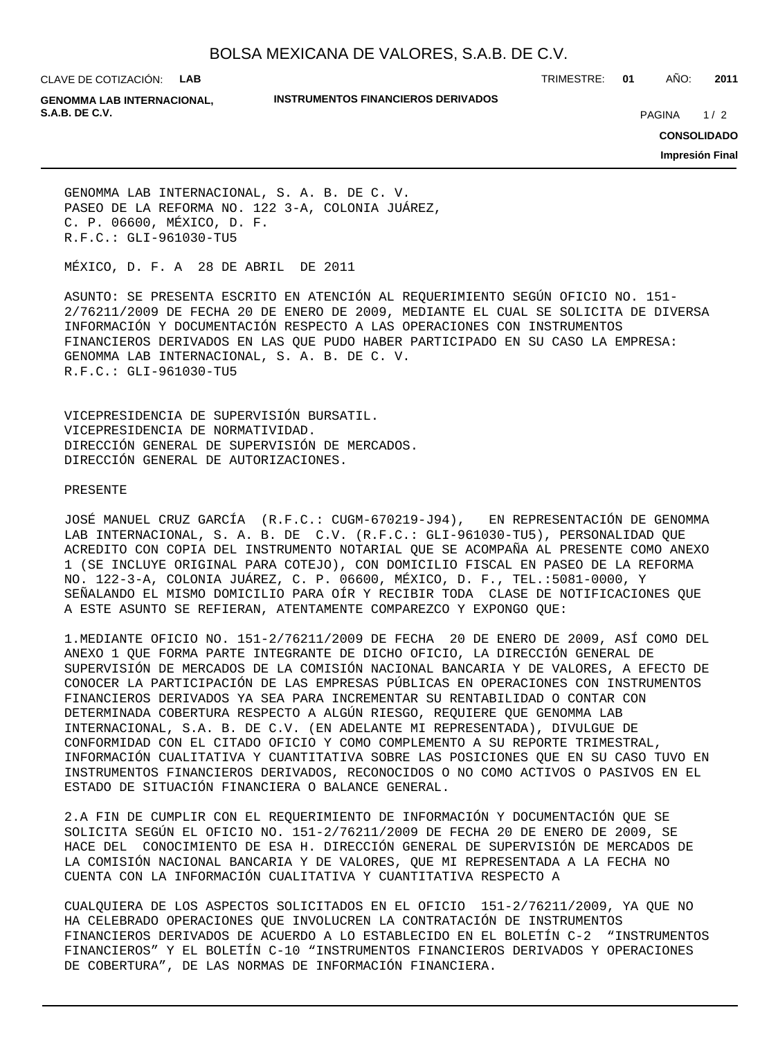GENOMMA LAB INTERNACIONAL, S. A. B. DE C. V.
PASEO DE LA REFORMA NO. 122 3-A, COLONIA JUÁREZ,
C. P. 06600, MÉXICO, D. F.
R.F.C.: GLI-961030-TU5

MÉXICO, D. F. A 28 DE ABRIL DE 2011

ASUNTO: SE PRESENTA ESCRITO EN ATENCIÓN AL REQUERIMIENTO SEGÚN OFICIO NO. 151-2/76211/2009 DE FECHA 20 DE ENERO DE 2009, MEDIANTE EL CUAL SE SOLICITA DE DIVERSA INFORMACIÓN Y DOCUMENTACIÓN RESPECTO A LAS OPERACIONES CON INSTRUMENTOS FINANCIEROS DERIVADOS EN LAS QUE PUDO HABER PARTICIPADO EN SU CASO LA EMPRESA: GENOMMA LAB INTERNACIONAL, S. A. B. DE C. V.
R.F.C.: GLI-961030-TU5

VICEPRESIDENCIA DE SUPERVISIÓN BURSATIL.
VICEPRESIDENCIA DE NORMATIVIDAD.
DIRECCIÓN GENERAL DE SUPERVISIÓN DE MERCADOS.
DIRECCIÓN GENERAL DE AUTORIZACIONES.

PRESENTE

JOSÉ MANUEL CRUZ GARCÍA (R.F.C.: CUGM-670219-J94), EN REPRESENTACIÓN DE GENOMMA LAB INTERNACIONAL, S. A. B. DE C.V. (R.F.C.: GLI-961030-TU5), PERSONALIDAD QUE ACREDITO CON COPIA DEL INSTRUMENTO NOTARIAL QUE SE ACOMPAÑA AL PRESENTE COMO ANEXO 1 (SE INCLUYE ORIGINAL PARA COTEJO), CON DOMICILIO FISCAL EN PASEO DE LA REFORMA NO. 122-3-A, COLONIA JUÁREZ, C. P. 06600, MÉXICO, D. F., TEL.:5081-0000, Y SEÑALANDO EL MISMO DOMICILIO PARA OÍR Y RECIBIR TODA CLASE DE NOTIFICACIONES QUE A ESTE ASUNTO SE REFIERAN, ATENTAMENTE COMPAREZCO Y EXPONGO QUE:

1.MEDIANTE OFICIO NO. 151-2/76211/2009 DE FECHA 20 DE ENERO DE 2009, ASÍ COMO DEL ANEXO 1 QUE FORMA PARTE INTEGRANTE DE DICHO OFICIO, LA DIRECCIÓN GENERAL DE SUPERVISIÓN DE MERCADOS DE LA COMISIÓN NACIONAL BANCARIA Y DE VALORES, A EFECTO DE CONOCER LA PARTICIPACIÓN DE LAS EMPRESAS PÚBLICAS EN OPERACIONES CON INSTRUMENTOS FINANCIEROS DERIVADOS YA SEA PARA INCREMENTAR SU RENTABILIDAD O CONTAR CON DETERMINADA COBERTURA RESPECTO A ALGÚN RIESGO, REQUIERE QUE GENOMMA LAB INTERNACIONAL, S.A. B. DE C.V. (EN ADELANTE MI REPRESENTADA), DIVULGUE DE CONFORMIDAD CON EL CITADO OFICIO Y COMO COMPLEMENTO A SU REPORTE TRIMESTRAL, INFORMACIÓN CUALITATIVA Y CUANTITATIVA SOBRE LAS POSICIONES QUE EN SU CASO TUVO EN INSTRUMENTOS FINANCIEROS DERIVADOS, RECONOCIDOS O NO COMO ACTIVOS O PASIVOS EN EL ESTADO DE SITUACIÓN FINANCIERA O BALANCE GENERAL.

2.A FIN DE CUMPLIR CON EL REQUERIMIENTO DE INFORMACIÓN Y DOCUMENTACIÓN QUE SE SOLICITA SEGÚN EL OFICIO NO. 151-2/76211/2009 DE FECHA 20 DE ENERO DE 2009, SE HACE DEL CONOCIMIENTO DE ESA H. DIRECCIÓN GENERAL DE SUPERVISIÓN DE MERCADOS DE LA COMISIÓN NACIONAL BANCARIA Y DE VALORES, QUE MI REPRESENTADA A LA FECHA NO CUENTA CON LA INFORMACIÓN CUALITATIVA Y CUANTITATIVA RESPECTO A

CUALQUIERA DE LOS ASPECTOS SOLICITADOS EN EL OFICIO 151-2/76211/2009, YA QUE NO HA CELEBRADO OPERACIONES QUE INVOLUCREN LA CONTRATACIÓN DE INSTRUMENTOS FINANCIEROS DERIVADOS DE ACUERDO A LO ESTABLECIDO EN EL BOLETÍN C-2 "INSTRUMENTOS FINANCIEROS" Y EL BOLETÍN C-10 "INSTRUMENTOS FINANCIEROS DERIVADOS Y OPERACIONES DE COBERTURA", DE LAS NORMAS DE INFORMACIÓN FINANCIERA.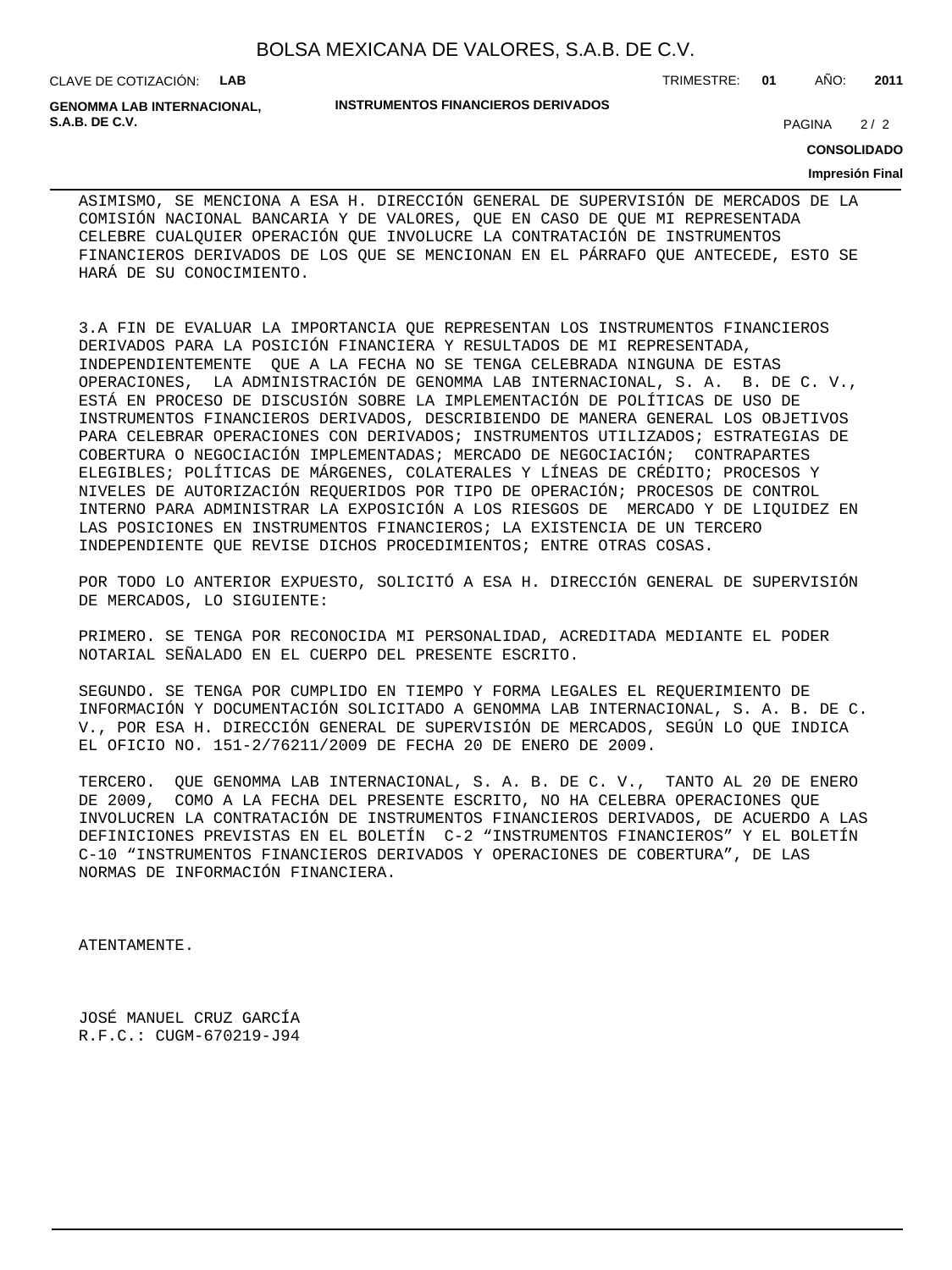ASIMISMO, SE MENCIONA A ESA H. DIRECCIÓN GENERAL DE SUPERVISIÓN DE MERCADOS DE LA COMISIÓN NACIONAL BANCARIA Y DE VALORES, QUE EN CASO DE QUE MI REPRESENTADA CELEBRE CUALQUIER OPERACIÓN QUE INVOLUCRE LA CONTRATACIÓN DE INSTRUMENTOS FINANCIEROS DERIVADOS DE LOS QUE SE MENCIONAN EN EL PÁRRAFO QUE ANTECEDE, ESTO SE HARÁ DE SU CONOCIMIENTO.

3.A FIN DE EVALUAR LA IMPORTANCIA QUE REPRESENTAN LOS INSTRUMENTOS FINANCIEROS DERIVADOS PARA LA POSICIÓN FINANCIERA Y RESULTADOS DE MI REPRESENTADA, INDEPENDIENTEMENTE QUE A LA FECHA NO SE TENGA CELEBRADA NINGUNA DE ESTAS OPERACIONES, LA ADMINISTRACIÓN DE GENOMMA LAB INTERNACIONAL, S. A. B. DE C. V., ESTÁ EN PROCESO DE DISCUSIÓN SOBRE LA IMPLEMENTACIÓN DE POLÍTICAS DE USO DE INSTRUMENTOS FINANCIEROS DERIVADOS, DESCRIBIENDO DE MANERA GENERAL LOS OBJETIVOS PARA CELEBRAR OPERACIONES CON DERIVADOS; INSTRUMENTOS UTILIZADOS; ESTRATEGIAS DE COBERTURA O NEGOCIACIÓN IMPLEMENTADAS; MERCADO DE NEGOCIACIÓN; CONTRAPARTES ELEGIBLES; POLÍTICAS DE MÁRGENES, COLATERALES Y LÍNEAS DE CRÉDITO; PROCESOS Y NIVELES DE AUTORIZACIÓN REQUERIDOS POR TIPO DE OPERACIÓN; PROCESOS DE CONTROL INTERNO PARA ADMINISTRAR LA EXPOSICIÓN A LOS RIESGOS DE MERCADO Y DE LIQUIDEZ EN LAS POSICIONES EN INSTRUMENTOS FINANCIEROS; LA EXISTENCIA DE UN TERCERO INDEPENDIENTE QUE REVISE DICHOS PROCEDIMIENTOS; ENTRE OTRAS COSAS.

POR TODO LO ANTERIOR EXPUESTO, SOLICITÓ A ESA H. DIRECCIÓN GENERAL DE SUPERVISIÓN DE MERCADOS, LO SIGUIENTE:

PRIMERO. SE TENGA POR RECONOCIDA MI PERSONALIDAD, ACREDITADA MEDIANTE EL PODER NOTARIAL SEÑALADO EN EL CUERPO DEL PRESENTE ESCRITO.

SEGUNDO. SE TENGA POR CUMPLIDO EN TIEMPO Y FORMA LEGALES EL REQUERIMIENTO DE INFORMACIÓN Y DOCUMENTACIÓN SOLICITADO A GENOMMA LAB INTERNACIONAL, S. A. B. DE C. V., POR ESA H. DIRECCIÓN GENERAL DE SUPERVISIÓN DE MERCADOS, SEGÚN LO QUE INDICA EL OFICIO NO. 151-2/76211/2009 DE FECHA 20 DE ENERO DE 2009.

TERCERO. QUE GENOMMA LAB INTERNACIONAL, S. A. B. DE C. V., TANTO AL 20 DE ENERO DE 2009, COMO A LA FECHA DEL PRESENTE ESCRITO, NO HA CELEBRA OPERACIONES QUE INVOLUCREN LA CONTRATACIÓN DE INSTRUMENTOS FINANCIEROS DERIVADOS, DE ACUERDO A LAS DEFINICIONES PREVISTAS EN EL BOLETÍN C-2 “INSTRUMENTOS FINANCIEROS” Y EL BOLETÍN C-10 “INSTRUMENTOS FINANCIEROS DERIVADOS Y OPERACIONES DE COBERTURA”, DE LAS NORMAS DE INFORMACIÓN FINANCIERA.

ATENTAMENTE.

JOSÉ MANUEL CRUZ GARCÍA
R.F.C.: CUGM-670219-J94